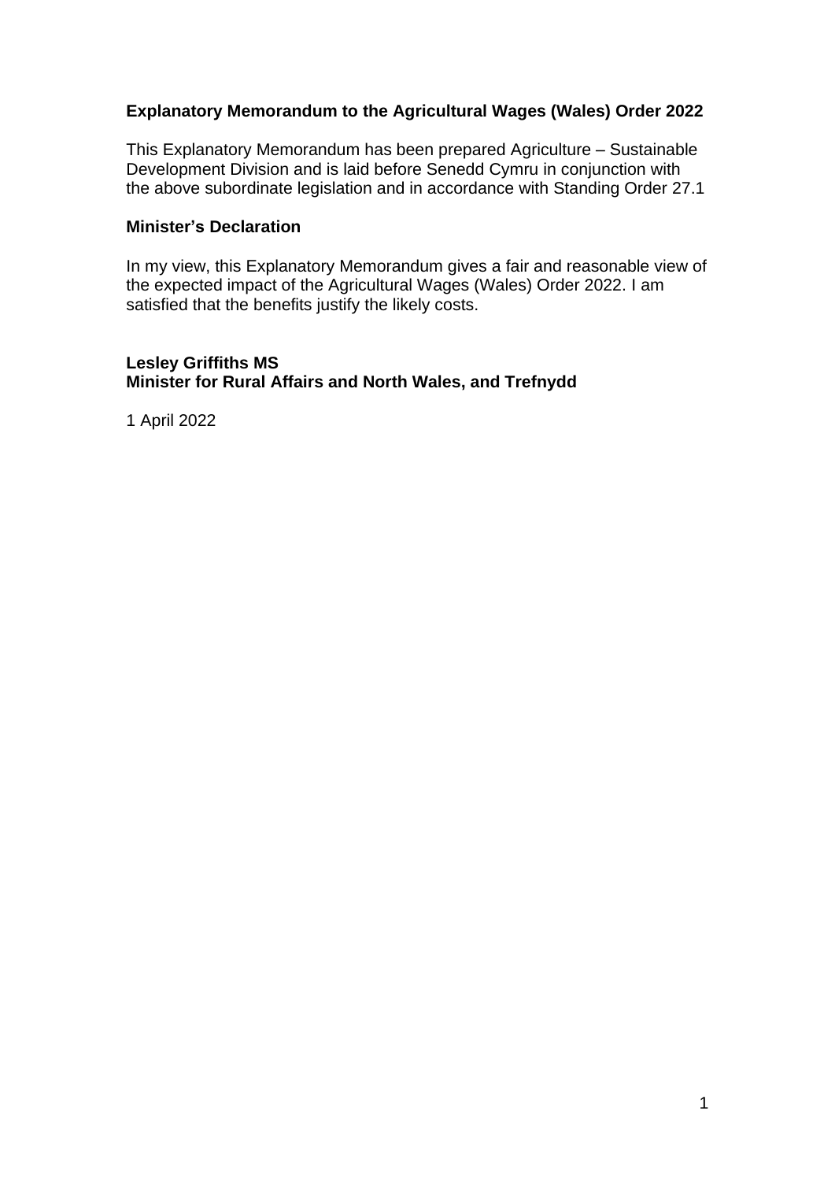**Explanatory Memorandum to the Agricultural Wages (Wales) Order 2022**

This Explanatory Memorandum has been prepared Agriculture – Sustainable Development Division and is laid before Senedd Cymru in conjunction with the above subordinate legislation and in accordance with Standing Order 27.1

**Minister's Declaration**

In my view, this Explanatory Memorandum gives a fair and reasonable view of the expected impact of the Agricultural Wages (Wales) Order 2022. I am satisfied that the benefits justify the likely costs.

**Lesley Griffiths MS**
**Minister for Rural Affairs and North Wales, and Trefnydd**

1 April 2022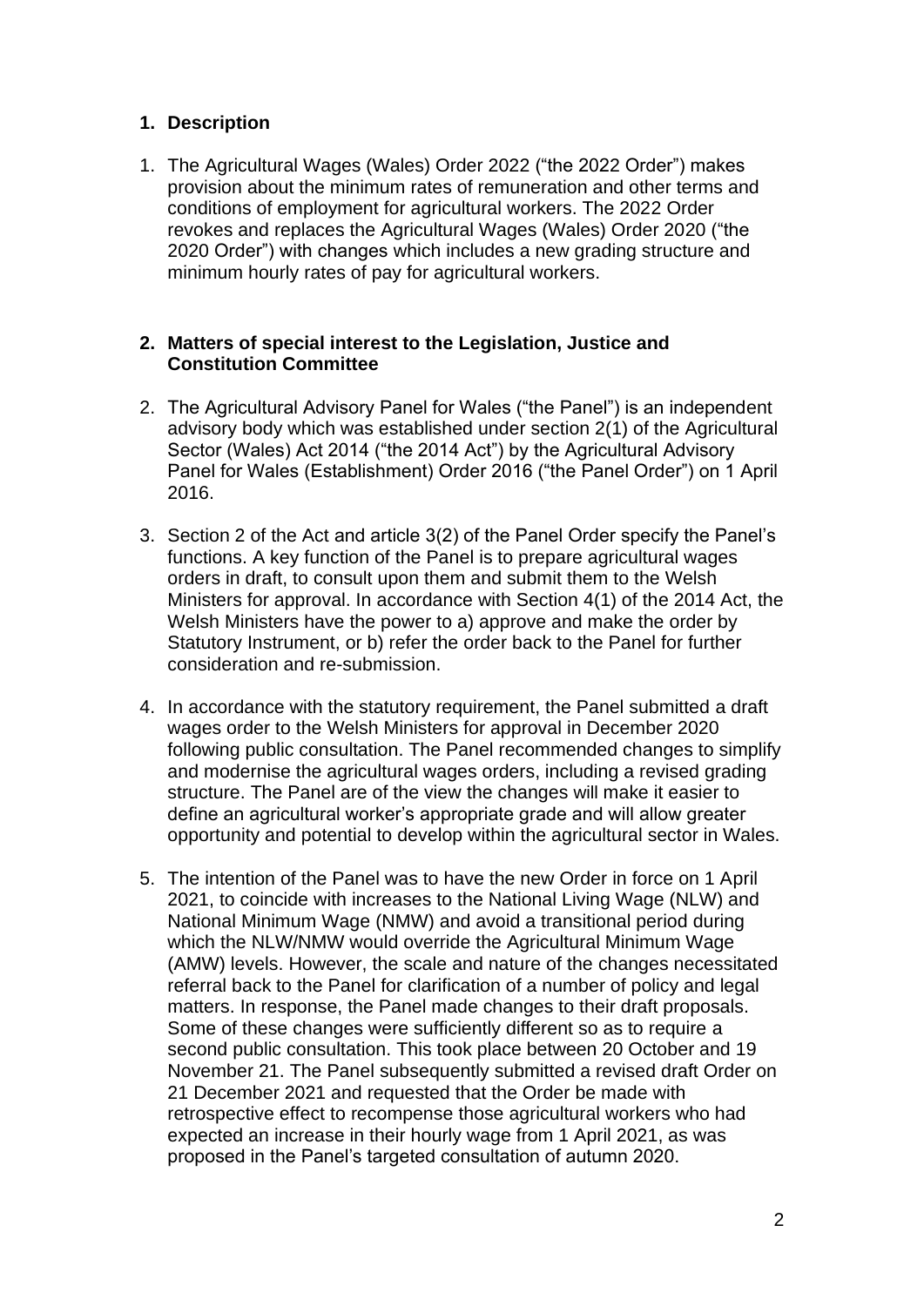## 1. Description

1. The Agricultural Wages (Wales) Order 2022 ("the 2022 Order") makes provision about the minimum rates of remuneration and other terms and conditions of employment for agricultural workers. The 2022 Order revokes and replaces the Agricultural Wages (Wales) Order 2020 ("the 2020 Order") with changes which includes a new grading structure and minimum hourly rates of pay for agricultural workers.

## 2. Matters of special interest to the Legislation, Justice and Constitution Committee

2. The Agricultural Advisory Panel for Wales ("the Panel") is an independent advisory body which was established under section 2(1) of the Agricultural Sector (Wales) Act 2014 ("the 2014 Act") by the Agricultural Advisory Panel for Wales (Establishment) Order 2016 ("the Panel Order") on 1 April 2016.

3. Section 2 of the Act and article 3(2) of the Panel Order specify the Panel's functions. A key function of the Panel is to prepare agricultural wages orders in draft, to consult upon them and submit them to the Welsh Ministers for approval. In accordance with Section 4(1) of the 2014 Act, the Welsh Ministers have the power to a) approve and make the order by Statutory Instrument, or b) refer the order back to the Panel for further consideration and re-submission.

4. In accordance with the statutory requirement, the Panel submitted a draft wages order to the Welsh Ministers for approval in December 2020 following public consultation. The Panel recommended changes to simplify and modernise the agricultural wages orders, including a revised grading structure. The Panel are of the view the changes will make it easier to define an agricultural worker's appropriate grade and will allow greater opportunity and potential to develop within the agricultural sector in Wales.

5. The intention of the Panel was to have the new Order in force on 1 April 2021, to coincide with increases to the National Living Wage (NLW) and National Minimum Wage (NMW) and avoid a transitional period during which the NLW/NMW would override the Agricultural Minimum Wage (AMW) levels. However, the scale and nature of the changes necessitated referral back to the Panel for clarification of a number of policy and legal matters. In response, the Panel made changes to their draft proposals. Some of these changes were sufficiently different so as to require a second public consultation. This took place between 20 October and 19 November 21. The Panel subsequently submitted a revised draft Order on 21 December 2021 and requested that the Order be made with retrospective effect to recompense those agricultural workers who had expected an increase in their hourly wage from 1 April 2021, as was proposed in the Panel's targeted consultation of autumn 2020.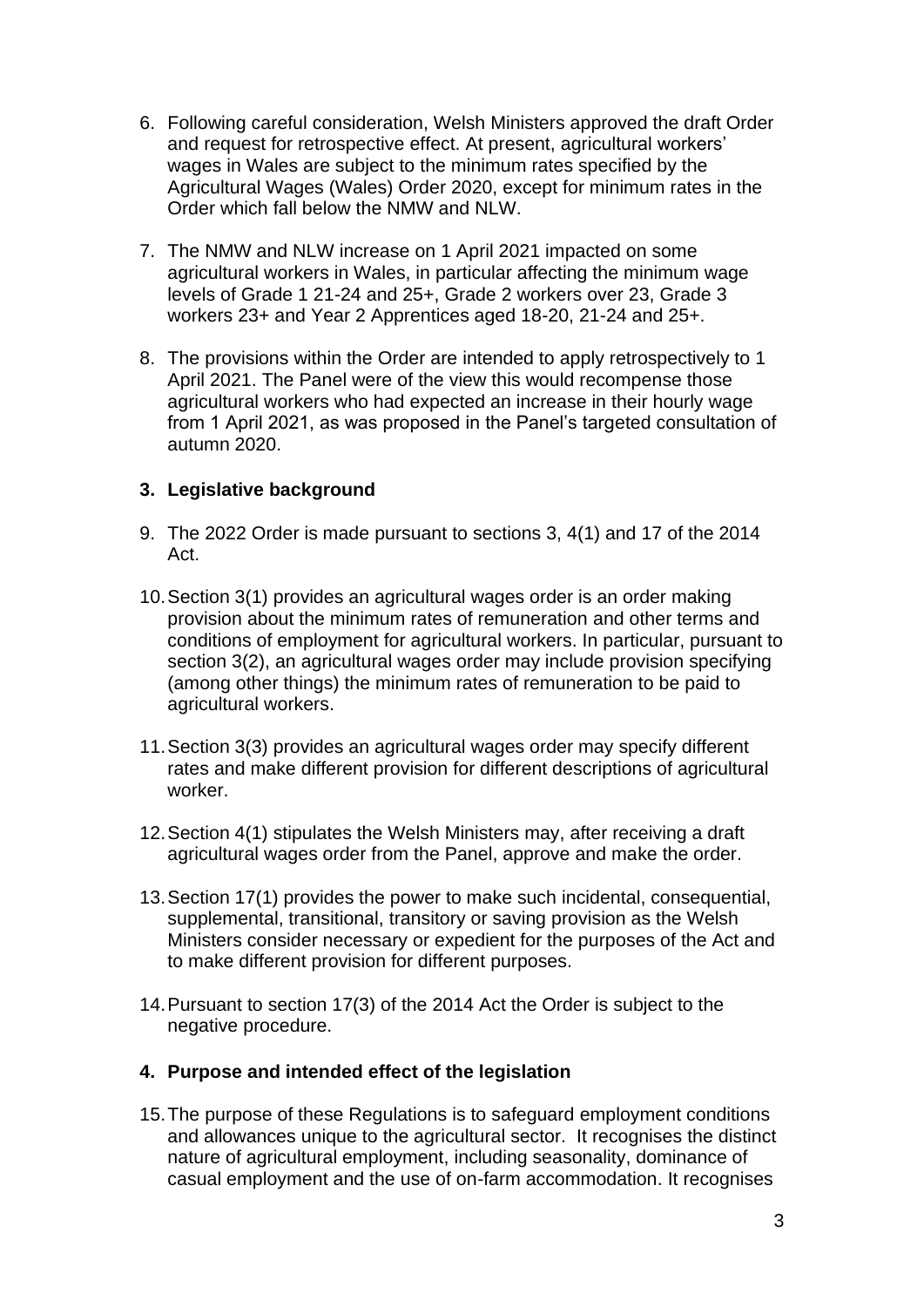6. Following careful consideration, Welsh Ministers approved the draft Order and request for retrospective effect. At present, agricultural workers' wages in Wales are subject to the minimum rates specified by the Agricultural Wages (Wales) Order 2020, except for minimum rates in the Order which fall below the NMW and NLW.

7. The NMW and NLW increase on 1 April 2021 impacted on some agricultural workers in Wales, in particular affecting the minimum wage levels of Grade 1 21-24 and 25+, Grade 2 workers over 23, Grade 3 workers 23+ and Year 2 Apprentices aged 18-20, 21-24 and 25+.

8. The provisions within the Order are intended to apply retrospectively to 1 April 2021. The Panel were of the view this would recompense those agricultural workers who had expected an increase in their hourly wage from 1 April 2021, as was proposed in the Panel's targeted consultation of autumn 2020.

## 3. Legislative background

9. The 2022 Order is made pursuant to sections 3, 4(1) and 17 of the 2014 Act.

10. Section 3(1) provides an agricultural wages order is an order making provision about the minimum rates of remuneration and other terms and conditions of employment for agricultural workers. In particular, pursuant to section 3(2), an agricultural wages order may include provision specifying (among other things) the minimum rates of remuneration to be paid to agricultural workers.

11. Section 3(3) provides an agricultural wages order may specify different rates and make different provision for different descriptions of agricultural worker.

12. Section 4(1) stipulates the Welsh Ministers may, after receiving a draft agricultural wages order from the Panel, approve and make the order.

13. Section 17(1) provides the power to make such incidental, consequential, supplemental, transitional, transitory or saving provision as the Welsh Ministers consider necessary or expedient for the purposes of the Act and to make different provision for different purposes.

14. Pursuant to section 17(3) of the 2014 Act the Order is subject to the negative procedure.

## 4. Purpose and intended effect of the legislation

15. The purpose of these Regulations is to safeguard employment conditions and allowances unique to the agricultural sector. It recognises the distinct nature of agricultural employment, including seasonality, dominance of casual employment and the use of on-farm accommodation. It recognises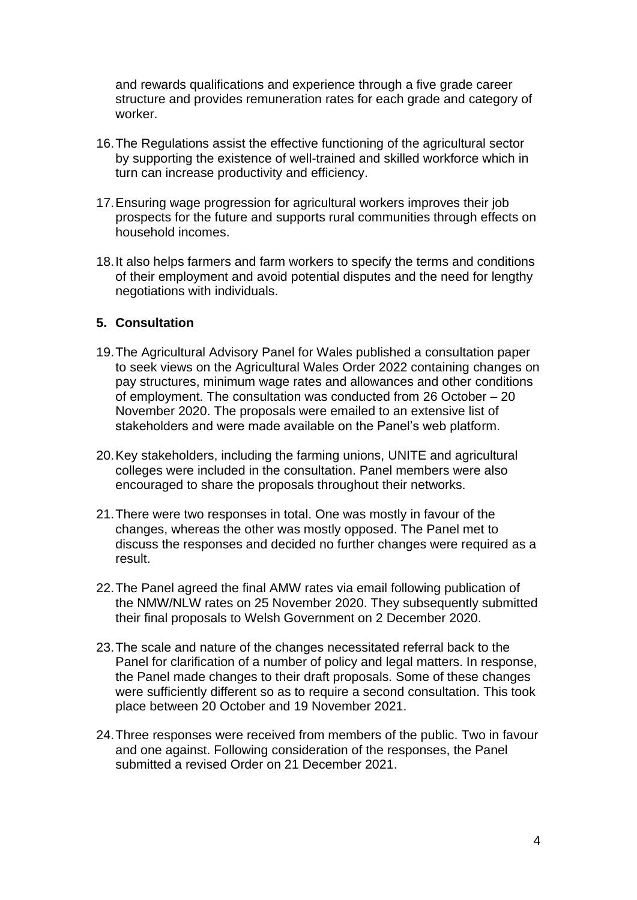and rewards qualifications and experience through a five grade career structure and provides remuneration rates for each grade and category of worker.

16. The Regulations assist the effective functioning of the agricultural sector by supporting the existence of well-trained and skilled workforce which in turn can increase productivity and efficiency.

17. Ensuring wage progression for agricultural workers improves their job prospects for the future and supports rural communities through effects on household incomes.

18. It also helps farmers and farm workers to specify the terms and conditions of their employment and avoid potential disputes and the need for lengthy negotiations with individuals.

## 5. Consultation

19. The Agricultural Advisory Panel for Wales published a consultation paper to seek views on the Agricultural Wales Order 2022 containing changes on pay structures, minimum wage rates and allowances and other conditions of employment. The consultation was conducted from 26 October – 20 November 2020. The proposals were emailed to an extensive list of stakeholders and were made available on the Panel's web platform.

20. Key stakeholders, including the farming unions, UNITE and agricultural colleges were included in the consultation. Panel members were also encouraged to share the proposals throughout their networks.

21. There were two responses in total. One was mostly in favour of the changes, whereas the other was mostly opposed. The Panel met to discuss the responses and decided no further changes were required as a result.

22. The Panel agreed the final AMW rates via email following publication of the NMW/NLW rates on 25 November 2020. They subsequently submitted their final proposals to Welsh Government on 2 December 2020.

23. The scale and nature of the changes necessitated referral back to the Panel for clarification of a number of policy and legal matters. In response, the Panel made changes to their draft proposals. Some of these changes were sufficiently different so as to require a second consultation. This took place between 20 October and 19 November 2021.

24. Three responses were received from members of the public. Two in favour and one against. Following consideration of the responses, the Panel submitted a revised Order on 21 December 2021.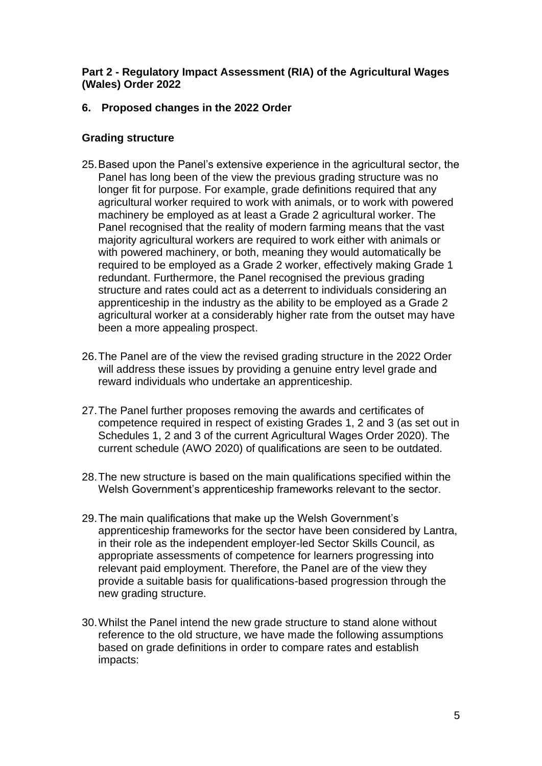**Part 2 - Regulatory Impact Assessment (RIA) of the Agricultural Wages (Wales) Order 2022**

## 6. Proposed changes in the 2022 Order

### Grading structure

25. Based upon the Panel's extensive experience in the agricultural sector, the Panel has long been of the view the previous grading structure was no longer fit for purpose. For example, grade definitions required that any agricultural worker required to work with animals, or to work with powered machinery be employed as at least a Grade 2 agricultural worker. The Panel recognised that the reality of modern farming means that the vast majority agricultural workers are required to work either with animals or with powered machinery, or both, meaning they would automatically be required to be employed as a Grade 2 worker, effectively making Grade 1 redundant. Furthermore, the Panel recognised the previous grading structure and rates could act as a deterrent to individuals considering an apprenticeship in the industry as the ability to be employed as a Grade 2 agricultural worker at a considerably higher rate from the outset may have been a more appealing prospect.

26. The Panel are of the view the revised grading structure in the 2022 Order will address these issues by providing a genuine entry level grade and reward individuals who undertake an apprenticeship.

27. The Panel further proposes removing the awards and certificates of competence required in respect of existing Grades 1, 2 and 3 (as set out in Schedules 1, 2 and 3 of the current Agricultural Wages Order 2020). The current schedule (AWO 2020) of qualifications are seen to be outdated.

28. The new structure is based on the main qualifications specified within the Welsh Government's apprenticeship frameworks relevant to the sector.

29. The main qualifications that make up the Welsh Government's apprenticeship frameworks for the sector have been considered by Lantra, in their role as the independent employer-led Sector Skills Council, as appropriate assessments of competence for learners progressing into relevant paid employment. Therefore, the Panel are of the view they provide a suitable basis for qualifications-based progression through the new grading structure.

30. Whilst the Panel intend the new grade structure to stand alone without reference to the old structure, we have made the following assumptions based on grade definitions in order to compare rates and establish impacts: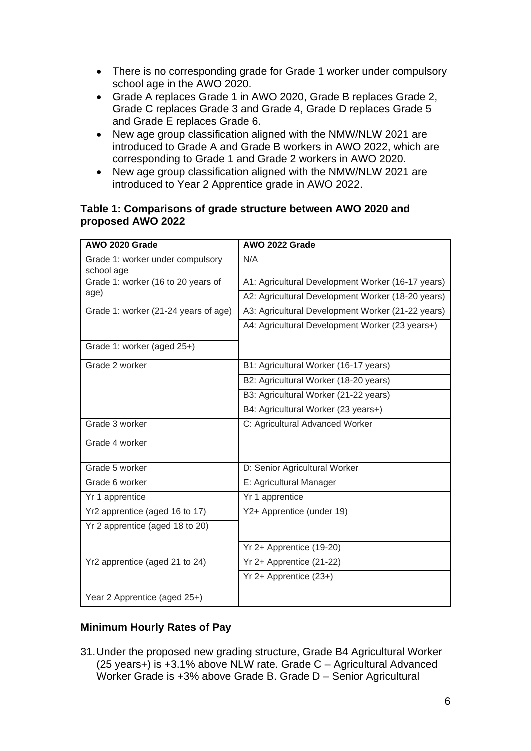- There is no corresponding grade for Grade 1 worker under compulsory school age in the AWO 2020.
- Grade A replaces Grade 1 in AWO 2020, Grade B replaces Grade 2, Grade C replaces Grade 3 and Grade 4, Grade D replaces Grade 5 and Grade E replaces Grade 6.
- New age group classification aligned with the NMW/NLW 2021 are introduced to Grade A and Grade B workers in AWO 2022, which are corresponding to Grade 1 and Grade 2 workers in AWO 2020.
- New age group classification aligned with the NMW/NLW 2021 are introduced to Year 2 Apprentice grade in AWO 2022.

**Table 1: Comparisons of grade structure between AWO 2020 and proposed AWO 2022**

| AWO 2020 Grade | AWO 2022 Grade |
|---|---|
| Grade 1: worker under compulsory school age | N/A |
| Grade 1: worker (16 to 20 years of age) | A1: Agricultural Development Worker (16-17 years) |
| | A2: Agricultural Development Worker (18-20 years) |
| Grade 1: worker (21-24 years of age) | A3: Agricultural Development Worker (21-22 years) |
| | A4: Agricultural Development Worker (23 years+) |
| Grade 1: worker (aged 25+) | |
| Grade 2 worker | B1: Agricultural Worker (16-17 years) |
| | B2: Agricultural Worker (18-20 years) |
| | B3: Agricultural Worker (21-22 years) |
| | B4: Agricultural Worker (23 years+) |
| Grade 3 worker | C: Agricultural Advanced Worker |
| Grade 4 worker | |
| Grade 5 worker | D: Senior Agricultural Worker |
| Grade 6 worker | E: Agricultural Manager |
| Yr 1 apprentice | Yr 1 apprentice |
| Yr2 apprentice (aged 16 to 17) | Y2+ Apprentice (under 19) |
| Yr 2 apprentice (aged 18 to 20) | |
| | Yr 2+ Apprentice (19-20) |
| Yr2 apprentice (aged 21 to 24) | Yr 2+ Apprentice (21-22) |
| | Yr 2+ Apprentice (23+) |
| Year 2 Apprentice (aged 25+) | |

### Minimum Hourly Rates of Pay

31. Under the proposed new grading structure, Grade B4 Agricultural Worker (25 years+) is +3.1% above NLW rate. Grade C – Agricultural Advanced Worker Grade is +3% above Grade B. Grade D – Senior Agricultural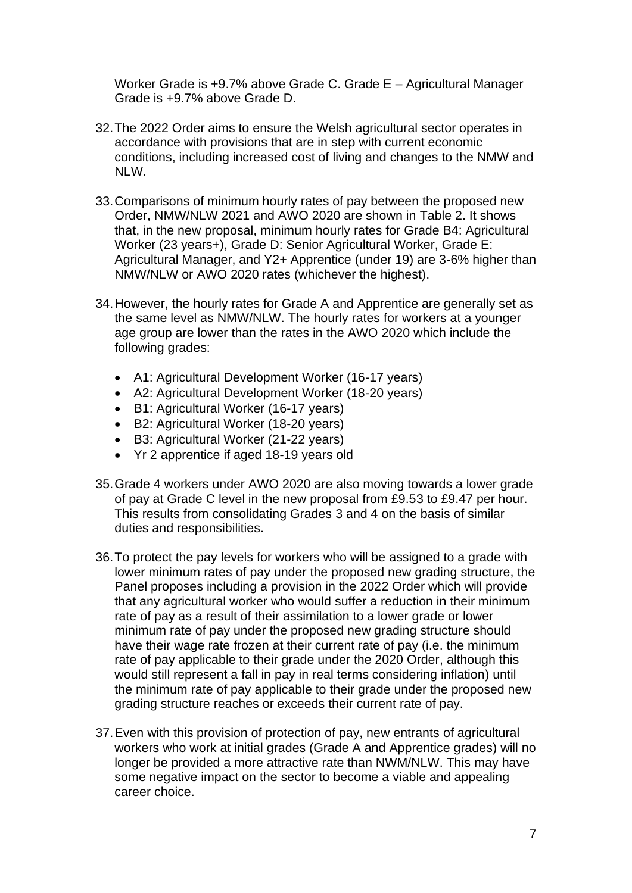Worker Grade is +9.7% above Grade C. Grade E – Agricultural Manager Grade is +9.7% above Grade D.

32. The 2022 Order aims to ensure the Welsh agricultural sector operates in accordance with provisions that are in step with current economic conditions, including increased cost of living and changes to the NMW and NLW.

33. Comparisons of minimum hourly rates of pay between the proposed new Order, NMW/NLW 2021 and AWO 2020 are shown in Table 2. It shows that, in the new proposal, minimum hourly rates for Grade B4: Agricultural Worker (23 years+), Grade D: Senior Agricultural Worker, Grade E: Agricultural Manager, and Y2+ Apprentice (under 19) are 3-6% higher than NMW/NLW or AWO 2020 rates (whichever the highest).

34. However, the hourly rates for Grade A and Apprentice are generally set as the same level as NMW/NLW. The hourly rates for workers at a younger age group are lower than the rates in the AWO 2020 which include the following grades:

    - A1: Agricultural Development Worker (16-17 years)
    - A2: Agricultural Development Worker (18-20 years)
    - B1: Agricultural Worker (16-17 years)
    - B2: Agricultural Worker (18-20 years)
    - B3: Agricultural Worker (21-22 years)
    - Yr 2 apprentice if aged 18-19 years old

35. Grade 4 workers under AWO 2020 are also moving towards a lower grade of pay at Grade C level in the new proposal from £9.53 to £9.47 per hour. This results from consolidating Grades 3 and 4 on the basis of similar duties and responsibilities.

36. To protect the pay levels for workers who will be assigned to a grade with lower minimum rates of pay under the proposed new grading structure, the Panel proposes including a provision in the 2022 Order which will provide that any agricultural worker who would suffer a reduction in their minimum rate of pay as a result of their assimilation to a lower grade or lower minimum rate of pay under the proposed new grading structure should have their wage rate frozen at their current rate of pay (i.e. the minimum rate of pay applicable to their grade under the 2020 Order, although this would still represent a fall in pay in real terms considering inflation) until the minimum rate of pay applicable to their grade under the proposed new grading structure reaches or exceeds their current rate of pay.

37. Even with this provision of protection of pay, new entrants of agricultural workers who work at initial grades (Grade A and Apprentice grades) will no longer be provided a more attractive rate than NWM/NLW. This may have some negative impact on the sector to become a viable and appealing career choice.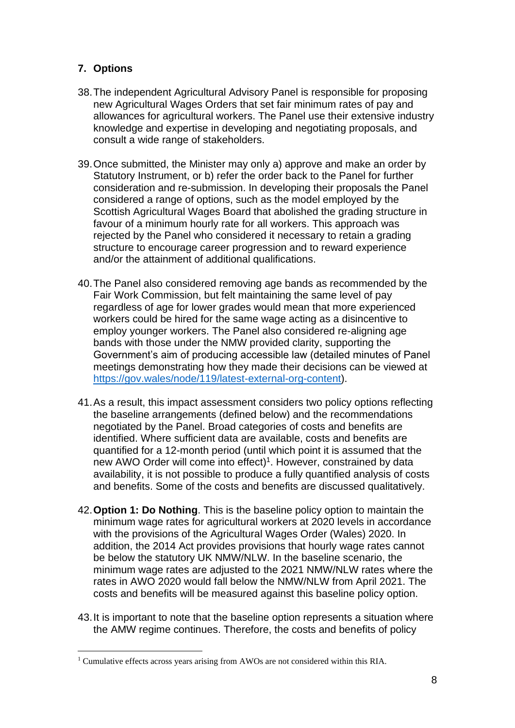## 7. Options

38. The independent Agricultural Advisory Panel is responsible for proposing new Agricultural Wages Orders that set fair minimum rates of pay and allowances for agricultural workers. The Panel use their extensive industry knowledge and expertise in developing and negotiating proposals, and consult a wide range of stakeholders.

39. Once submitted, the Minister may only a) approve and make an order by Statutory Instrument, or b) refer the order back to the Panel for further consideration and re-submission. In developing their proposals the Panel considered a range of options, such as the model employed by the Scottish Agricultural Wages Board that abolished the grading structure in favour of a minimum hourly rate for all workers. This approach was rejected by the Panel who considered it necessary to retain a grading structure to encourage career progression and to reward experience and/or the attainment of additional qualifications.

40. The Panel also considered removing age bands as recommended by the Fair Work Commission, but felt maintaining the same level of pay regardless of age for lower grades would mean that more experienced workers could be hired for the same wage acting as a disincentive to employ younger workers. The Panel also considered re-aligning age bands with those under the NMW provided clarity, supporting the Government's aim of producing accessible law (detailed minutes of Panel meetings demonstrating how they made their decisions can be viewed at [https://gov.wales/node/119/latest-external-org-content](https://gov.wales/node/119/latest-external-org-content)).

41. As a result, this impact assessment considers two policy options reflecting the baseline arrangements (defined below) and the recommendations negotiated by the Panel. Broad categories of costs and benefits are identified. Where sufficient data are available, costs and benefits are quantified for a 12-month period (until which point it is assumed that the new AWO Order will come into effect)[1]. However, constrained by data availability, it is not possible to produce a fully quantified analysis of costs and benefits. Some of the costs and benefits are discussed qualitatively.

42. **Option 1: Do Nothing**. This is the baseline policy option to maintain the minimum wage rates for agricultural workers at 2020 levels in accordance with the provisions of the Agricultural Wages Order (Wales) 2020. In addition, the 2014 Act provides provisions that hourly wage rates cannot be below the statutory UK NMW/NLW. In the baseline scenario, the minimum wage rates are adjusted to the 2021 NMW/NLW rates where the rates in AWO 2020 would fall below the NMW/NLW from April 2021. The costs and benefits will be measured against this baseline policy option.

43. It is important to note that the baseline option represents a situation where the AMW regime continues. Therefore, the costs and benefits of policy

[1] Cumulative effects across years arising from AWOs are not considered within this RIA.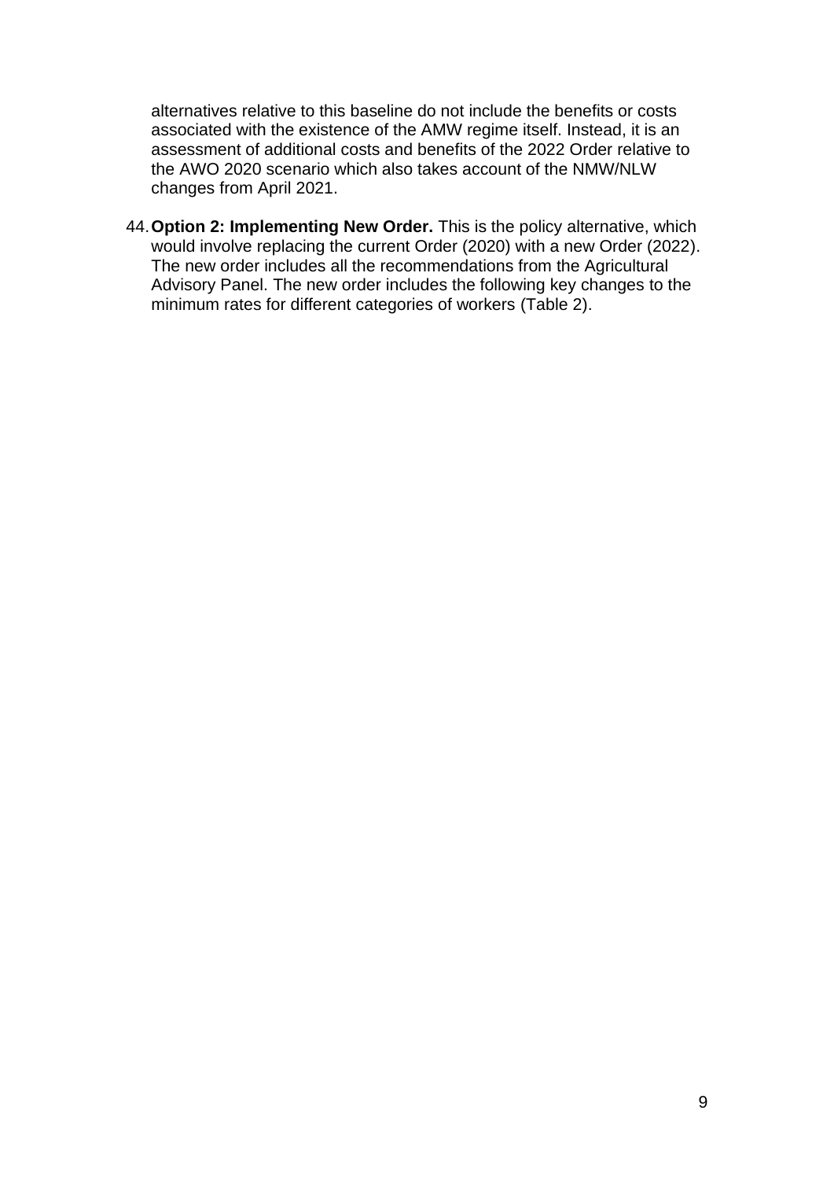alternatives relative to this baseline do not include the benefits or costs associated with the existence of the AMW regime itself. Instead, it is an assessment of additional costs and benefits of the 2022 Order relative to the AWO 2020 scenario which also takes account of the NMW/NLW changes from April 2021.

44. **Option 2: Implementing New Order.** This is the policy alternative, which would involve replacing the current Order (2020) with a new Order (2022). The new order includes all the recommendations from the Agricultural Advisory Panel. The new order includes the following key changes to the minimum rates for different categories of workers (Table 2).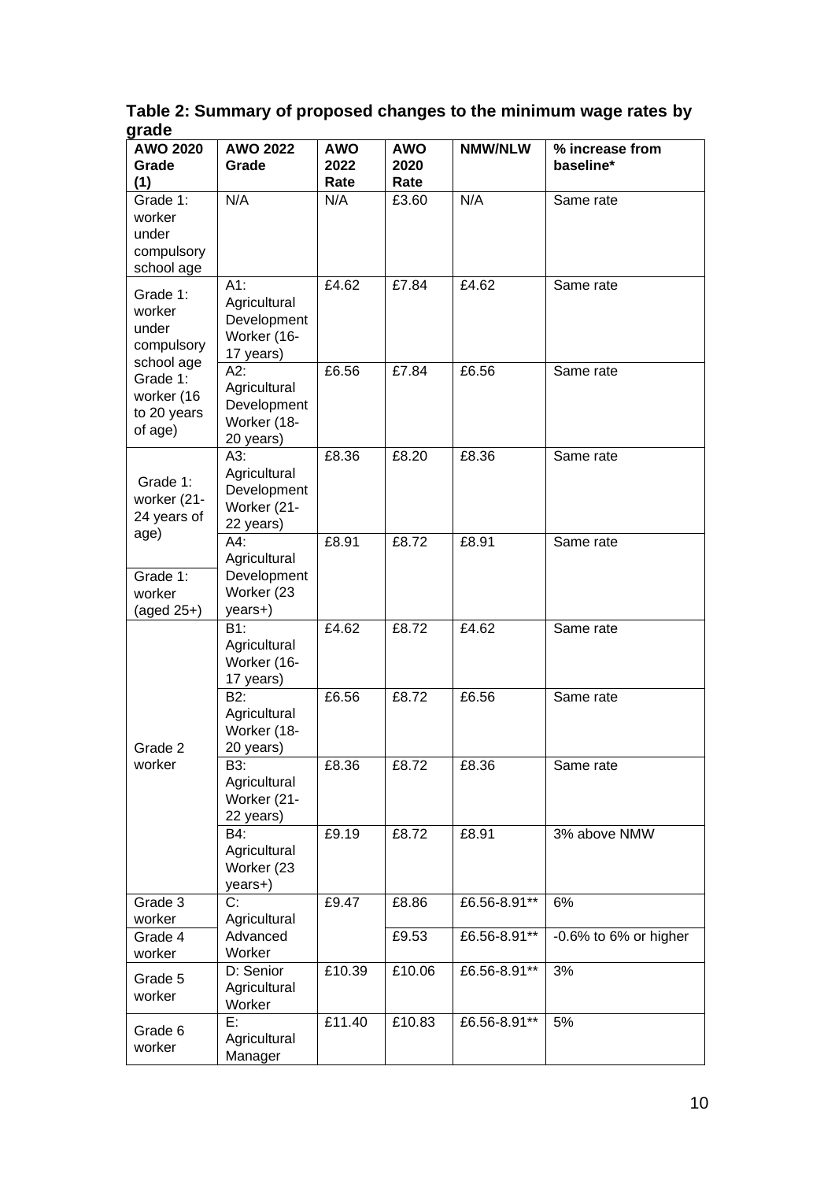**Table 2: Summary of proposed changes to the minimum wage rates by grade**

| AWO 2020 Grade (1) | AWO 2022 Grade | AWO 2022 Rate | AWO 2020 Rate | NMW/NLW | % increase from baseline* |
|---|---|---|---|---|---|
| Grade 1: worker under compulsory school age | N/A | N/A | £3.60 | N/A | Same rate |
| Grade 1: worker under compulsory school age | A1: Agricultural Development Worker (16-17 years) | £4.62 | £7.84 | £4.62 | Same rate |
| Grade 1: worker (16 to 20 years of age) | A2: Agricultural Development Worker (18-20 years) | £6.56 | £7.84 | £6.56 | Same rate |
| Grade 1: worker (21-24 years of age) | A3: Agricultural Development Worker (21-22 years) | £8.36 | £8.20 | £8.36 | Same rate |
| Grade 1: worker (aged 25+) | A4: Agricultural Development Worker (23 years+) | £8.91 | £8.72 | £8.91 | Same rate |
| Grade 2 worker | B1: Agricultural Worker (16-17 years) | £4.62 | £8.72 | £4.62 | Same rate |
| | B2: Agricultural Worker (18-20 years) | £6.56 | £8.72 | £6.56 | Same rate |
| | B3: Agricultural Worker (21-22 years) | £8.36 | £8.72 | £8.36 | Same rate |
| | B4: Agricultural Worker (23 years+) | £9.19 | £8.72 | £8.91 | 3% above NMW |
| Grade 3 worker | C: Agricultural Advanced Worker | £9.47 | £8.86 | £6.56-8.91** | 6% |
| Grade 4 worker | | | £9.53 | £6.56-8.91** | -0.6% to 6% or higher |
| Grade 5 worker | D: Senior Agricultural Worker | £10.39 | £10.06 | £6.56-8.91** | 3% |
| Grade 6 worker | E: Agricultural Manager | £11.40 | £10.83 | £6.56-8.91** | 5% |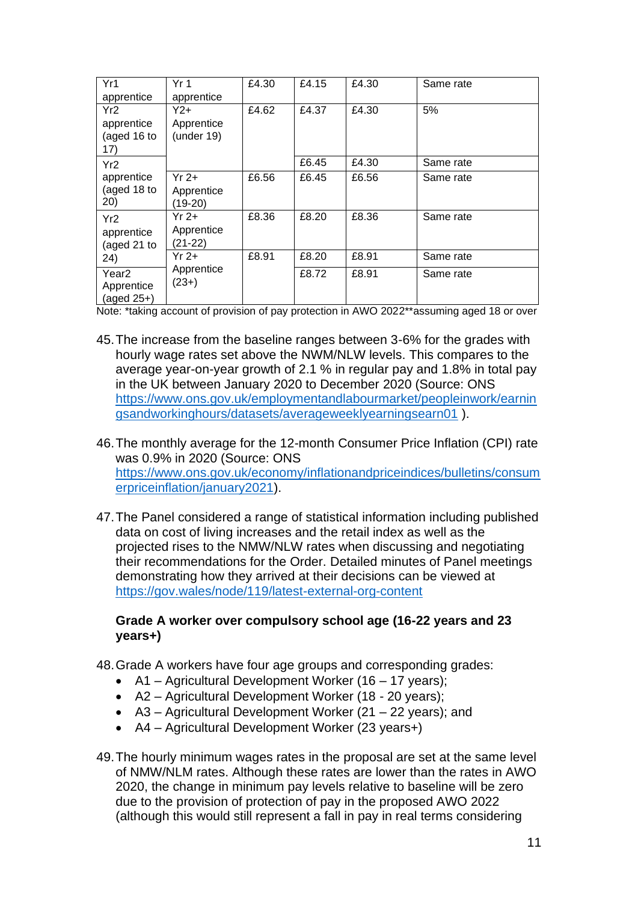| Yr1 apprentice | Yr 1 apprentice | £4.30 | £4.15 | £4.30 | Same rate |
|---|---|---|---|---|---|
| Yr2 apprentice (aged 16 to 17) | Y2+ Apprentice (under 19) | £4.62 | £4.37 | £4.30 | 5% |
| Yr2 apprentice (aged 18 to 20) | | | £6.45 | £4.30 | Same rate |
| | Yr 2+ Apprentice (19-20) | £6.56 | £6.45 | £6.56 | Same rate |
| Yr2 apprentice (aged 21 to 24) | Yr 2+ Apprentice (21-22) | £8.36 | £8.20 | £8.36 | Same rate |
| | Yr 2+ Apprentice (23+) | £8.91 | £8.20 | £8.91 | Same rate |
| Year2 Apprentice (aged 25+) | | | £8.72 | £8.91 | Same rate |

Note: *taking account of provision of pay protection in AWO 2022**assuming aged 18 or over

45. The increase from the baseline ranges between 3-6% for the grades with hourly wage rates set above the NWM/NLW levels. This compares to the average year-on-year growth of 2.1 % in regular pay and 1.8% in total pay in the UK between January 2020 to December 2020 (Source: ONS https://www.ons.gov.uk/employmentandlabourmarket/peopleinwork/earningsandworkinghours/datasets/averageweeklyearningsearn01 ).

46. The monthly average for the 12-month Consumer Price Inflation (CPI) rate was 0.9% in 2020 (Source: ONS https://www.ons.gov.uk/economy/inflationandpriceindices/bulletins/consumerpriceinflation/january2021).

47. The Panel considered a range of statistical information including published data on cost of living increases and the retail index as well as the projected rises to the NMW/NLW rates when discussing and negotiating their recommendations for the Order. Detailed minutes of Panel meetings demonstrating how they arrived at their decisions can be viewed at https://gov.wales/node/119/latest-external-org-content

**Grade A worker over compulsory school age (16-22 years and 23 years+)**

48. Grade A workers have four age groups and corresponding grades:
    - A1 – Agricultural Development Worker (16 – 17 years);
    - A2 – Agricultural Development Worker (18 - 20 years);
    - A3 – Agricultural Development Worker (21 – 22 years); and
    - A4 – Agricultural Development Worker (23 years+)

49. The hourly minimum wages rates in the proposal are set at the same level of NMW/NLM rates. Although these rates are lower than the rates in AWO 2020, the change in minimum pay levels relative to baseline will be zero due to the provision of protection of pay in the proposed AWO 2022 (although this would still represent a fall in pay in real terms considering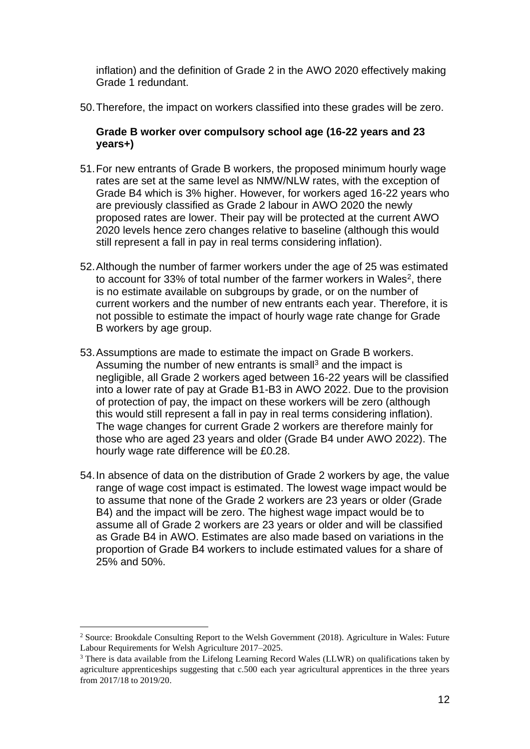inflation) and the definition of Grade 2 in the AWO 2020 effectively making Grade 1 redundant.

50. Therefore, the impact on workers classified into these grades will be zero.

**Grade B worker over compulsory school age (16-22 years and 23 years+)**

51. For new entrants of Grade B workers, the proposed minimum hourly wage rates are set at the same level as NMW/NLW rates, with the exception of Grade B4 which is 3% higher. However, for workers aged 16-22 years who are previously classified as Grade 2 labour in AWO 2020 the newly proposed rates are lower. Their pay will be protected at the current AWO 2020 levels hence zero changes relative to baseline (although this would still represent a fall in pay in real terms considering inflation).

52. Although the number of farmer workers under the age of 25 was estimated to account for 33% of total number of the farmer workers in Wales[2], there is no estimate available on subgroups by grade, or on the number of current workers and the number of new entrants each year. Therefore, it is not possible to estimate the impact of hourly wage rate change for Grade B workers by age group.

53. Assumptions are made to estimate the impact on Grade B workers. Assuming the number of new entrants is small[3] and the impact is negligible, all Grade 2 workers aged between 16-22 years will be classified into a lower rate of pay at Grade B1-B3 in AWO 2022. Due to the provision of protection of pay, the impact on these workers will be zero (although this would still represent a fall in pay in real terms considering inflation). The wage changes for current Grade 2 workers are therefore mainly for those who are aged 23 years and older (Grade B4 under AWO 2022). The hourly wage rate difference will be £0.28.

54. In absence of data on the distribution of Grade 2 workers by age, the value range of wage cost impact is estimated. The lowest wage impact would be to assume that none of the Grade 2 workers are 23 years or older (Grade B4) and the impact will be zero. The highest wage impact would be to assume all of Grade 2 workers are 23 years or older and will be classified as Grade B4 in AWO. Estimates are also made based on variations in the proportion of Grade B4 workers to include estimated values for a share of 25% and 50%.

---

[2] Source: Brookdale Consulting Report to the Welsh Government (2018). Agriculture in Wales: Future Labour Requirements for Welsh Agriculture 2017–2025.

[3] There is data available from the Lifelong Learning Record Wales (LLWR) on qualifications taken by agriculture apprenticeships suggesting that c.500 each year agricultural apprentices in the three years from 2017/18 to 2019/20.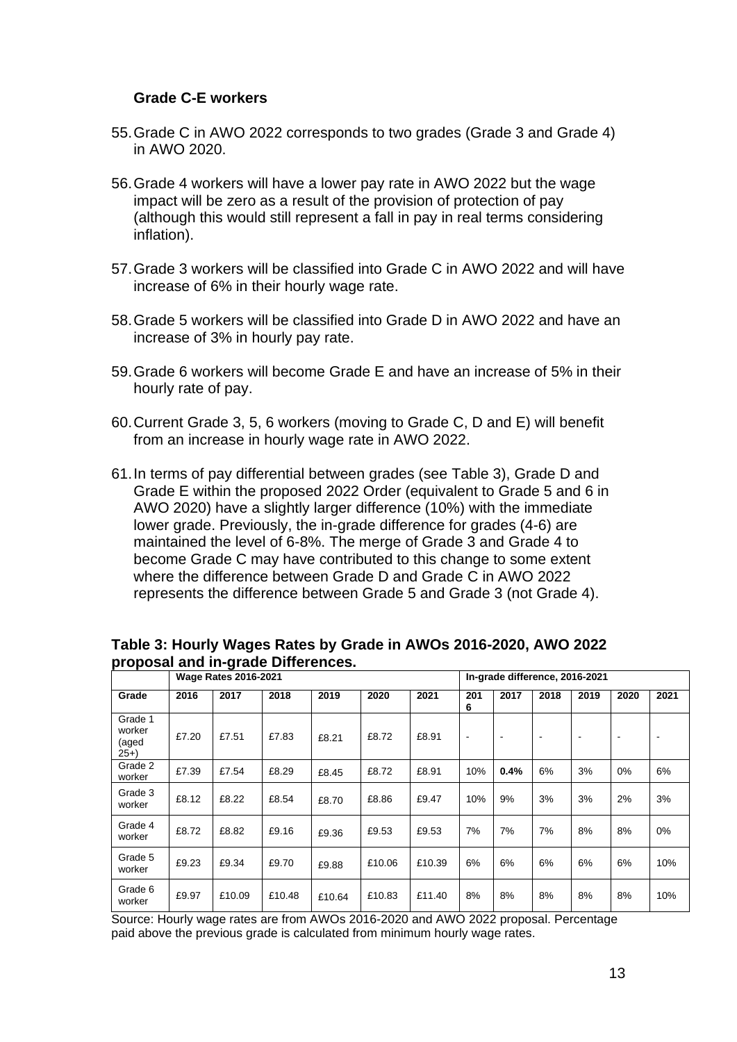### Grade C-E workers

55. Grade C in AWO 2022 corresponds to two grades (Grade 3 and Grade 4) in AWO 2020.

56. Grade 4 workers will have a lower pay rate in AWO 2022 but the wage impact will be zero as a result of the provision of protection of pay (although this would still represent a fall in pay in real terms considering inflation).

57. Grade 3 workers will be classified into Grade C in AWO 2022 and will have increase of 6% in their hourly wage rate.

58. Grade 5 workers will be classified into Grade D in AWO 2022 and have an increase of 3% in hourly pay rate.

59. Grade 6 workers will become Grade E and have an increase of 5% in their hourly rate of pay.

60. Current Grade 3, 5, 6 workers (moving to Grade C, D and E) will benefit from an increase in hourly wage rate in AWO 2022.

61. In terms of pay differential between grades (see Table 3), Grade D and Grade E within the proposed 2022 Order (equivalent to Grade 5 and 6 in AWO 2020) have a slightly larger difference (10%) with the immediate lower grade. Previously, the in-grade difference for grades (4-6) are maintained the level of 6-8%. The merge of Grade 3 and Grade 4 to become Grade C may have contributed to this change to some extent where the difference between Grade D and Grade C in AWO 2022 represents the difference between Grade 5 and Grade 3 (not Grade 4).

**Table 3: Hourly Wages Rates by Grade in AWOs 2016-2020, AWO 2022 proposal and in-grade Differences.**

| | Wage Rates 2016-2021 | | | | | | In-grade difference, 2016-2021 | | | | | |
|---|---|---|---|---|---|---|---|---|---|---|---|---|
| **Grade** | **2016** | **2017** | **2018** | **2019** | **2020** | **2021** | **2016** | **2017** | **2018** | **2019** | **2020** | **2021** |
| Grade 1 worker (aged 25+) | £7.20 | £7.51 | £7.83 | £8.21 | £8.72 | £8.91 | - | - | - | - | - | - |
| Grade 2 worker | £7.39 | £7.54 | £8.29 | £8.45 | £8.72 | £8.91 | 10% | **0.4%** | 6% | 3% | 0% | 6% |
| Grade 3 worker | £8.12 | £8.22 | £8.54 | £8.70 | £8.86 | £9.47 | 10% | 9% | 3% | 3% | 2% | 3% |
| Grade 4 worker | £8.72 | £8.82 | £9.16 | £9.36 | £9.53 | £9.53 | 7% | 7% | 7% | 8% | 8% | 0% |
| Grade 5 worker | £9.23 | £9.34 | £9.70 | £9.88 | £10.06 | £10.39 | 6% | 6% | 6% | 6% | 6% | 10% |
| Grade 6 worker | £9.97 | £10.09 | £10.48 | £10.64 | £10.83 | £11.40 | 8% | 8% | 8% | 8% | 8% | 10% |

Source: Hourly wage rates are from AWOs 2016-2020 and AWO 2022 proposal. Percentage paid above the previous grade is calculated from minimum hourly wage rates.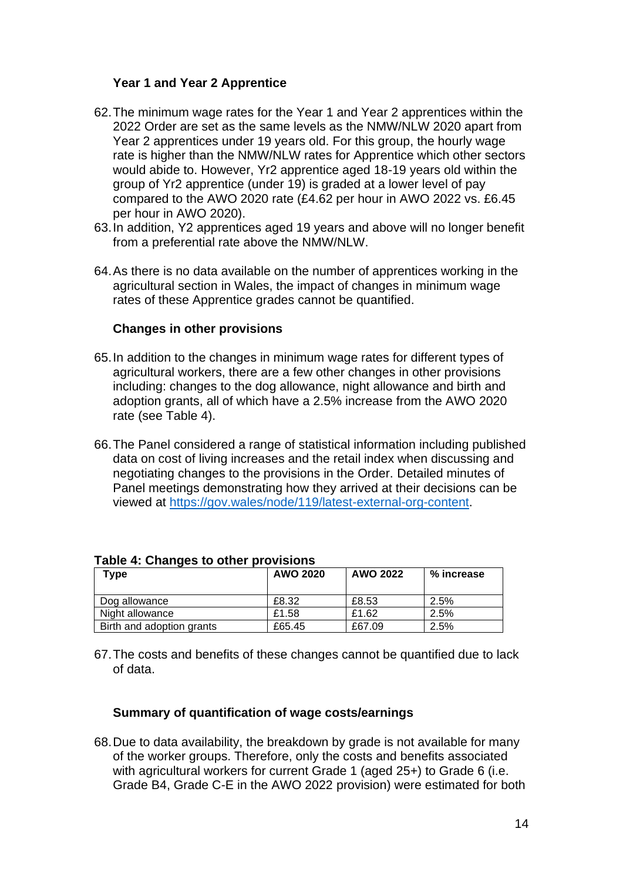### Year 1 and Year 2 Apprentice

62. The minimum wage rates for the Year 1 and Year 2 apprentices within the 2022 Order are set as the same levels as the NMW/NLW 2020 apart from Year 2 apprentices under 19 years old. For this group, the hourly wage rate is higher than the NMW/NLW rates for Apprentice which other sectors would abide to. However, Yr2 apprentice aged 18-19 years old within the group of Yr2 apprentice (under 19) is graded at a lower level of pay compared to the AWO 2020 rate (£4.62 per hour in AWO 2022 vs. £6.45 per hour in AWO 2020).
63. In addition, Y2 apprentices aged 19 years and above will no longer benefit from a preferential rate above the NMW/NLW.
64. As there is no data available on the number of apprentices working in the agricultural section in Wales, the impact of changes in minimum wage rates of these Apprentice grades cannot be quantified.

### Changes in other provisions

65. In addition to the changes in minimum wage rates for different types of agricultural workers, there are a few other changes in other provisions including: changes to the dog allowance, night allowance and birth and adoption grants, all of which have a 2.5% increase from the AWO 2020 rate (see Table 4).
66. The Panel considered a range of statistical information including published data on cost of living increases and the retail index when discussing and negotiating changes to the provisions in the Order. Detailed minutes of Panel meetings demonstrating how they arrived at their decisions can be viewed at https://gov.wales/node/119/latest-external-org-content.

**Table 4: Changes to other provisions**

| Type | AWO 2020 | AWO 2022 | % increase |
|---|---|---|---|
| Dog allowance | £8.32 | £8.53 | 2.5% |
| Night allowance | £1.58 | £1.62 | 2.5% |
| Birth and adoption grants | £65.45 | £67.09 | 2.5% |

67. The costs and benefits of these changes cannot be quantified due to lack of data.

### Summary of quantification of wage costs/earnings

68. Due to data availability, the breakdown by grade is not available for many of the worker groups. Therefore, only the costs and benefits associated with agricultural workers for current Grade 1 (aged 25+) to Grade 6 (i.e. Grade B4, Grade C-E in the AWO 2022 provision) were estimated for both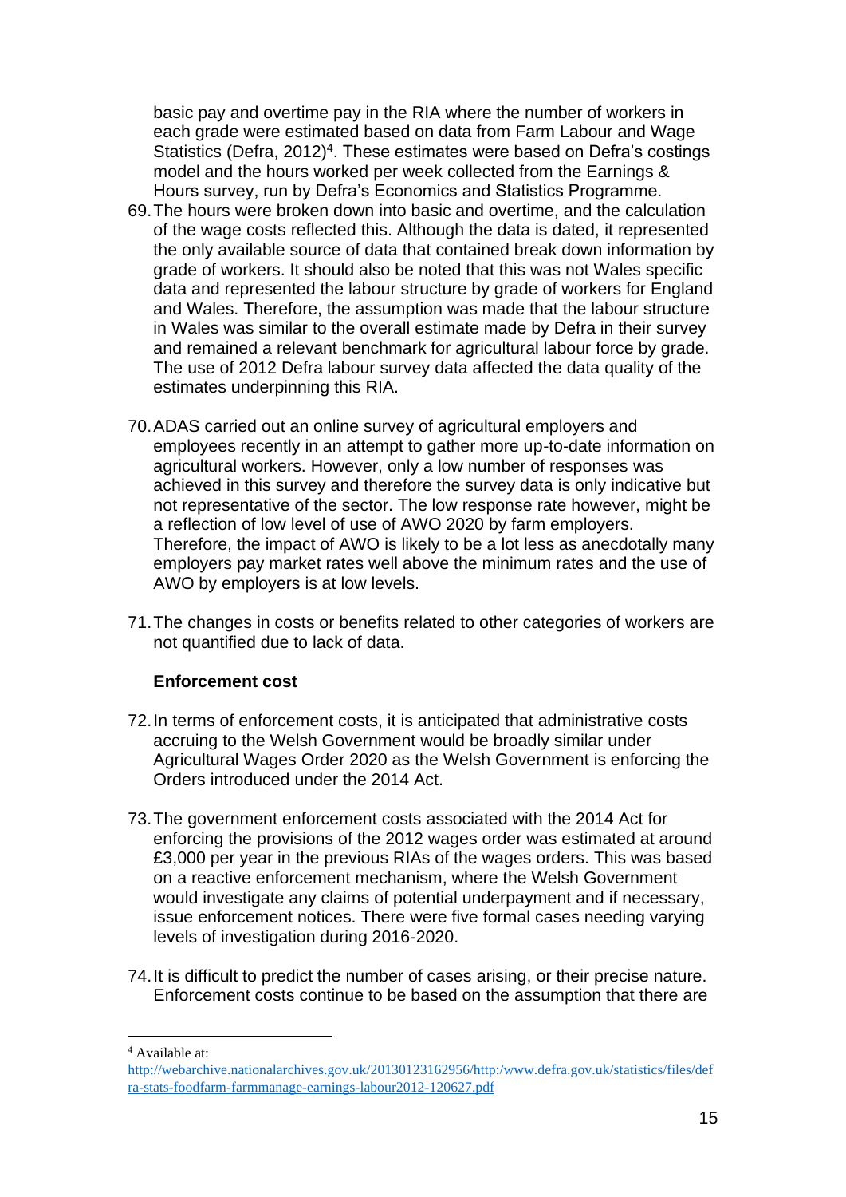basic pay and overtime pay in the RIA where the number of workers in each grade were estimated based on data from Farm Labour and Wage Statistics (Defra, 2012)[4]. These estimates were based on Defra's costings model and the hours worked per week collected from the Earnings & Hours survey, run by Defra's Economics and Statistics Programme.

69. The hours were broken down into basic and overtime, and the calculation of the wage costs reflected this. Although the data is dated, it represented the only available source of data that contained break down information by grade of workers. It should also be noted that this was not Wales specific data and represented the labour structure by grade of workers for England and Wales. Therefore, the assumption was made that the labour structure in Wales was similar to the overall estimate made by Defra in their survey and remained a relevant benchmark for agricultural labour force by grade. The use of 2012 Defra labour survey data affected the data quality of the estimates underpinning this RIA.

70. ADAS carried out an online survey of agricultural employers and employees recently in an attempt to gather more up-to-date information on agricultural workers. However, only a low number of responses was achieved in this survey and therefore the survey data is only indicative but not representative of the sector. The low response rate however, might be a reflection of low level of use of AWO 2020 by farm employers. Therefore, the impact of AWO is likely to be a lot less as anecdotally many employers pay market rates well above the minimum rates and the use of AWO by employers is at low levels.

71. The changes in costs or benefits related to other categories of workers are not quantified due to lack of data.

**Enforcement cost**

72. In terms of enforcement costs, it is anticipated that administrative costs accruing to the Welsh Government would be broadly similar under Agricultural Wages Order 2020 as the Welsh Government is enforcing the Orders introduced under the 2014 Act.

73. The government enforcement costs associated with the 2014 Act for enforcing the provisions of the 2012 wages order was estimated at around £3,000 per year in the previous RIAs of the wages orders. This was based on a reactive enforcement mechanism, where the Welsh Government would investigate any claims of potential underpayment and if necessary, issue enforcement notices. There were five formal cases needing varying levels of investigation during 2016-2020.

74. It is difficult to predict the number of cases arising, or their precise nature. Enforcement costs continue to be based on the assumption that there are

[4] Available at: http://webarchive.nationalarchives.gov.uk/20130123162956/http:/www.defra.gov.uk/statistics/files/defra-stats-foodfarm-farmmanage-earnings-labour2012-120627.pdf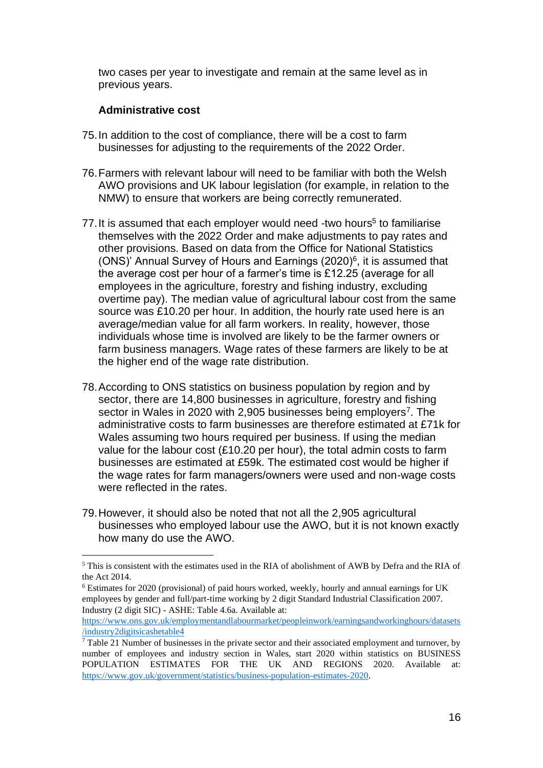two cases per year to investigate and remain at the same level as in previous years.

**Administrative cost**

75. In addition to the cost of compliance, there will be a cost to farm businesses for adjusting to the requirements of the 2022 Order.

76. Farmers with relevant labour will need to be familiar with both the Welsh AWO provisions and UK labour legislation (for example, in relation to the NMW) to ensure that workers are being correctly remunerated.

77. It is assumed that each employer would need -two hours[5] to familiarise themselves with the 2022 Order and make adjustments to pay rates and other provisions. Based on data from the Office for National Statistics (ONS)' Annual Survey of Hours and Earnings (2020)[6], it is assumed that the average cost per hour of a farmer's time is £12.25 (average for all employees in the agriculture, forestry and fishing industry, excluding overtime pay). The median value of agricultural labour cost from the same source was £10.20 per hour. In addition, the hourly rate used here is an average/median value for all farm workers. In reality, however, those individuals whose time is involved are likely to be the farmer owners or farm business managers. Wage rates of these farmers are likely to be at the higher end of the wage rate distribution.

78. According to ONS statistics on business population by region and by sector, there are 14,800 businesses in agriculture, forestry and fishing sector in Wales in 2020 with 2,905 businesses being employers[7]. The administrative costs to farm businesses are therefore estimated at £71k for Wales assuming two hours required per business. If using the median value for the labour cost (£10.20 per hour), the total admin costs to farm businesses are estimated at £59k. The estimated cost would be higher if the wage rates for farm managers/owners were used and non-wage costs were reflected in the rates.

79. However, it should also be noted that not all the 2,905 agricultural businesses who employed labour use the AWO, but it is not known exactly how many do use the AWO.

---

[5] This is consistent with the estimates used in the RIA of abolishment of AWB by Defra and the RIA of the Act 2014.

[6] Estimates for 2020 (provisional) of paid hours worked, weekly, hourly and annual earnings for UK employees by gender and full/part-time working by 2 digit Standard Industrial Classification 2007. Industry (2 digit SIC) - ASHE: Table 4.6a. Available at: https://www.ons.gov.uk/employmentandlabourmarket/peopleinwork/earningsandworkinghours/datasets/industry2digitsicashetable4

[7] Table 21 Number of businesses in the private sector and their associated employment and turnover, by number of employees and industry section in Wales, start 2020 within statistics on BUSINESS POPULATION ESTIMATES FOR THE UK AND REGIONS 2020. Available at: https://www.gov.uk/government/statistics/business-population-estimates-2020.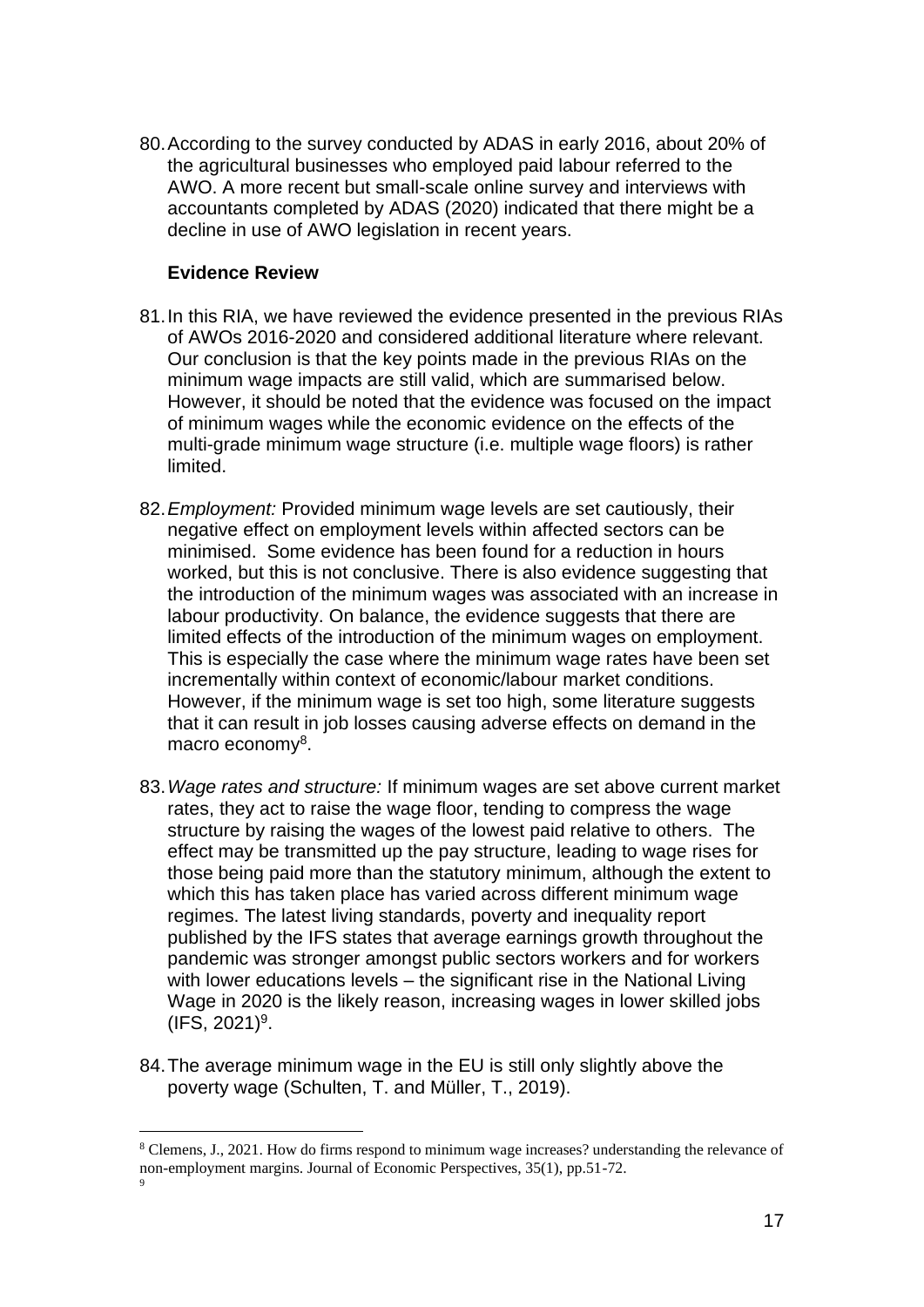80. According to the survey conducted by ADAS in early 2016, about 20% of the agricultural businesses who employed paid labour referred to the AWO. A more recent but small-scale online survey and interviews with accountants completed by ADAS (2020) indicated that there might be a decline in use of AWO legislation in recent years.

**Evidence Review**

81. In this RIA, we have reviewed the evidence presented in the previous RIAs of AWOs 2016-2020 and considered additional literature where relevant. Our conclusion is that the key points made in the previous RIAs on the minimum wage impacts are still valid, which are summarised below. However, it should be noted that the evidence was focused on the impact of minimum wages while the economic evidence on the effects of the multi-grade minimum wage structure (i.e. multiple wage floors) is rather limited.

82. *Employment:* Provided minimum wage levels are set cautiously, their negative effect on employment levels within affected sectors can be minimised. Some evidence has been found for a reduction in hours worked, but this is not conclusive. There is also evidence suggesting that the introduction of the minimum wages was associated with an increase in labour productivity. On balance, the evidence suggests that there are limited effects of the introduction of the minimum wages on employment. This is especially the case where the minimum wage rates have been set incrementally within context of economic/labour market conditions. However, if the minimum wage is set too high, some literature suggests that it can result in job losses causing adverse effects on demand in the macro economy[8].

83. *Wage rates and structure:* If minimum wages are set above current market rates, they act to raise the wage floor, tending to compress the wage structure by raising the wages of the lowest paid relative to others. The effect may be transmitted up the pay structure, leading to wage rises for those being paid more than the statutory minimum, although the extent to which this has taken place has varied across different minimum wage regimes. The latest living standards, poverty and inequality report published by the IFS states that average earnings growth throughout the pandemic was stronger amongst public sectors workers and for workers with lower educations levels – the significant rise in the National Living Wage in 2020 is the likely reason, increasing wages in lower skilled jobs (IFS, 2021)[9].

84. The average minimum wage in the EU is still only slightly above the poverty wage (Schulten, T. and Müller, T., 2019).

---

[8] Clemens, J., 2021. How do firms respond to minimum wage increases? understanding the relevance of non-employment margins. Journal of Economic Perspectives, 35(1), pp.51-72.

[9]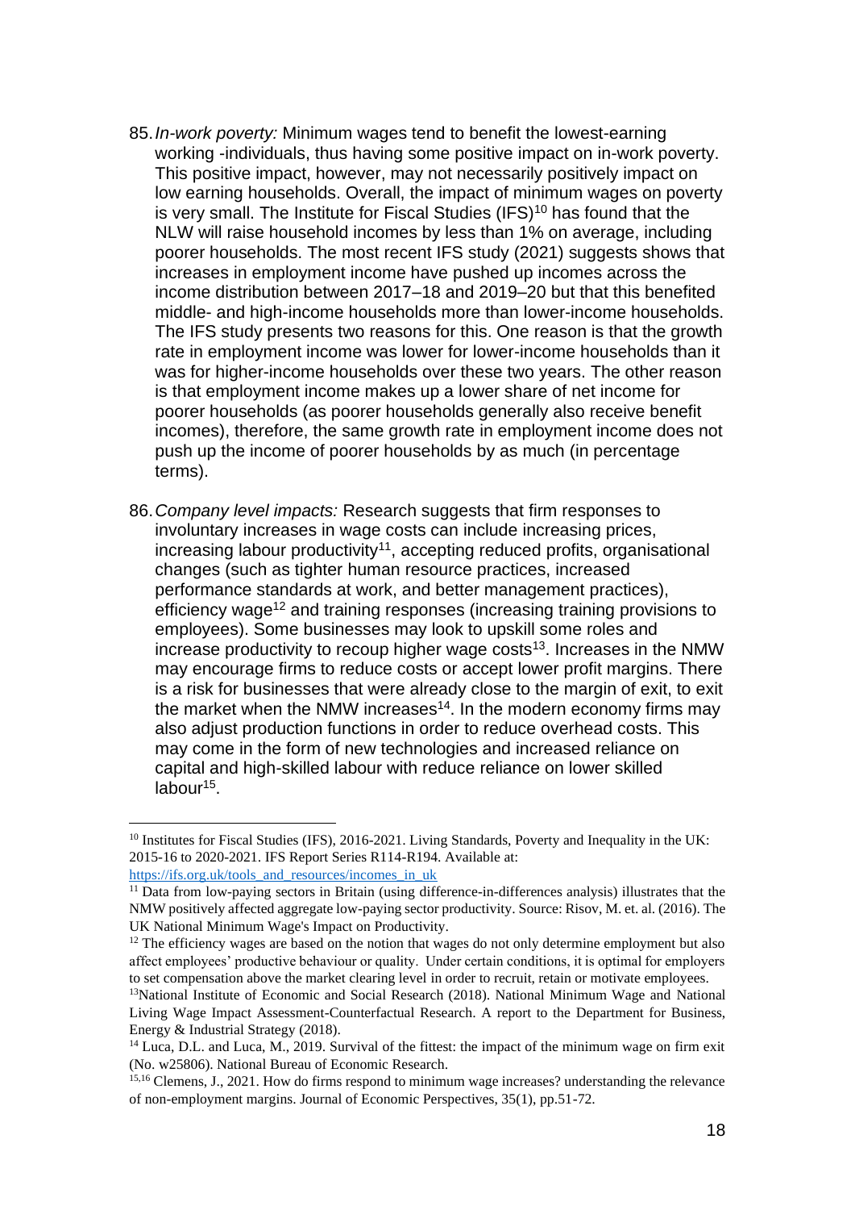85. *In-work poverty:* Minimum wages tend to benefit the lowest-earning working -individuals, thus having some positive impact on in-work poverty. This positive impact, however, may not necessarily positively impact on low earning households. Overall, the impact of minimum wages on poverty is very small. The Institute for Fiscal Studies (IFS)[10] has found that the NLW will raise household incomes by less than 1% on average, including poorer households. The most recent IFS study (2021) suggests shows that increases in employment income have pushed up incomes across the income distribution between 2017–18 and 2019–20 but that this benefited middle- and high-income households more than lower-income households. The IFS study presents two reasons for this. One reason is that the growth rate in employment income was lower for lower-income households than it was for higher-income households over these two years. The other reason is that employment income makes up a lower share of net income for poorer households (as poorer households generally also receive benefit incomes), therefore, the same growth rate in employment income does not push up the income of poorer households by as much (in percentage terms).

86. *Company level impacts:* Research suggests that firm responses to involuntary increases in wage costs can include increasing prices, increasing labour productivity[11], accepting reduced profits, organisational changes (such as tighter human resource practices, increased performance standards at work, and better management practices), efficiency wage[12] and training responses (increasing training provisions to employees). Some businesses may look to upskill some roles and increase productivity to recoup higher wage costs[13]. Increases in the NMW may encourage firms to reduce costs or accept lower profit margins. There is a risk for businesses that were already close to the margin of exit, to exit the market when the NMW increases[14]. In the modern economy firms may also adjust production functions in order to reduce overhead costs. This may come in the form of new technologies and increased reliance on capital and high-skilled labour with reduce reliance on lower skilled labour[15].

---

[10] Institutes for Fiscal Studies (IFS), 2016-2021. Living Standards, Poverty and Inequality in the UK: 2015-16 to 2020-2021. IFS Report Series R114-R194. Available at: https://ifs.org.uk/tools_and_resources/incomes_in_uk

[11] Data from low-paying sectors in Britain (using difference-in-differences analysis) illustrates that the NMW positively affected aggregate low-paying sector productivity. Source: Risov, M. et. al. (2016). The UK National Minimum Wage's Impact on Productivity.

[12] The efficiency wages are based on the notion that wages do not only determine employment but also affect employees' productive behaviour or quality. Under certain conditions, it is optimal for employers to set compensation above the market clearing level in order to recruit, retain or motivate employees.

[13] National Institute of Economic and Social Research (2018). National Minimum Wage and National Living Wage Impact Assessment-Counterfactual Research. A report to the Department for Business, Energy & Industrial Strategy (2018).

[14] Luca, D.L. and Luca, M., 2019. Survival of the fittest: the impact of the minimum wage on firm exit (No. w25806). National Bureau of Economic Research.

[15,16] Clemens, J., 2021. How do firms respond to minimum wage increases? understanding the relevance of non-employment margins. Journal of Economic Perspectives, 35(1), pp.51-72.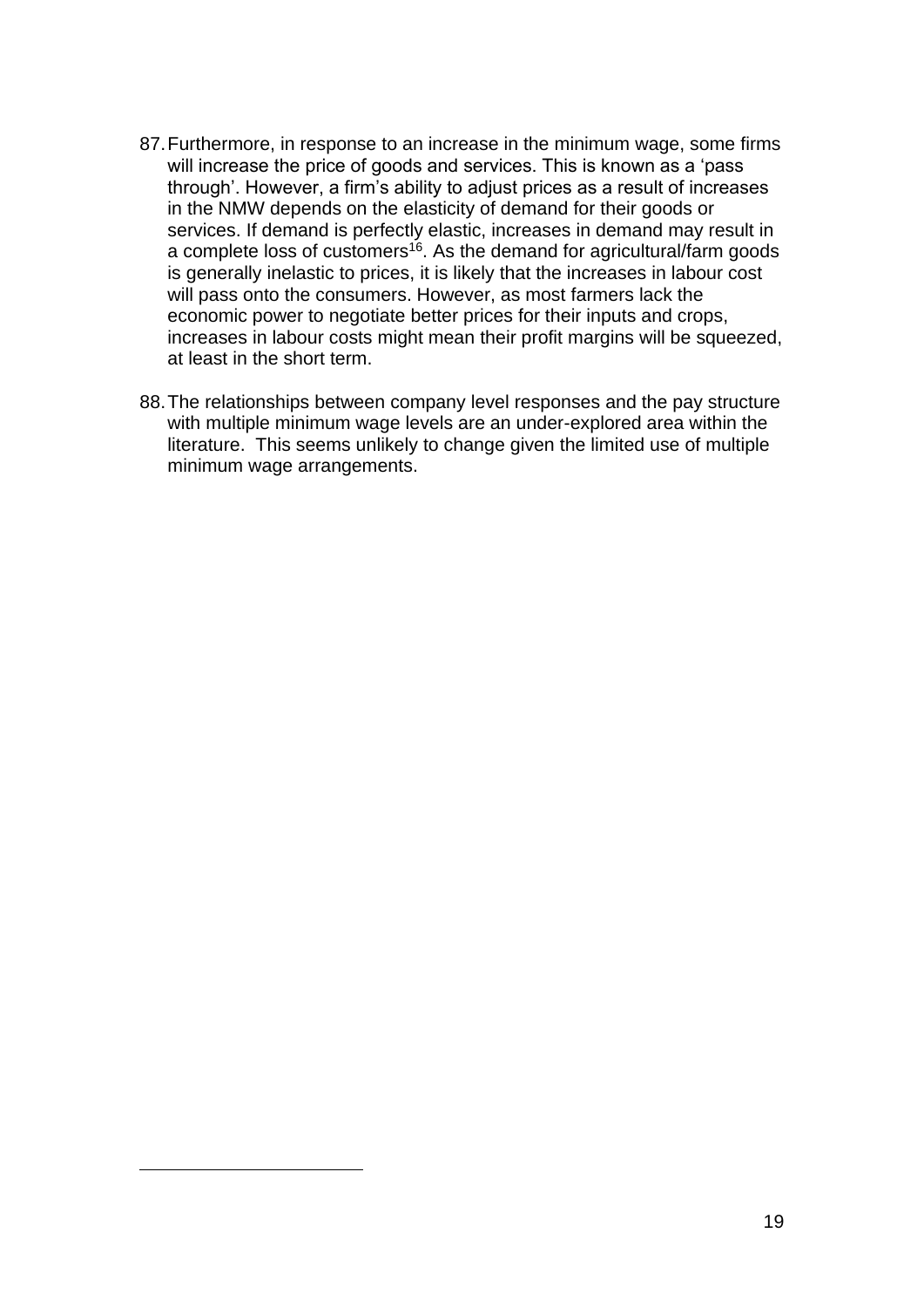87. Furthermore, in response to an increase in the minimum wage, some firms will increase the price of goods and services. This is known as a 'pass through'. However, a firm's ability to adjust prices as a result of increases in the NMW depends on the elasticity of demand for their goods or services. If demand is perfectly elastic, increases in demand may result in a complete loss of customers[16]. As the demand for agricultural/farm goods is generally inelastic to prices, it is likely that the increases in labour cost will pass onto the consumers. However, as most farmers lack the economic power to negotiate better prices for their inputs and crops, increases in labour costs might mean their profit margins will be squeezed, at least in the short term.

88. The relationships between company level responses and the pay structure with multiple minimum wage levels are an under-explored area within the literature. This seems unlikely to change given the limited use of multiple minimum wage arrangements.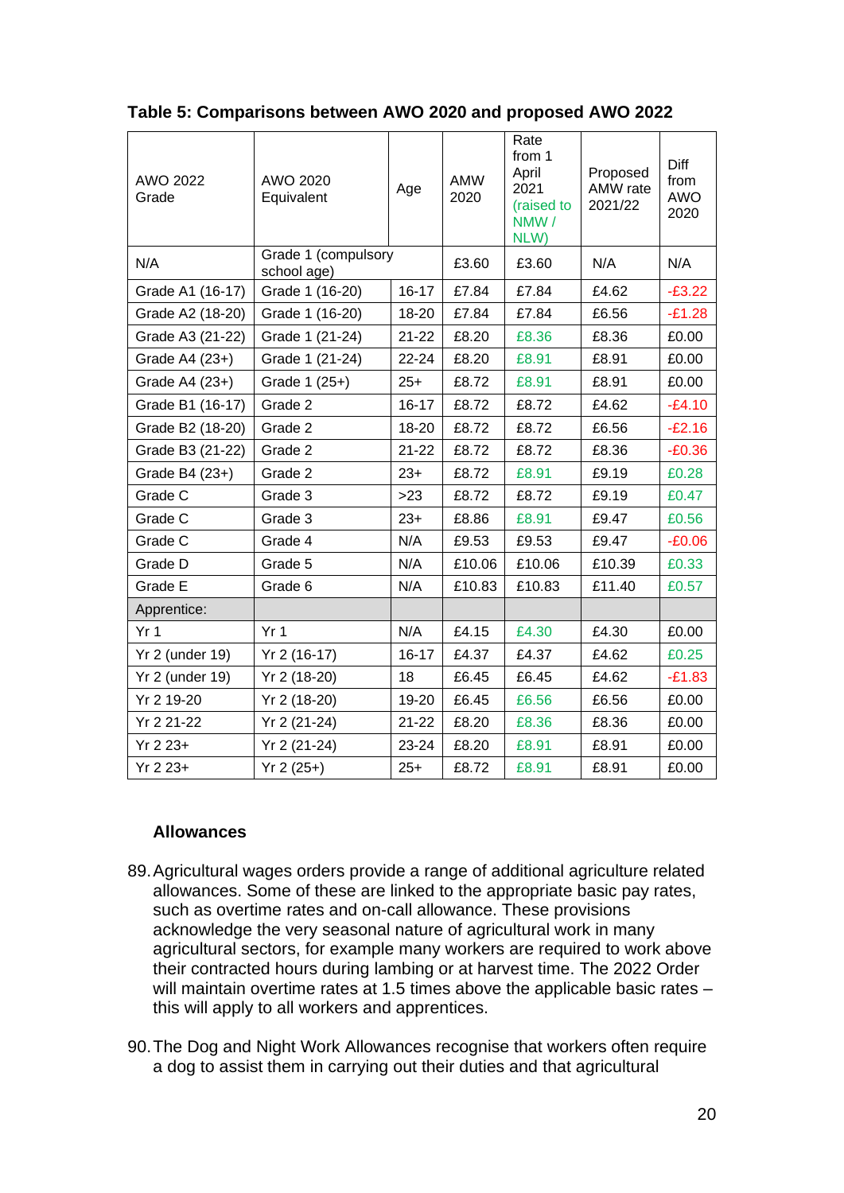**Table 5: Comparisons between AWO 2020 and proposed AWO 2022**

| AWO 2022 Grade | AWO 2020 Equivalent | Age | AMW 2020 | Rate from 1 April 2021 (raised to NMW / NLW) | Proposed AMW rate 2021/22 | Diff from AWO 2020 |
|---|---|---|---|---|---|---|
| N/A | Grade 1 (compulsory school age) | | £3.60 | £3.60 | N/A | N/A |
| Grade A1 (16-17) | Grade 1 (16-20) | 16-17 | £7.84 | £7.84 | £4.62 | -£3.22 |
| Grade A2 (18-20) | Grade 1 (16-20) | 18-20 | £7.84 | £7.84 | £6.56 | -£1.28 |
| Grade A3 (21-22) | Grade 1 (21-24) | 21-22 | £8.20 | £8.36 | £8.36 | £0.00 |
| Grade A4 (23+) | Grade 1 (21-24) | 22-24 | £8.20 | £8.91 | £8.91 | £0.00 |
| Grade A4 (23+) | Grade 1 (25+) | 25+ | £8.72 | £8.91 | £8.91 | £0.00 |
| Grade B1 (16-17) | Grade 2 | 16-17 | £8.72 | £8.72 | £4.62 | -£4.10 |
| Grade B2 (18-20) | Grade 2 | 18-20 | £8.72 | £8.72 | £6.56 | -£2.16 |
| Grade B3 (21-22) | Grade 2 | 21-22 | £8.72 | £8.72 | £8.36 | -£0.36 |
| Grade B4 (23+) | Grade 2 | 23+ | £8.72 | £8.91 | £9.19 | £0.28 |
| Grade C | Grade 3 | >23 | £8.72 | £8.72 | £9.19 | £0.47 |
| Grade C | Grade 3 | 23+ | £8.86 | £8.91 | £9.47 | £0.56 |
| Grade C | Grade 4 | N/A | £9.53 | £9.53 | £9.47 | -£0.06 |
| Grade D | Grade 5 | N/A | £10.06 | £10.06 | £10.39 | £0.33 |
| Grade E | Grade 6 | N/A | £10.83 | £10.83 | £11.40 | £0.57 |
| Apprentice: | | | | | | |
| Yr 1 | Yr 1 | N/A | £4.15 | £4.30 | £4.30 | £0.00 |
| Yr 2 (under 19) | Yr 2 (16-17) | 16-17 | £4.37 | £4.37 | £4.62 | £0.25 |
| Yr 2 (under 19) | Yr 2 (18-20) | 18 | £6.45 | £6.45 | £4.62 | -£1.83 |
| Yr 2 19-20 | Yr 2 (18-20) | 19-20 | £6.45 | £6.56 | £6.56 | £0.00 |
| Yr 2 21-22 | Yr 2 (21-24) | 21-22 | £8.20 | £8.36 | £8.36 | £0.00 |
| Yr 2 23+ | Yr 2 (21-24) | 23-24 | £8.20 | £8.91 | £8.91 | £0.00 |
| Yr 2 23+ | Yr 2 (25+) | 25+ | £8.72 | £8.91 | £8.91 | £0.00 |

### Allowances

89. Agricultural wages orders provide a range of additional agriculture related allowances. Some of these are linked to the appropriate basic pay rates, such as overtime rates and on-call allowance. These provisions acknowledge the very seasonal nature of agricultural work in many agricultural sectors, for example many workers are required to work above their contracted hours during lambing or at harvest time. The 2022 Order will maintain overtime rates at 1.5 times above the applicable basic rates – this will apply to all workers and apprentices.

90. The Dog and Night Work Allowances recognise that workers often require a dog to assist them in carrying out their duties and that agricultural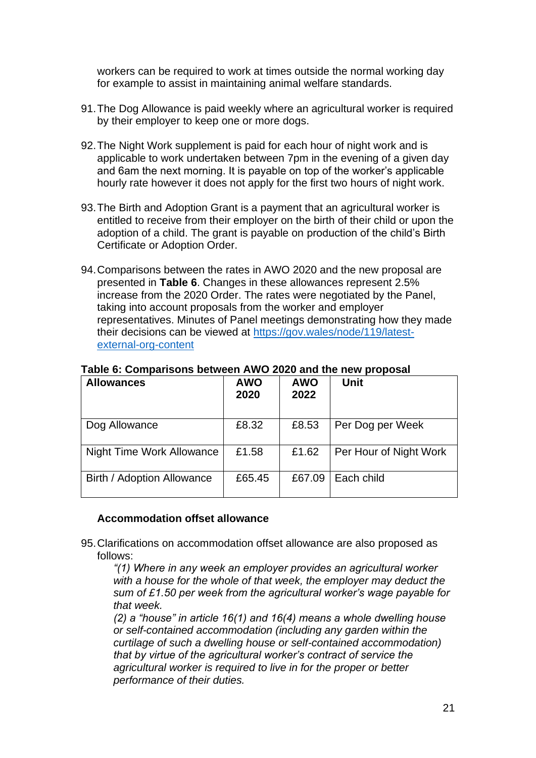workers can be required to work at times outside the normal working day for example to assist in maintaining animal welfare standards.

91. The Dog Allowance is paid weekly where an agricultural worker is required by their employer to keep one or more dogs.

92. The Night Work supplement is paid for each hour of night work and is applicable to work undertaken between 7pm in the evening of a given day and 6am the next morning. It is payable on top of the worker's applicable hourly rate however it does not apply for the first two hours of night work.

93. The Birth and Adoption Grant is a payment that an agricultural worker is entitled to receive from their employer on the birth of their child or upon the adoption of a child. The grant is payable on production of the child's Birth Certificate or Adoption Order.

94. Comparisons between the rates in AWO 2020 and the new proposal are presented in **Table 6**. Changes in these allowances represent 2.5% increase from the 2020 Order. The rates were negotiated by the Panel, taking into account proposals from the worker and employer representatives. Minutes of Panel meetings demonstrating how they made their decisions can be viewed at [https://gov.wales/node/119/latest-external-org-content](https://gov.wales/node/119/latest-external-org-content)

**Table 6: Comparisons between AWO 2020 and the new proposal**

| **Allowances** | **AWO 2020** | **AWO 2022** | **Unit** |
|---|---|---|---|
| Dog Allowance | £8.32 | £8.53 | Per Dog per Week |
| Night Time Work Allowance | £1.58 | £1.62 | Per Hour of Night Work |
| Birth / Adoption Allowance | £65.45 | £67.09 | Each child |

**Accommodation offset allowance**

95. Clarifications on accommodation offset allowance are also proposed as follows:

*"(1) Where in any week an employer provides an agricultural worker with a house for the whole of that week, the employer may deduct the sum of £1.50 per week from the agricultural worker's wage payable for that week.*

*(2) a "house" in article 16(1) and 16(4) means a whole dwelling house or self-contained accommodation (including any garden within the curtilage of such a dwelling house or self-contained accommodation) that by virtue of the agricultural worker's contract of service the agricultural worker is required to live in for the proper or better performance of their duties.*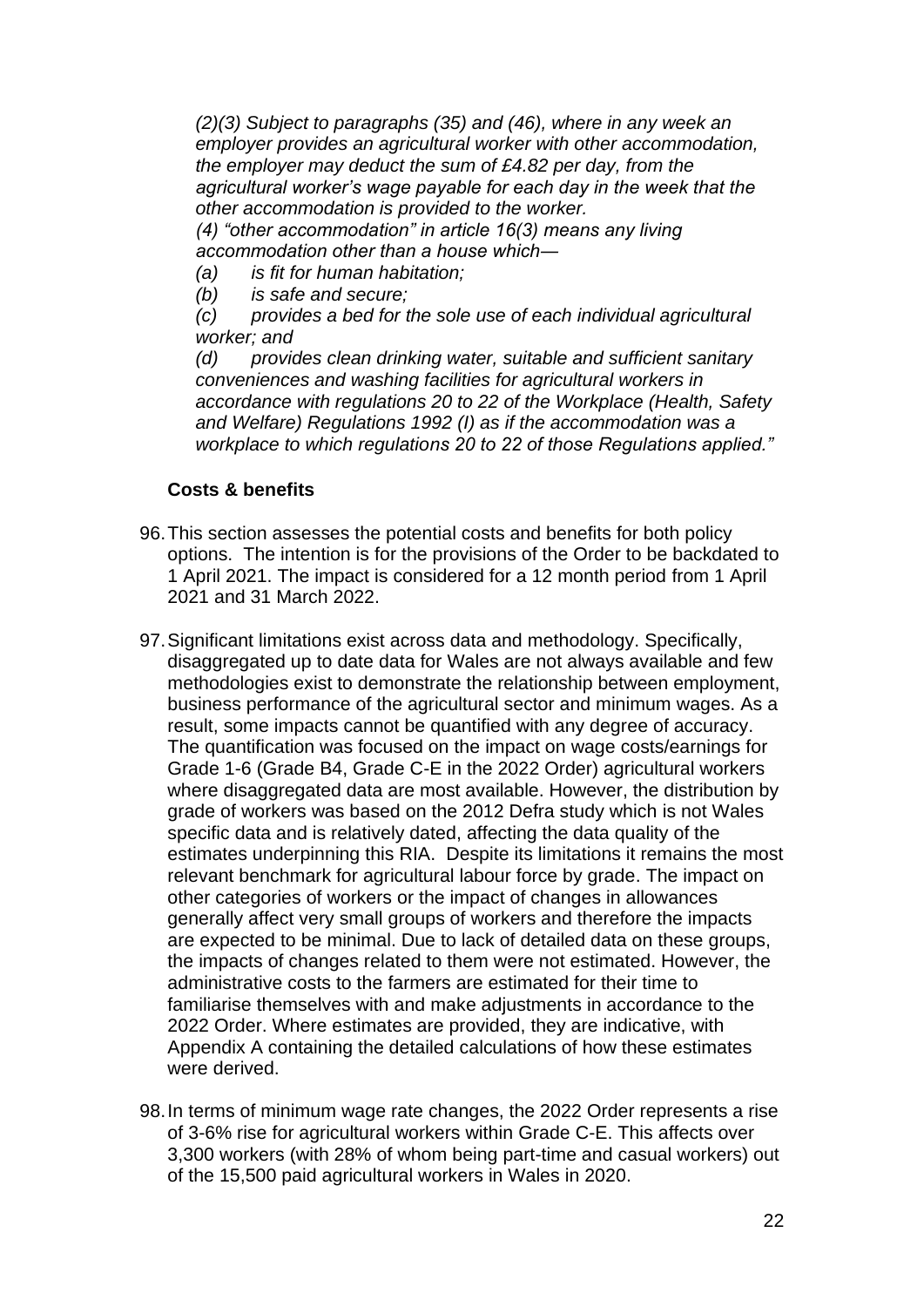*(2)(3) Subject to paragraphs (35) and (46), where in any week an employer provides an agricultural worker with other accommodation, the employer may deduct the sum of £4.82 per day, from the agricultural worker's wage payable for each day in the week that the other accommodation is provided to the worker.*

*(4) "other accommodation" in article 16(3) means any living accommodation other than a house which—*

*(a) is fit for human habitation;*

*(b) is safe and secure;*

*(c) provides a bed for the sole use of each individual agricultural worker; and*

*(d) provides clean drinking water, suitable and sufficient sanitary conveniences and washing facilities for agricultural workers in accordance with regulations 20 to 22 of the Workplace (Health, Safety and Welfare) Regulations 1992 (I) as if the accommodation was a workplace to which regulations 20 to 22 of those Regulations applied."*

### Costs & benefits

96. This section assesses the potential costs and benefits for both policy options. The intention is for the provisions of the Order to be backdated to 1 April 2021. The impact is considered for a 12 month period from 1 April 2021 and 31 March 2022.

97. Significant limitations exist across data and methodology. Specifically, disaggregated up to date data for Wales are not always available and few methodologies exist to demonstrate the relationship between employment, business performance of the agricultural sector and minimum wages. As a result, some impacts cannot be quantified with any degree of accuracy. The quantification was focused on the impact on wage costs/earnings for Grade 1-6 (Grade B4, Grade C-E in the 2022 Order) agricultural workers where disaggregated data are most available. However, the distribution by grade of workers was based on the 2012 Defra study which is not Wales specific data and is relatively dated, affecting the data quality of the estimates underpinning this RIA. Despite its limitations it remains the most relevant benchmark for agricultural labour force by grade. The impact on other categories of workers or the impact of changes in allowances generally affect very small groups of workers and therefore the impacts are expected to be minimal. Due to lack of detailed data on these groups, the impacts of changes related to them were not estimated. However, the administrative costs to the farmers are estimated for their time to familiarise themselves with and make adjustments in accordance to the 2022 Order. Where estimates are provided, they are indicative, with Appendix A containing the detailed calculations of how these estimates were derived.

98. In terms of minimum wage rate changes, the 2022 Order represents a rise of 3-6% rise for agricultural workers within Grade C-E. This affects over 3,300 workers (with 28% of whom being part-time and casual workers) out of the 15,500 paid agricultural workers in Wales in 2020.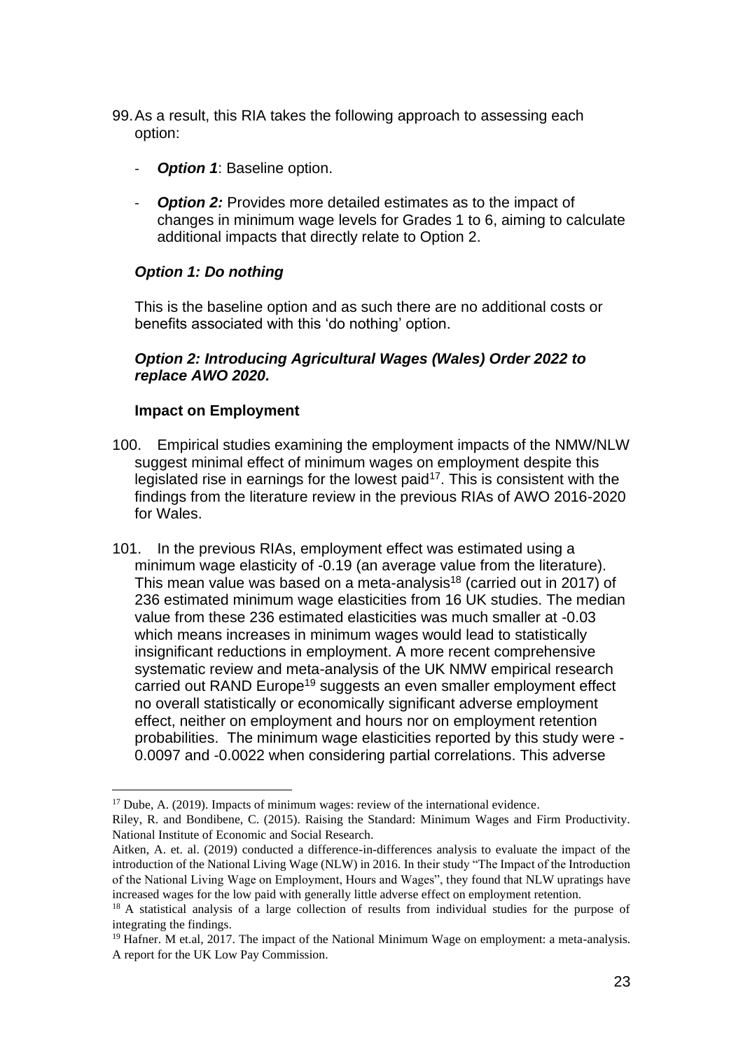99. As a result, this RIA takes the following approach to assessing each option:

    - ***Option 1***: Baseline option.

    - ***Option 2:*** Provides more detailed estimates as to the impact of changes in minimum wage levels for Grades 1 to 6, aiming to calculate additional impacts that directly relate to Option 2.

### *Option 1: Do nothing*

This is the baseline option and as such there are no additional costs or benefits associated with this 'do nothing' option.

### *Option 2: Introducing Agricultural Wages (Wales) Order 2022 to replace AWO 2020.*

#### Impact on Employment

100. Empirical studies examining the employment impacts of the NMW/NLW suggest minimal effect of minimum wages on employment despite this legislated rise in earnings for the lowest paid[17]. This is consistent with the findings from the literature review in the previous RIAs of AWO 2016-2020 for Wales.

101. In the previous RIAs, employment effect was estimated using a minimum wage elasticity of -0.19 (an average value from the literature). This mean value was based on a meta-analysis[18] (carried out in 2017) of 236 estimated minimum wage elasticities from 16 UK studies. The median value from these 236 estimated elasticities was much smaller at -0.03 which means increases in minimum wages would lead to statistically insignificant reductions in employment. A more recent comprehensive systematic review and meta-analysis of the UK NMW empirical research carried out RAND Europe[19] suggests an even smaller employment effect no overall statistically or economically significant adverse employment effect, neither on employment and hours nor on employment retention probabilities. The minimum wage elasticities reported by this study were -0.0097 and -0.0022 when considering partial correlations. This adverse

---

[17] Dube, A. (2019). Impacts of minimum wages: review of the international evidence.

Riley, R. and Bondibene, C. (2015). Raising the Standard: Minimum Wages and Firm Productivity. National Institute of Economic and Social Research.

Aitken, A. et. al. (2019) conducted a difference-in-differences analysis to evaluate the impact of the introduction of the National Living Wage (NLW) in 2016. In their study "The Impact of the Introduction of the National Living Wage on Employment, Hours and Wages", they found that NLW upratings have increased wages for the low paid with generally little adverse effect on employment retention.

[18] A statistical analysis of a large collection of results from individual studies for the purpose of integrating the findings.

[19] Hafner. M et.al, 2017. The impact of the National Minimum Wage on employment: a meta-analysis. A report for the UK Low Pay Commission.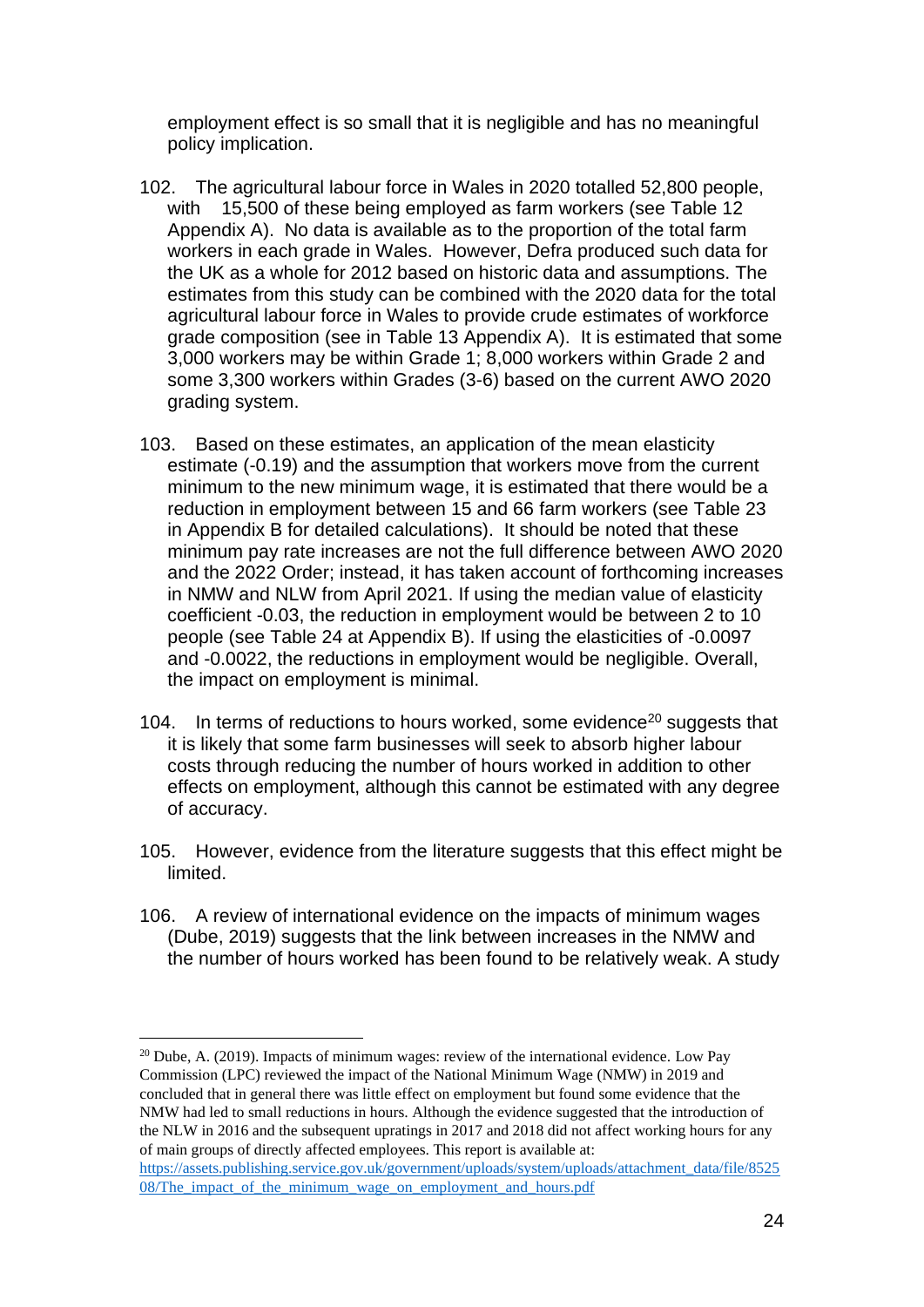employment effect is so small that it is negligible and has no meaningful policy implication.

102. The agricultural labour force in Wales in 2020 totalled 52,800 people, with 15,500 of these being employed as farm workers (see Table 12 Appendix A). No data is available as to the proportion of the total farm workers in each grade in Wales. However, Defra produced such data for the UK as a whole for 2012 based on historic data and assumptions. The estimates from this study can be combined with the 2020 data for the total agricultural labour force in Wales to provide crude estimates of workforce grade composition (see in Table 13 Appendix A). It is estimated that some 3,000 workers may be within Grade 1; 8,000 workers within Grade 2 and some 3,300 workers within Grades (3-6) based on the current AWO 2020 grading system.

103. Based on these estimates, an application of the mean elasticity estimate (-0.19) and the assumption that workers move from the current minimum to the new minimum wage, it is estimated that there would be a reduction in employment between 15 and 66 farm workers (see Table 23 in Appendix B for detailed calculations). It should be noted that these minimum pay rate increases are not the full difference between AWO 2020 and the 2022 Order; instead, it has taken account of forthcoming increases in NMW and NLW from April 2021. If using the median value of elasticity coefficient -0.03, the reduction in employment would be between 2 to 10 people (see Table 24 at Appendix B). If using the elasticities of -0.0097 and -0.0022, the reductions in employment would be negligible. Overall, the impact on employment is minimal.

104. In terms of reductions to hours worked, some evidence[20] suggests that it is likely that some farm businesses will seek to absorb higher labour costs through reducing the number of hours worked in addition to other effects on employment, although this cannot be estimated with any degree of accuracy.

105. However, evidence from the literature suggests that this effect might be limited.

106. A review of international evidence on the impacts of minimum wages (Dube, 2019) suggests that the link between increases in the NMW and the number of hours worked has been found to be relatively weak. A study

---

[20] Dube, A. (2019). Impacts of minimum wages: review of the international evidence. Low Pay Commission (LPC) reviewed the impact of the National Minimum Wage (NMW) in 2019 and concluded that in general there was little effect on employment but found some evidence that the NMW had led to small reductions in hours. Although the evidence suggested that the introduction of the NLW in 2016 and the subsequent upratings in 2017 and 2018 did not affect working hours for any of main groups of directly affected employees. This report is available at: https://assets.publishing.service.gov.uk/government/uploads/system/uploads/attachment_data/file/852508/The_impact_of_the_minimum_wage_on_employment_and_hours.pdf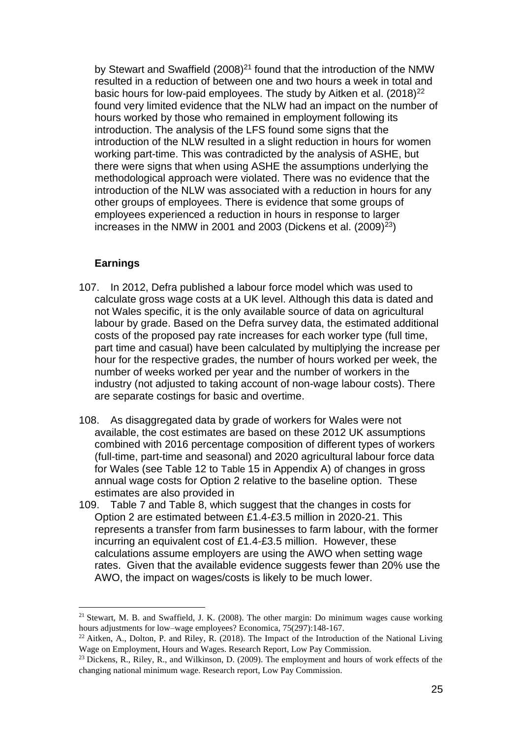by Stewart and Swaffield (2008)[21] found that the introduction of the NMW resulted in a reduction of between one and two hours a week in total and basic hours for low-paid employees. The study by Aitken et al. (2018)[22] found very limited evidence that the NLW had an impact on the number of hours worked by those who remained in employment following its introduction. The analysis of the LFS found some signs that the introduction of the NLW resulted in a slight reduction in hours for women working part-time. This was contradicted by the analysis of ASHE, but there were signs that when using ASHE the assumptions underlying the methodological approach were violated. There was no evidence that the introduction of the NLW was associated with a reduction in hours for any other groups of employees. There is evidence that some groups of employees experienced a reduction in hours in response to larger increases in the NMW in 2001 and 2003 (Dickens et al. (2009)[23])

### Earnings

107. In 2012, Defra published a labour force model which was used to calculate gross wage costs at a UK level. Although this data is dated and not Wales specific, it is the only available source of data on agricultural labour by grade. Based on the Defra survey data, the estimated additional costs of the proposed pay rate increases for each worker type (full time, part time and casual) have been calculated by multiplying the increase per hour for the respective grades, the number of hours worked per week, the number of weeks worked per year and the number of workers in the industry (not adjusted to taking account of non-wage labour costs). There are separate costings for basic and overtime.

108. As disaggregated data by grade of workers for Wales were not available, the cost estimates are based on these 2012 UK assumptions combined with 2016 percentage composition of different types of workers (full-time, part-time and seasonal) and 2020 agricultural labour force data for Wales (see Table 12 to Table 15 in Appendix A) of changes in gross annual wage costs for Option 2 relative to the baseline option. These estimates are also provided in

109. Table 7 and Table 8, which suggest that the changes in costs for Option 2 are estimated between £1.4-£3.5 million in 2020-21. This represents a transfer from farm businesses to farm labour, with the former incurring an equivalent cost of £1.4-£3.5 million. However, these calculations assume employers are using the AWO when setting wage rates. Given that the available evidence suggests fewer than 20% use the AWO, the impact on wages/costs is likely to be much lower.

---

[21] Stewart, M. B. and Swaffield, J. K. (2008). The other margin: Do minimum wages cause working hours adjustments for low–wage employees? Economica, 75(297):148-167.

[22] Aitken, A., Dolton, P. and Riley, R. (2018). The Impact of the Introduction of the National Living Wage on Employment, Hours and Wages. Research Report, Low Pay Commission.

[23] Dickens, R., Riley, R., and Wilkinson, D. (2009). The employment and hours of work effects of the changing national minimum wage. Research report, Low Pay Commission.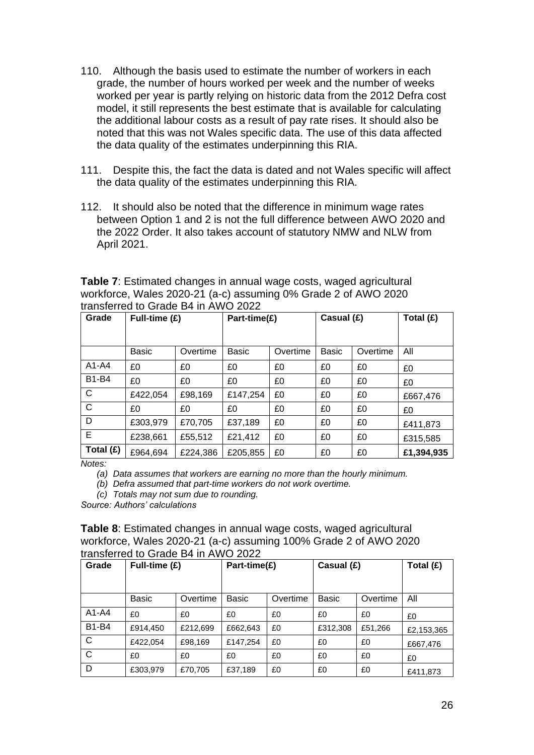110. Although the basis used to estimate the number of workers in each grade, the number of hours worked per week and the number of weeks worked per year is partly relying on historic data from the 2012 Defra cost model, it still represents the best estimate that is available for calculating the additional labour costs as a result of pay rate rises. It should also be noted that this was not Wales specific data. The use of this data affected the data quality of the estimates underpinning this RIA.

111. Despite this, the fact the data is dated and not Wales specific will affect the data quality of the estimates underpinning this RIA.

112. It should also be noted that the difference in minimum wage rates between Option 1 and 2 is not the full difference between AWO 2020 and the 2022 Order. It also takes account of statutory NMW and NLW from April 2021.

**Table 7**: Estimated changes in annual wage costs, waged agricultural workforce, Wales 2020-21 (a-c) assuming 0% Grade 2 of AWO 2020 transferred to Grade B4 in AWO 2022

| Grade | Full-time (£) | | Part-time(£) | | Casual (£) | | Total (£) |
|---|---|---|---|---|---|---|---|
| | Basic | Overtime | Basic | Overtime | Basic | Overtime | All |
| A1-A4 | £0 | £0 | £0 | £0 | £0 | £0 | £0 |
| B1-B4 | £0 | £0 | £0 | £0 | £0 | £0 | £0 |
| C | £422,054 | £98,169 | £147,254 | £0 | £0 | £0 | £667,476 |
| C | £0 | £0 | £0 | £0 | £0 | £0 | £0 |
| D | £303,979 | £70,705 | £37,189 | £0 | £0 | £0 | £411,873 |
| E | £238,661 | £55,512 | £21,412 | £0 | £0 | £0 | £315,585 |
| **Total (£)** | £964,694 | £224,386 | £205,855 | £0 | £0 | £0 | **£1,394,935** |

*Notes:*

*(a) Data assumes that workers are earning no more than the hourly minimum.*

*(b) Defra assumed that part-time workers do not work overtime.*

*(c) Totals may not sum due to rounding.*

*Source: Authors' calculations*

**Table 8**: Estimated changes in annual wage costs, waged agricultural workforce, Wales 2020-21 (a-c) assuming 100% Grade 2 of AWO 2020 transferred to Grade B4 in AWO 2022

| Grade | Full-time (£) | | Part-time(£) | | Casual (£) | | Total (£) |
|---|---|---|---|---|---|---|---|
| | Basic | Overtime | Basic | Overtime | Basic | Overtime | All |
| A1-A4 | £0 | £0 | £0 | £0 | £0 | £0 | £0 |
| B1-B4 | £914,450 | £212,699 | £662,643 | £0 | £312,308 | £51,266 | £2,153,365 |
| C | £422,054 | £98,169 | £147,254 | £0 | £0 | £0 | £667,476 |
| C | £0 | £0 | £0 | £0 | £0 | £0 | £0 |
| D | £303,979 | £70,705 | £37,189 | £0 | £0 | £0 | £411,873 |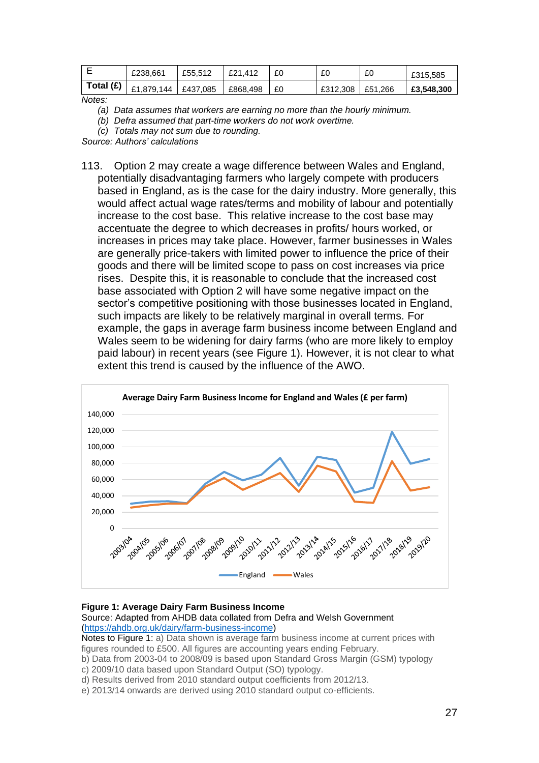| E | £238,661 | £55,512 | £21,412 | £0 | £0 | £0 | £315,585 |
|---|---|---|---|---|---|---|---|
| **Total (£)** | £1,879,144 | £437,085 | £868,498 | £0 | £312,308 | £51,266 | **£3,548,300** |

*Notes:*

*(a) Data assumes that workers are earning no more than the hourly minimum.*

*(b) Defra assumed that part-time workers do not work overtime.*

*(c) Totals may not sum due to rounding.*

*Source: Authors' calculations*

113. Option 2 may create a wage difference between Wales and England, potentially disadvantaging farmers who largely compete with producers based in England, as is the case for the dairy industry. More generally, this would affect actual wage rates/terms and mobility of labour and potentially increase to the cost base. This relative increase to the cost base may accentuate the degree to which decreases in profits/ hours worked, or increases in prices may take place. However, farmer businesses in Wales are generally price-takers with limited power to influence the price of their goods and there will be limited scope to pass on cost increases via price rises. Despite this, it is reasonable to conclude that the increased cost base associated with Option 2 will have some negative impact on the sector's competitive positioning with those businesses located in England, such impacts are likely to be relatively marginal in overall terms. For example, the gaps in average farm business income between England and Wales seem to be widening for dairy farms (who are more likely to employ paid labour) in recent years (see Figure 1). However, it is not clear to what extent this trend is caused by the influence of the AWO.

**Figure 1: Average Dairy Farm Business Income**

Source: Adapted from AHDB data collated from Defra and Welsh Government (https://ahdb.org.uk/dairy/farm-business-income)

Notes to Figure 1: a) Data shown is average farm business income at current prices with figures rounded to £500. All figures are accounting years ending February.

b) Data from 2003-04 to 2008/09 is based upon Standard Gross Margin (GSM) typology

c) 2009/10 data based upon Standard Output (SO) typology.

d) Results derived from 2010 standard output coefficients from 2012/13.

e) 2013/14 onwards are derived using 2010 standard output co-efficients.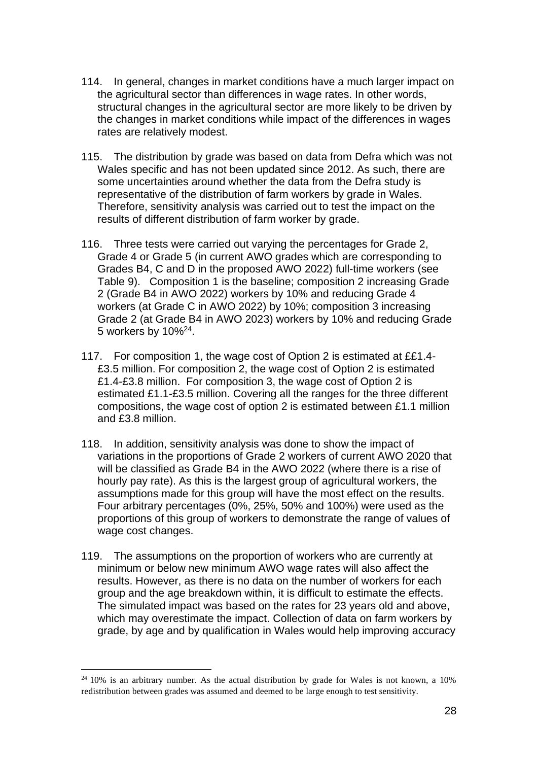114. In general, changes in market conditions have a much larger impact on the agricultural sector than differences in wage rates. In other words, structural changes in the agricultural sector are more likely to be driven by the changes in market conditions while impact of the differences in wages rates are relatively modest.

115. The distribution by grade was based on data from Defra which was not Wales specific and has not been updated since 2012. As such, there are some uncertainties around whether the data from the Defra study is representative of the distribution of farm workers by grade in Wales. Therefore, sensitivity analysis was carried out to test the impact on the results of different distribution of farm worker by grade.

116. Three tests were carried out varying the percentages for Grade 2, Grade 4 or Grade 5 (in current AWO grades which are corresponding to Grades B4, C and D in the proposed AWO 2022) full-time workers (see Table 9). Composition 1 is the baseline; composition 2 increasing Grade 2 (Grade B4 in AWO 2022) workers by 10% and reducing Grade 4 workers (at Grade C in AWO 2022) by 10%; composition 3 increasing Grade 2 (at Grade B4 in AWO 2023) workers by 10% and reducing Grade 5 workers by 10%[24].

117. For composition 1, the wage cost of Option 2 is estimated at ££1.4-£3.5 million. For composition 2, the wage cost of Option 2 is estimated £1.4-£3.8 million. For composition 3, the wage cost of Option 2 is estimated £1.1-£3.5 million. Covering all the ranges for the three different compositions, the wage cost of option 2 is estimated between £1.1 million and £3.8 million.

118. In addition, sensitivity analysis was done to show the impact of variations in the proportions of Grade 2 workers of current AWO 2020 that will be classified as Grade B4 in the AWO 2022 (where there is a rise of hourly pay rate). As this is the largest group of agricultural workers, the assumptions made for this group will have the most effect on the results. Four arbitrary percentages (0%, 25%, 50% and 100%) were used as the proportions of this group of workers to demonstrate the range of values of wage cost changes.

119. The assumptions on the proportion of workers who are currently at minimum or below new minimum AWO wage rates will also affect the results. However, as there is no data on the number of workers for each group and the age breakdown within, it is difficult to estimate the effects. The simulated impact was based on the rates for 23 years old and above, which may overestimate the impact. Collection of data on farm workers by grade, by age and by qualification in Wales would help improving accuracy

---

[24] 10% is an arbitrary number. As the actual distribution by grade for Wales is not known, a 10% redistribution between grades was assumed and deemed to be large enough to test sensitivity.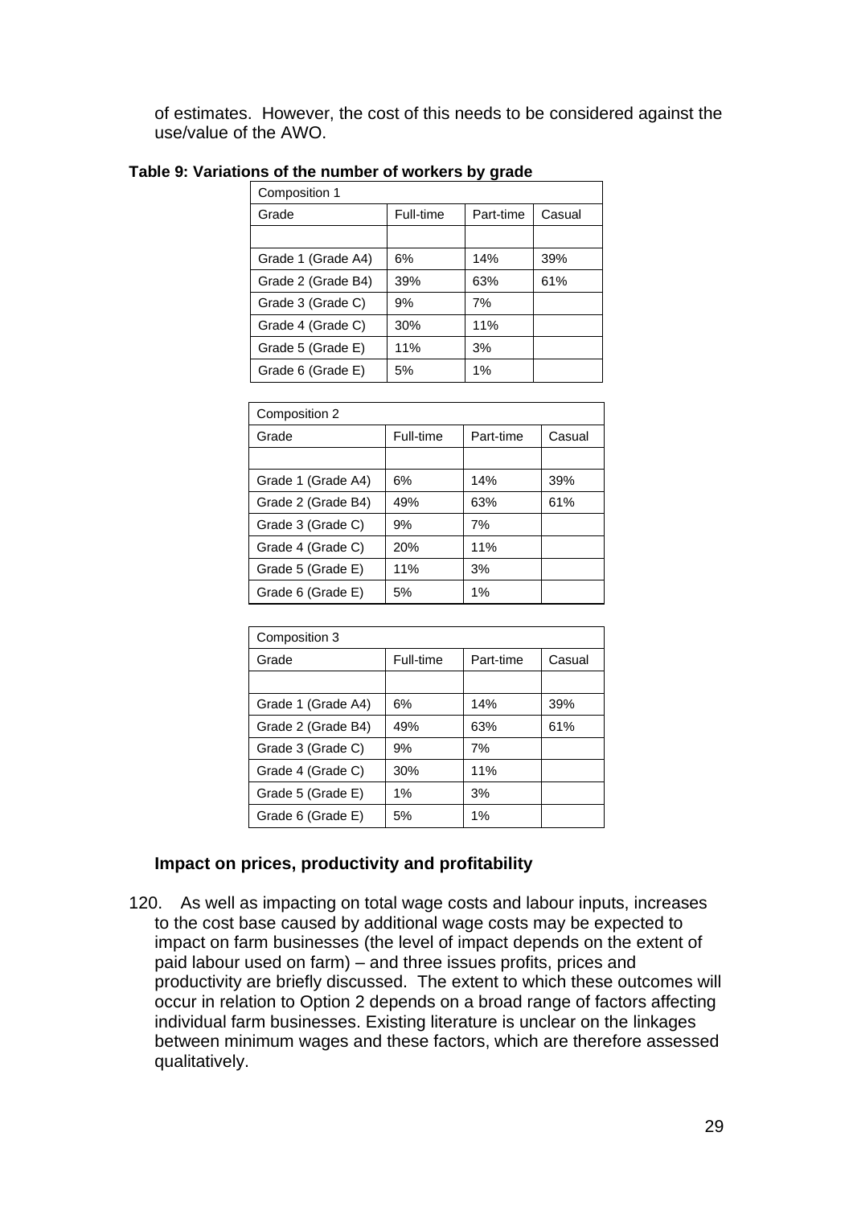of estimates. However, the cost of this needs to be considered against the use/value of the AWO.

**Table 9: Variations of the number of workers by grade**

| Composition 1 | | | |
|---|---|---|---|
| Grade | Full-time | Part-time | Casual |
| | | | |
| Grade 1 (Grade A4) | 6% | 14% | 39% |
| Grade 2 (Grade B4) | 39% | 63% | 61% |
| Grade 3 (Grade C) | 9% | 7% | |
| Grade 4 (Grade C) | 30% | 11% | |
| Grade 5 (Grade E) | 11% | 3% | |
| Grade 6 (Grade E) | 5% | 1% | |

| Composition 2 | | | |
|---|---|---|---|
| Grade | Full-time | Part-time | Casual |
| | | | |
| Grade 1 (Grade A4) | 6% | 14% | 39% |
| Grade 2 (Grade B4) | 49% | 63% | 61% |
| Grade 3 (Grade C) | 9% | 7% | |
| Grade 4 (Grade C) | 20% | 11% | |
| Grade 5 (Grade E) | 11% | 3% | |
| Grade 6 (Grade E) | 5% | 1% | |

| Composition 3 | | | |
|---|---|---|---|
| Grade | Full-time | Part-time | Casual |
| | | | |
| Grade 1 (Grade A4) | 6% | 14% | 39% |
| Grade 2 (Grade B4) | 49% | 63% | 61% |
| Grade 3 (Grade C) | 9% | 7% | |
| Grade 4 (Grade C) | 30% | 11% | |
| Grade 5 (Grade E) | 1% | 3% | |
| Grade 6 (Grade E) | 5% | 1% | |

### Impact on prices, productivity and profitability

120. As well as impacting on total wage costs and labour inputs, increases to the cost base caused by additional wage costs may be expected to impact on farm businesses (the level of impact depends on the extent of paid labour used on farm) – and three issues profits, prices and productivity are briefly discussed. The extent to which these outcomes will occur in relation to Option 2 depends on a broad range of factors affecting individual farm businesses. Existing literature is unclear on the linkages between minimum wages and these factors, which are therefore assessed qualitatively.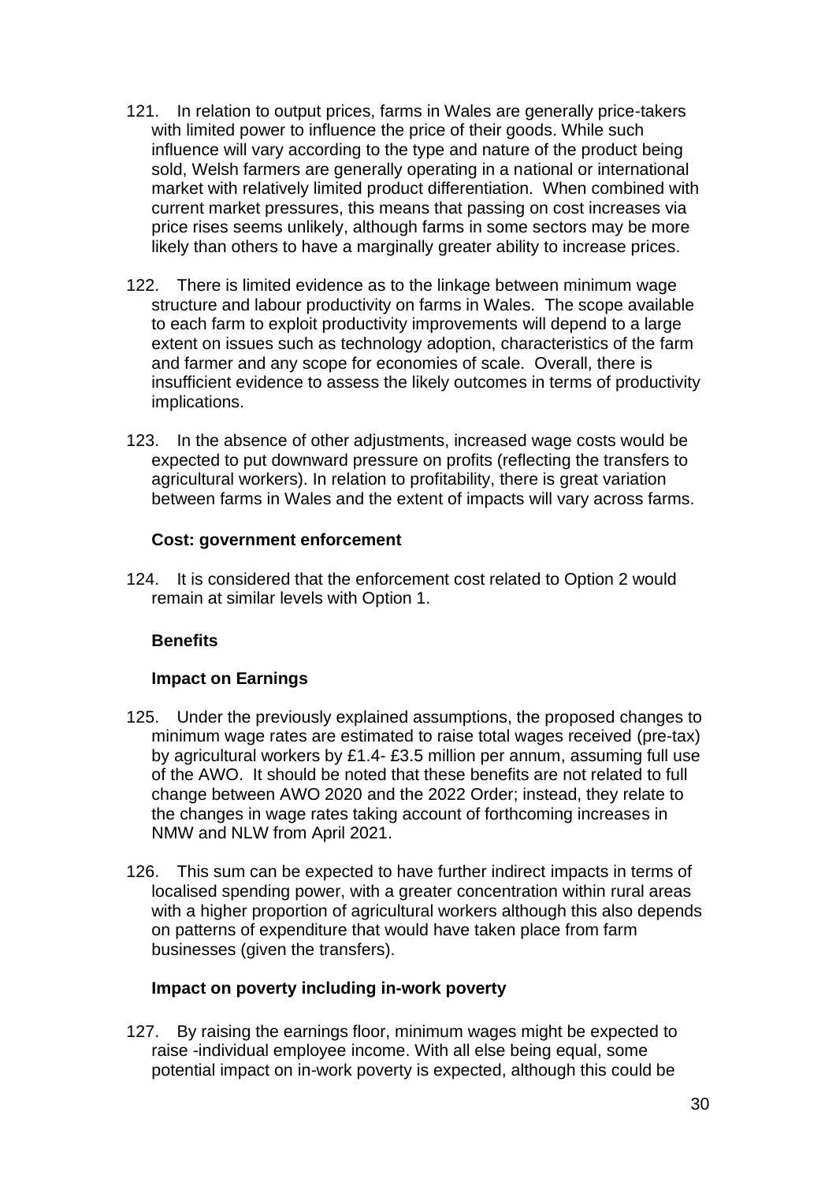121. In relation to output prices, farms in Wales are generally price-takers with limited power to influence the price of their goods. While such influence will vary according to the type and nature of the product being sold, Welsh farmers are generally operating in a national or international market with relatively limited product differentiation. When combined with current market pressures, this means that passing on cost increases via price rises seems unlikely, although farms in some sectors may be more likely than others to have a marginally greater ability to increase prices.

122. There is limited evidence as to the linkage between minimum wage structure and labour productivity on farms in Wales. The scope available to each farm to exploit productivity improvements will depend to a large extent on issues such as technology adoption, characteristics of the farm and farmer and any scope for economies of scale. Overall, there is insufficient evidence to assess the likely outcomes in terms of productivity implications.

123. In the absence of other adjustments, increased wage costs would be expected to put downward pressure on profits (reflecting the transfers to agricultural workers). In relation to profitability, there is great variation between farms in Wales and the extent of impacts will vary across farms.

**Cost: government enforcement**

124. It is considered that the enforcement cost related to Option 2 would remain at similar levels with Option 1.

**Benefits**

**Impact on Earnings**

125. Under the previously explained assumptions, the proposed changes to minimum wage rates are estimated to raise total wages received (pre-tax) by agricultural workers by £1.4- £3.5 million per annum, assuming full use of the AWO. It should be noted that these benefits are not related to full change between AWO 2020 and the 2022 Order; instead, they relate to the changes in wage rates taking account of forthcoming increases in NMW and NLW from April 2021.

126. This sum can be expected to have further indirect impacts in terms of localised spending power, with a greater concentration within rural areas with a higher proportion of agricultural workers although this also depends on patterns of expenditure that would have taken place from farm businesses (given the transfers).

**Impact on poverty including in-work poverty**

127. By raising the earnings floor, minimum wages might be expected to raise -individual employee income. With all else being equal, some potential impact on in-work poverty is expected, although this could be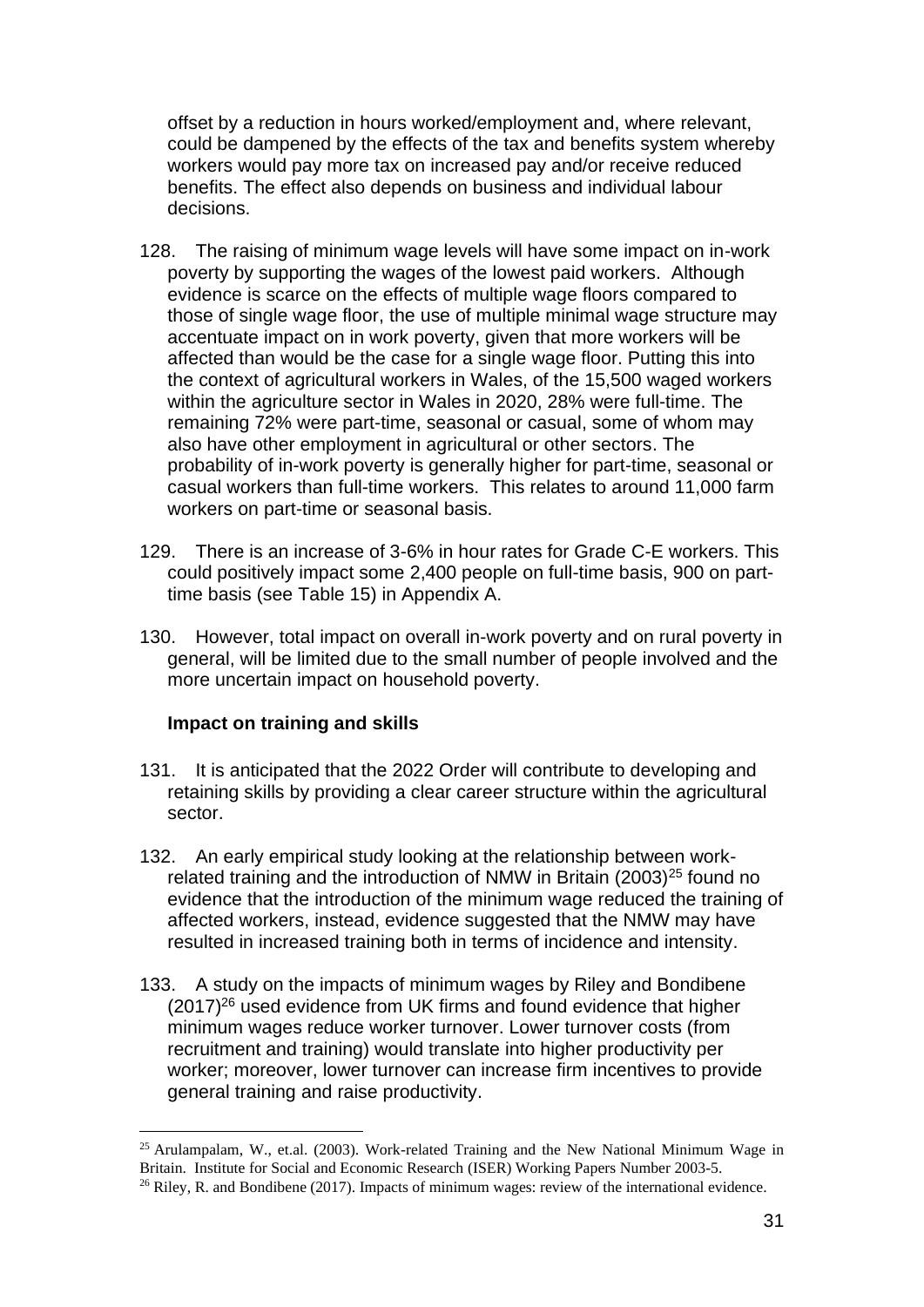offset by a reduction in hours worked/employment and, where relevant, could be dampened by the effects of the tax and benefits system whereby workers would pay more tax on increased pay and/or receive reduced benefits. The effect also depends on business and individual labour decisions.

128. The raising of minimum wage levels will have some impact on in-work poverty by supporting the wages of the lowest paid workers. Although evidence is scarce on the effects of multiple wage floors compared to those of single wage floor, the use of multiple minimal wage structure may accentuate impact on in work poverty, given that more workers will be affected than would be the case for a single wage floor. Putting this into the context of agricultural workers in Wales, of the 15,500 waged workers within the agriculture sector in Wales in 2020, 28% were full-time. The remaining 72% were part-time, seasonal or casual, some of whom may also have other employment in agricultural or other sectors. The probability of in-work poverty is generally higher for part-time, seasonal or casual workers than full-time workers. This relates to around 11,000 farm workers on part-time or seasonal basis.

129. There is an increase of 3-6% in hour rates for Grade C-E workers. This could positively impact some 2,400 people on full-time basis, 900 on part-time basis (see Table 15) in Appendix A.

130. However, total impact on overall in-work poverty and on rural poverty in general, will be limited due to the small number of people involved and the more uncertain impact on household poverty.

**Impact on training and skills**

131. It is anticipated that the 2022 Order will contribute to developing and retaining skills by providing a clear career structure within the agricultural sector.

132. An early empirical study looking at the relationship between work-related training and the introduction of NMW in Britain (2003)[25] found no evidence that the introduction of the minimum wage reduced the training of affected workers, instead, evidence suggested that the NMW may have resulted in increased training both in terms of incidence and intensity.

133. A study on the impacts of minimum wages by Riley and Bondibene (2017)[26] used evidence from UK firms and found evidence that higher minimum wages reduce worker turnover. Lower turnover costs (from recruitment and training) would translate into higher productivity per worker; moreover, lower turnover can increase firm incentives to provide general training and raise productivity.

[25] Arulampalam, W., et.al. (2003). Work-related Training and the New National Minimum Wage in Britain. Institute for Social and Economic Research (ISER) Working Papers Number 2003-5.

[26] Riley, R. and Bondibene (2017). Impacts of minimum wages: review of the international evidence.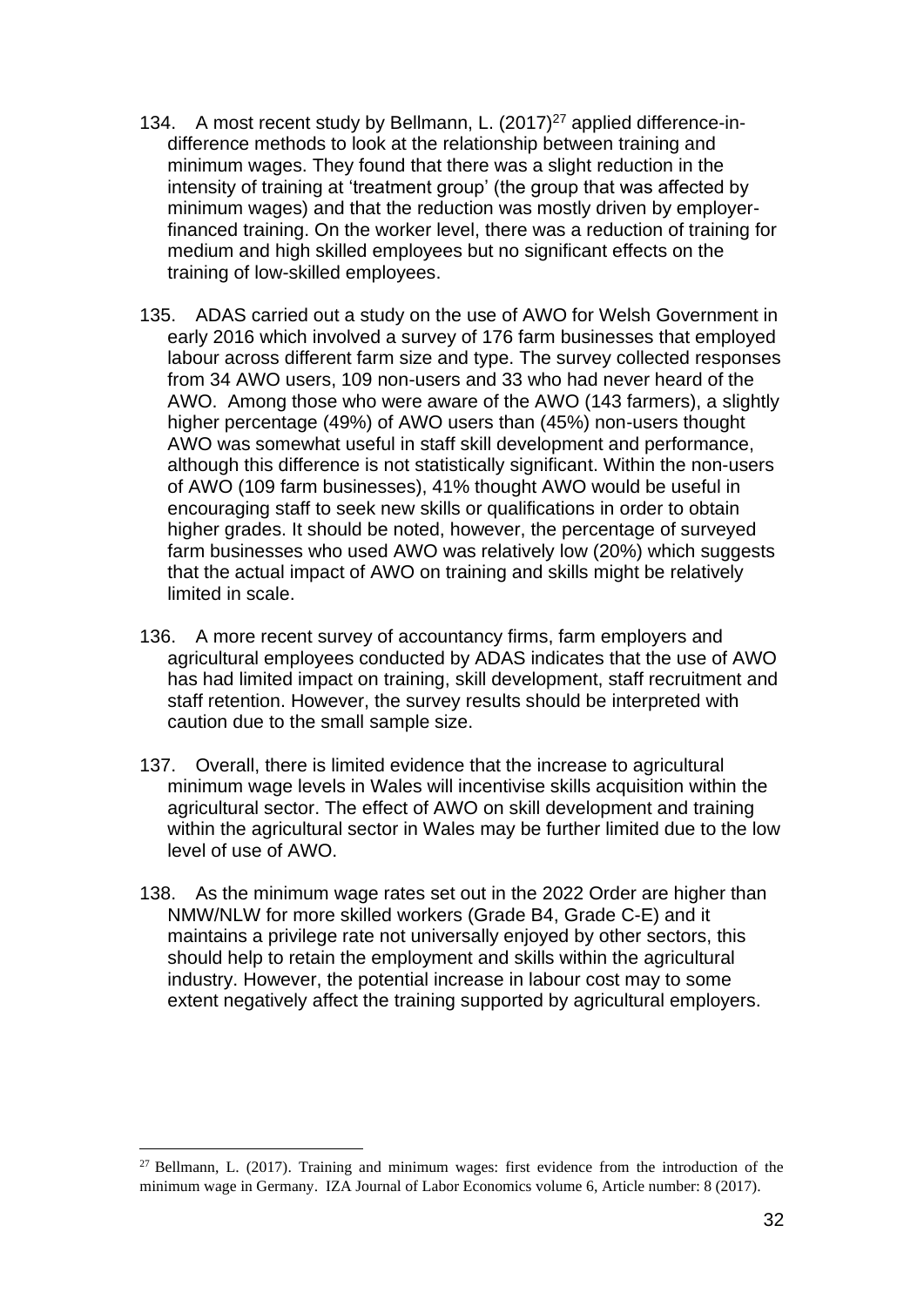134. A most recent study by Bellmann, L. (2017)[27] applied difference-in-difference methods to look at the relationship between training and minimum wages. They found that there was a slight reduction in the intensity of training at 'treatment group' (the group that was affected by minimum wages) and that the reduction was mostly driven by employer-financed training. On the worker level, there was a reduction of training for medium and high skilled employees but no significant effects on the training of low-skilled employees.

135. ADAS carried out a study on the use of AWO for Welsh Government in early 2016 which involved a survey of 176 farm businesses that employed labour across different farm size and type. The survey collected responses from 34 AWO users, 109 non-users and 33 who had never heard of the AWO. Among those who were aware of the AWO (143 farmers), a slightly higher percentage (49%) of AWO users than (45%) non-users thought AWO was somewhat useful in staff skill development and performance, although this difference is not statistically significant. Within the non-users of AWO (109 farm businesses), 41% thought AWO would be useful in encouraging staff to seek new skills or qualifications in order to obtain higher grades. It should be noted, however, the percentage of surveyed farm businesses who used AWO was relatively low (20%) which suggests that the actual impact of AWO on training and skills might be relatively limited in scale.

136. A more recent survey of accountancy firms, farm employers and agricultural employees conducted by ADAS indicates that the use of AWO has had limited impact on training, skill development, staff recruitment and staff retention. However, the survey results should be interpreted with caution due to the small sample size.

137. Overall, there is limited evidence that the increase to agricultural minimum wage levels in Wales will incentivise skills acquisition within the agricultural sector. The effect of AWO on skill development and training within the agricultural sector in Wales may be further limited due to the low level of use of AWO.

138. As the minimum wage rates set out in the 2022 Order are higher than NMW/NLW for more skilled workers (Grade B4, Grade C-E) and it maintains a privilege rate not universally enjoyed by other sectors, this should help to retain the employment and skills within the agricultural industry. However, the potential increase in labour cost may to some extent negatively affect the training supported by agricultural employers.

---

[27] Bellmann, L. (2017). Training and minimum wages: first evidence from the introduction of the minimum wage in Germany. IZA Journal of Labor Economics volume 6, Article number: 8 (2017).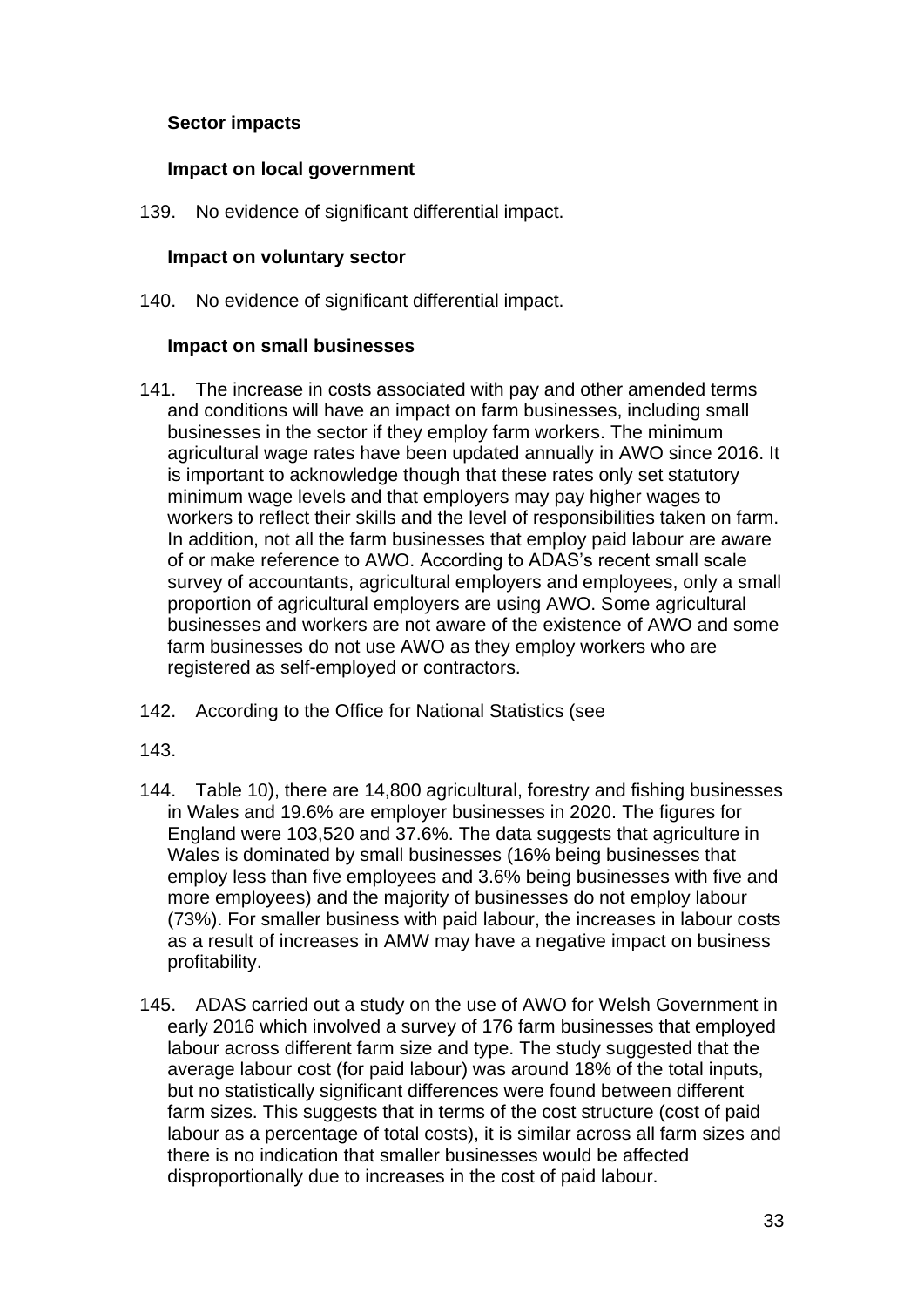### Sector impacts

#### Impact on local government

139. No evidence of significant differential impact.

#### Impact on voluntary sector

140. No evidence of significant differential impact.

#### Impact on small businesses

141. The increase in costs associated with pay and other amended terms and conditions will have an impact on farm businesses, including small businesses in the sector if they employ farm workers. The minimum agricultural wage rates have been updated annually in AWO since 2016. It is important to acknowledge though that these rates only set statutory minimum wage levels and that employers may pay higher wages to workers to reflect their skills and the level of responsibilities taken on farm. In addition, not all the farm businesses that employ paid labour are aware of or make reference to AWO. According to ADAS's recent small scale survey of accountants, agricultural employers and employees, only a small proportion of agricultural employers are using AWO. Some agricultural businesses and workers are not aware of the existence of AWO and some farm businesses do not use AWO as they employ workers who are registered as self-employed or contractors.

142. According to the Office for National Statistics (see

143.

144. Table 10), there are 14,800 agricultural, forestry and fishing businesses in Wales and 19.6% are employer businesses in 2020. The figures for England were 103,520 and 37.6%. The data suggests that agriculture in Wales is dominated by small businesses (16% being businesses that employ less than five employees and 3.6% being businesses with five and more employees) and the majority of businesses do not employ labour (73%). For smaller business with paid labour, the increases in labour costs as a result of increases in AMW may have a negative impact on business profitability.

145. ADAS carried out a study on the use of AWO for Welsh Government in early 2016 which involved a survey of 176 farm businesses that employed labour across different farm size and type. The study suggested that the average labour cost (for paid labour) was around 18% of the total inputs, but no statistically significant differences were found between different farm sizes. This suggests that in terms of the cost structure (cost of paid labour as a percentage of total costs), it is similar across all farm sizes and there is no indication that smaller businesses would be affected disproportionally due to increases in the cost of paid labour.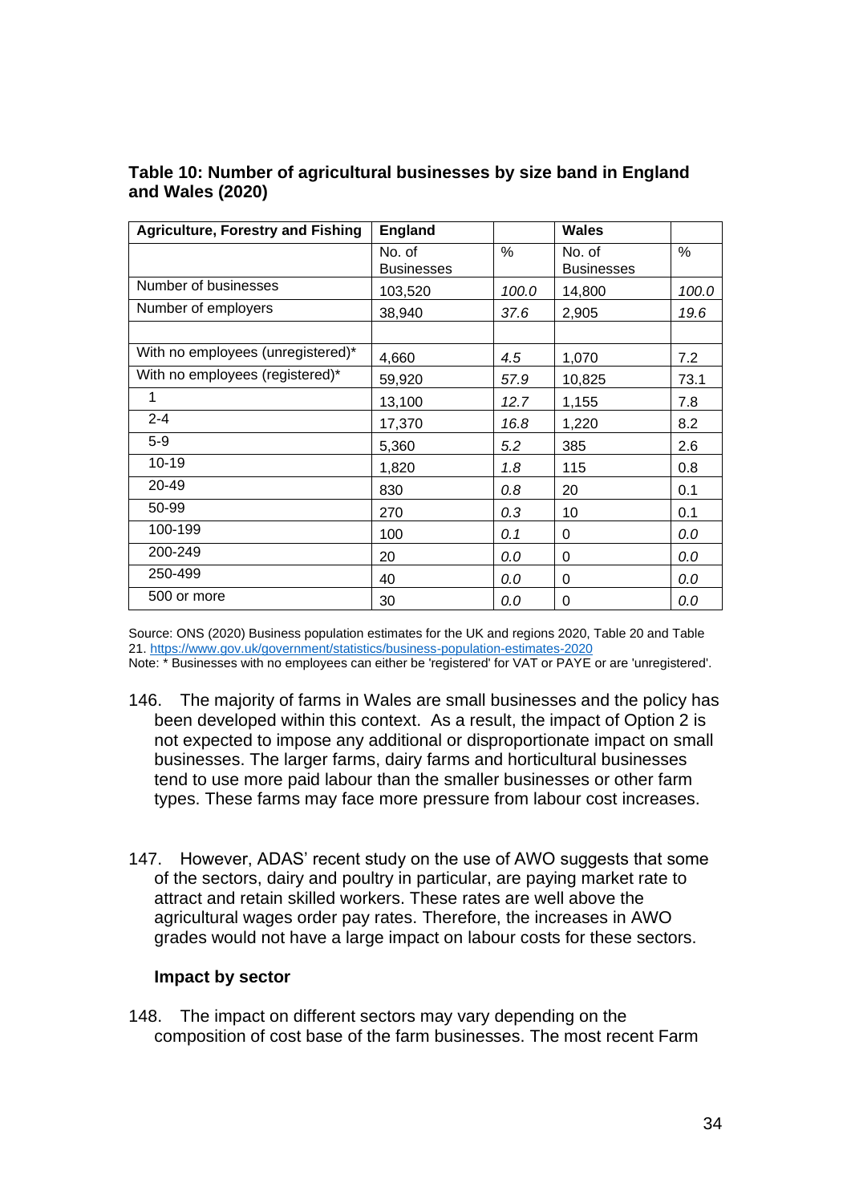**Table 10: Number of agricultural businesses by size band in England and Wales (2020)**

| Agriculture, Forestry and Fishing | England | | Wales | |
|---|---|---|---|---|
| | No. of Businesses | % | No. of Businesses | % |
| Number of businesses | 103,520 | *100.0* | 14,800 | *100.0* |
| Number of employers | 38,940 | *37.6* | 2,905 | *19.6* |
| | | | | |
| With no employees (unregistered)* | 4,660 | *4.5* | 1,070 | 7.2 |
| With no employees (registered)* | 59,920 | *57.9* | 10,825 | 73.1 |
| 1 | 13,100 | *12.7* | 1,155 | 7.8 |
| 2-4 | 17,370 | *16.8* | 1,220 | 8.2 |
| 5-9 | 5,360 | *5.2* | 385 | 2.6 |
| 10-19 | 1,820 | *1.8* | 115 | 0.8 |
| 20-49 | 830 | *0.8* | 20 | 0.1 |
| 50-99 | 270 | *0.3* | 10 | 0.1 |
| 100-199 | 100 | *0.1* | 0 | *0.0* |
| 200-249 | 20 | *0.0* | 0 | *0.0* |
| 250-499 | 40 | *0.0* | 0 | *0.0* |
| 500 or more | 30 | *0.0* | 0 | *0.0* |

Source: ONS (2020) Business population estimates for the UK and regions 2020, Table 20 and Table 21. https://www.gov.uk/government/statistics/business-population-estimates-2020
Note: * Businesses with no employees can either be 'registered' for VAT or PAYE or are 'unregistered'.

146. The majority of farms in Wales are small businesses and the policy has been developed within this context. As a result, the impact of Option 2 is not expected to impose any additional or disproportionate impact on small businesses. The larger farms, dairy farms and horticultural businesses tend to use more paid labour than the smaller businesses or other farm types. These farms may face more pressure from labour cost increases.

147. However, ADAS' recent study on the use of AWO suggests that some of the sectors, dairy and poultry in particular, are paying market rate to attract and retain skilled workers. These rates are well above the agricultural wages order pay rates. Therefore, the increases in AWO grades would not have a large impact on labour costs for these sectors.

**Impact by sector**

148. The impact on different sectors may vary depending on the composition of cost base of the farm businesses. The most recent Farm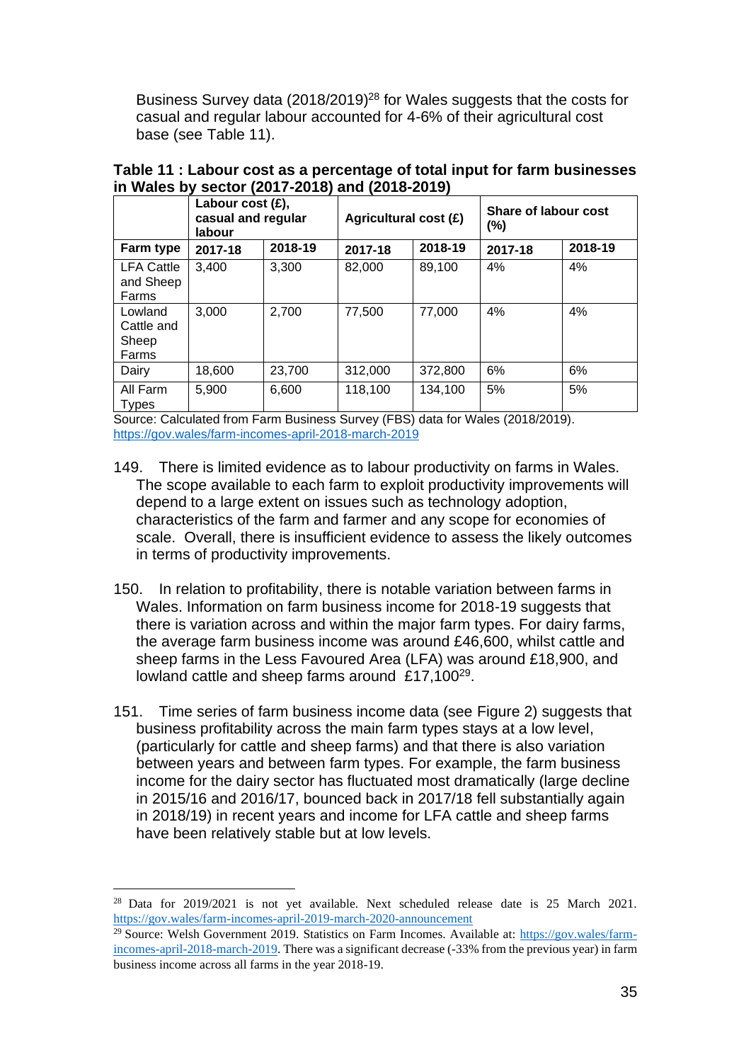Business Survey data (2018/2019)[28] for Wales suggests that the costs for casual and regular labour accounted for 4-6% of their agricultural cost base (see Table 11).

**Table 11 : Labour cost as a percentage of total input for farm businesses in Wales by sector (2017-2018) and (2018-2019)**

| | Labour cost (£), casual and regular labour | | Agricultural cost (£) | | Share of labour cost (%) | |
|---|---|---|---|---|---|---|
| **Farm type** | **2017-18** | **2018-19** | **2017-18** | **2018-19** | **2017-18** | **2018-19** |
| LFA Cattle and Sheep Farms | 3,400 | 3,300 | 82,000 | 89,100 | 4% | 4% |
| Lowland Cattle and Sheep Farms | 3,000 | 2,700 | 77,500 | 77,000 | 4% | 4% |
| Dairy | 18,600 | 23,700 | 312,000 | 372,800 | 6% | 6% |
| All Farm Types | 5,900 | 6,600 | 118,100 | 134,100 | 5% | 5% |

Source: Calculated from Farm Business Survey (FBS) data for Wales (2018/2019). https://gov.wales/farm-incomes-april-2018-march-2019

149. There is limited evidence as to labour productivity on farms in Wales. The scope available to each farm to exploit productivity improvements will depend to a large extent on issues such as technology adoption, characteristics of the farm and farmer and any scope for economies of scale. Overall, there is insufficient evidence to assess the likely outcomes in terms of productivity improvements.

150. In relation to profitability, there is notable variation between farms in Wales. Information on farm business income for 2018-19 suggests that there is variation across and within the major farm types. For dairy farms, the average farm business income was around £46,600, whilst cattle and sheep farms in the Less Favoured Area (LFA) was around £18,900, and lowland cattle and sheep farms around £17,100[29].

151. Time series of farm business income data (see Figure 2) suggests that business profitability across the main farm types stays at a low level, (particularly for cattle and sheep farms) and that there is also variation between years and between farm types. For example, the farm business income for the dairy sector has fluctuated most dramatically (large decline in 2015/16 and 2016/17, bounced back in 2017/18 fell substantially again in 2018/19) in recent years and income for LFA cattle and sheep farms have been relatively stable but at low levels.

---

[28] Data for 2019/2021 is not yet available. Next scheduled release date is 25 March 2021. https://gov.wales/farm-incomes-april-2019-march-2020-announcement

[29] Source: Welsh Government 2019. Statistics on Farm Incomes. Available at: https://gov.wales/farm-incomes-april-2018-march-2019. There was a significant decrease (-33% from the previous year) in farm business income across all farms in the year 2018-19.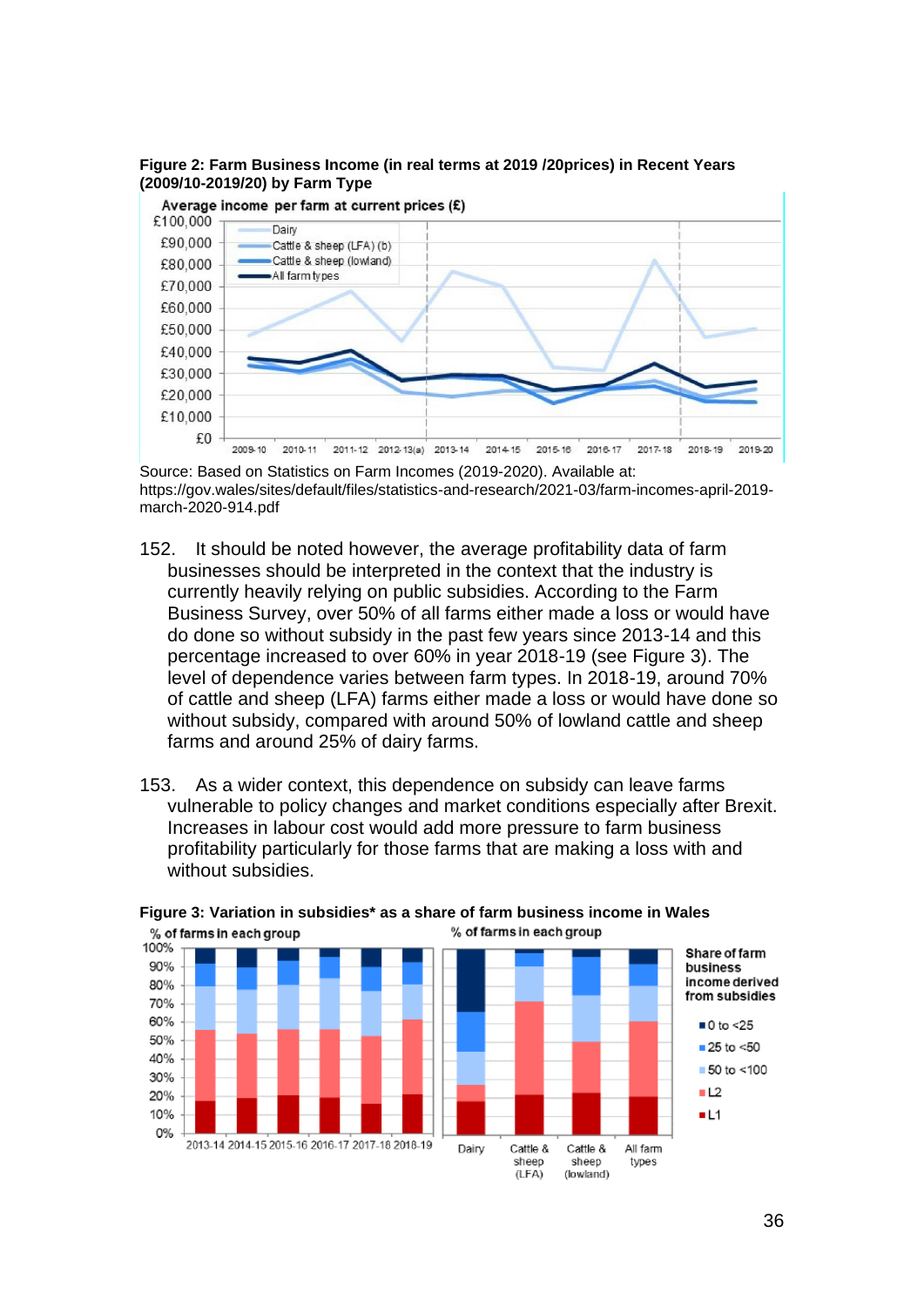**Figure 2: Farm Business Income (in real terms at 2019 /20prices) in Recent Years (2009/10-2019/20) by Farm Type**

Source: Based on Statistics on Farm Incomes (2019-2020). Available at: https://gov.wales/sites/default/files/statistics-and-research/2021-03/farm-incomes-april-2019-march-2020-914.pdf

152. It should be noted however, the average profitability data of farm businesses should be interpreted in the context that the industry is currently heavily relying on public subsidies. According to the Farm Business Survey, over 50% of all farms either made a loss or would have do done so without subsidy in the past few years since 2013-14 and this percentage increased to over 60% in year 2018-19 (see Figure 3). The level of dependence varies between farm types. In 2018-19, around 70% of cattle and sheep (LFA) farms either made a loss or would have done so without subsidy, compared with around 50% of lowland cattle and sheep farms and around 25% of dairy farms.

153. As a wider context, this dependence on subsidy can leave farms vulnerable to policy changes and market conditions especially after Brexit. Increases in labour cost would add more pressure to farm business profitability particularly for those farms that are making a loss with and without subsidies.

**Figure 3: Variation in subsidies\* as a share of farm business income in Wales**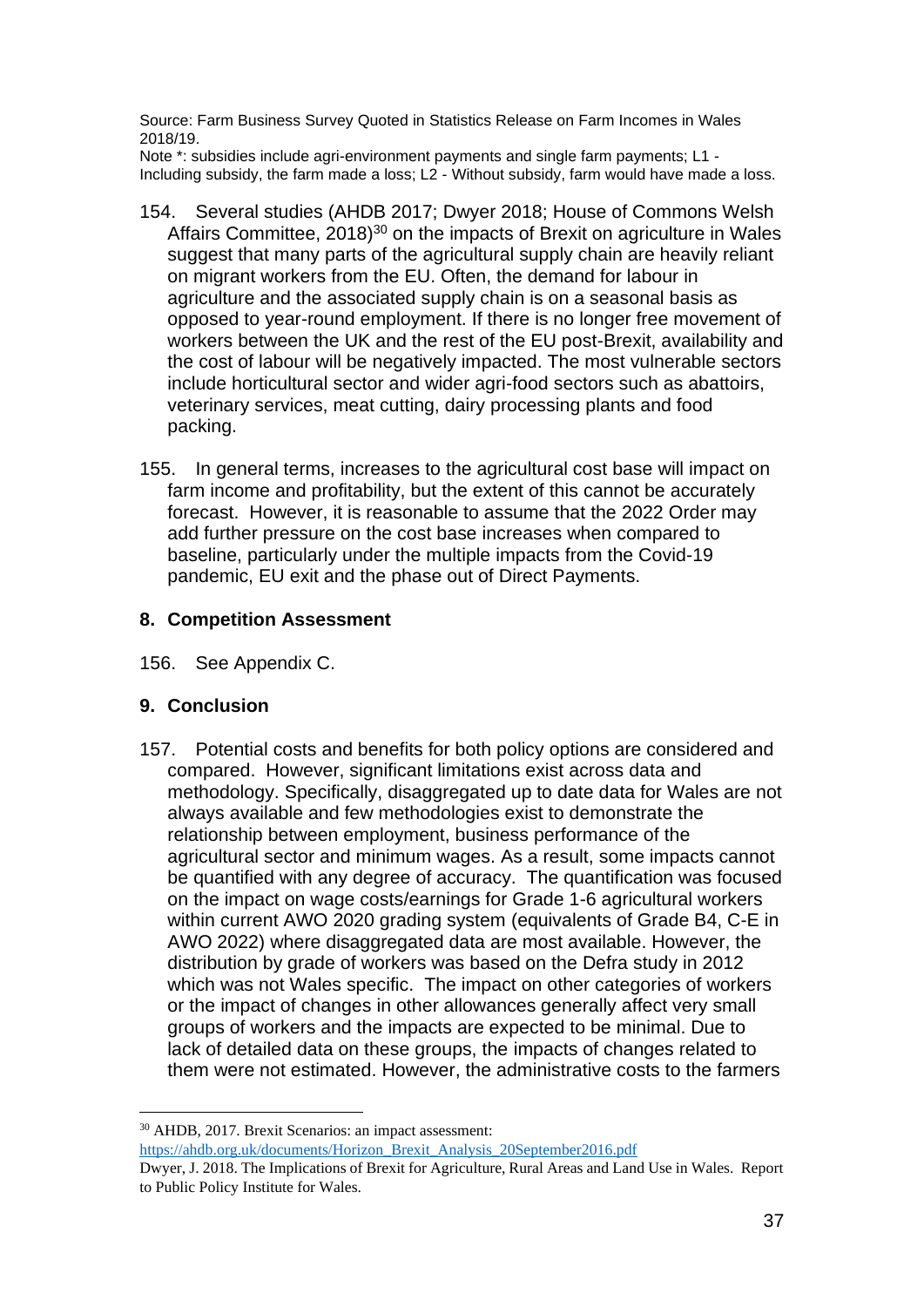Source: Farm Business Survey Quoted in Statistics Release on Farm Incomes in Wales 2018/19.
Note *: subsidies include agri-environment payments and single farm payments; L1 - Including subsidy, the farm made a loss; L2 - Without subsidy, farm would have made a loss.

154. Several studies (AHDB 2017; Dwyer 2018; House of Commons Welsh Affairs Committee, 2018)[30] on the impacts of Brexit on agriculture in Wales suggest that many parts of the agricultural supply chain are heavily reliant on migrant workers from the EU. Often, the demand for labour in agriculture and the associated supply chain is on a seasonal basis as opposed to year-round employment. If there is no longer free movement of workers between the UK and the rest of the EU post-Brexit, availability and the cost of labour will be negatively impacted. The most vulnerable sectors include horticultural sector and wider agri-food sectors such as abattoirs, veterinary services, meat cutting, dairy processing plants and food packing.

155. In general terms, increases to the agricultural cost base will impact on farm income and profitability, but the extent of this cannot be accurately forecast. However, it is reasonable to assume that the 2022 Order may add further pressure on the cost base increases when compared to baseline, particularly under the multiple impacts from the Covid-19 pandemic, EU exit and the phase out of Direct Payments.

## 8. Competition Assessment

156. See Appendix C.

## 9. Conclusion

157. Potential costs and benefits for both policy options are considered and compared. However, significant limitations exist across data and methodology. Specifically, disaggregated up to date data for Wales are not always available and few methodologies exist to demonstrate the relationship between employment, business performance of the agricultural sector and minimum wages. As a result, some impacts cannot be quantified with any degree of accuracy. The quantification was focused on the impact on wage costs/earnings for Grade 1-6 agricultural workers within current AWO 2020 grading system (equivalents of Grade B4, C-E in AWO 2022) where disaggregated data are most available. However, the distribution by grade of workers was based on the Defra study in 2012 which was not Wales specific. The impact on other categories of workers or the impact of changes in other allowances generally affect very small groups of workers and the impacts are expected to be minimal. Due to lack of detailed data on these groups, the impacts of changes related to them were not estimated. However, the administrative costs to the farmers

---

[30] AHDB, 2017. Brexit Scenarios: an impact assessment: https://ahdb.org.uk/documents/Horizon_Brexit_Analysis_20September2016.pdf
Dwyer, J. 2018. The Implications of Brexit for Agriculture, Rural Areas and Land Use in Wales. Report to Public Policy Institute for Wales.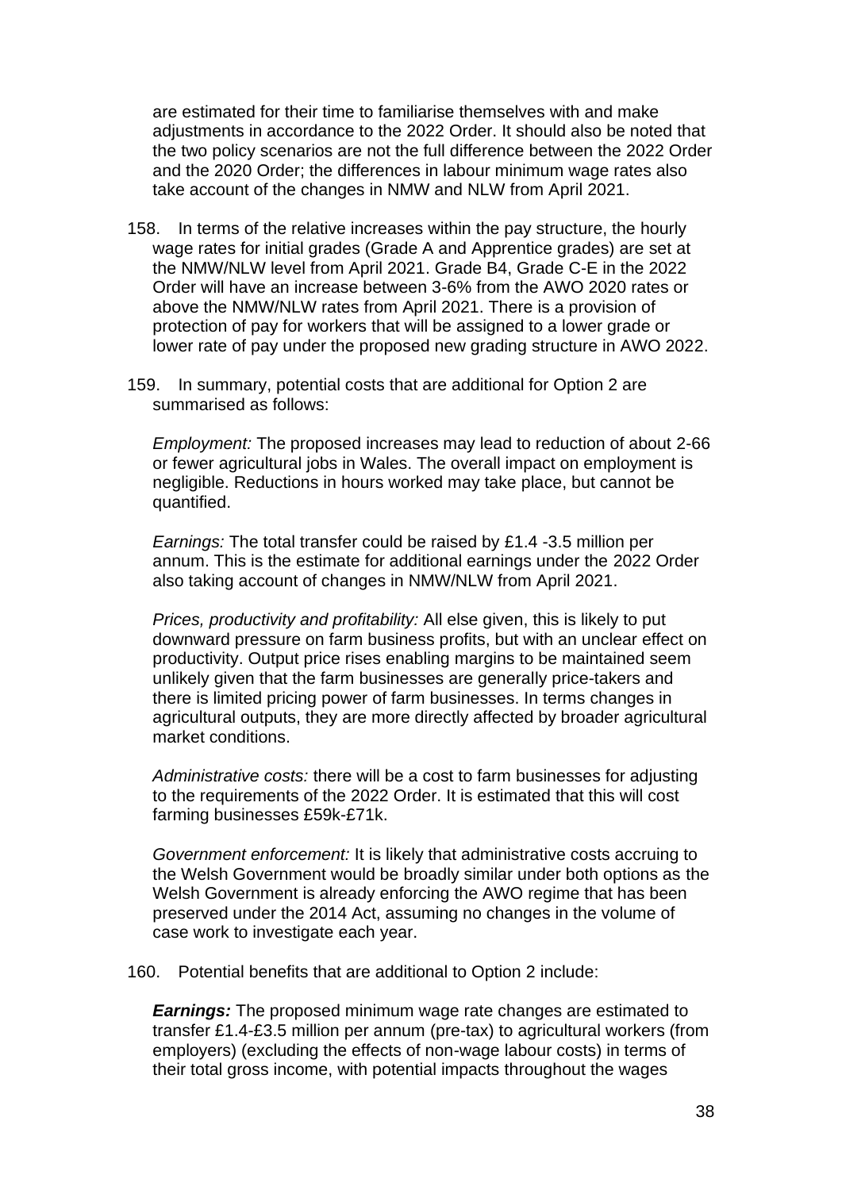are estimated for their time to familiarise themselves with and make adjustments in accordance to the 2022 Order. It should also be noted that the two policy scenarios are not the full difference between the 2022 Order and the 2020 Order; the differences in labour minimum wage rates also take account of the changes in NMW and NLW from April 2021.

158. In terms of the relative increases within the pay structure, the hourly wage rates for initial grades (Grade A and Apprentice grades) are set at the NMW/NLW level from April 2021. Grade B4, Grade C-E in the 2022 Order will have an increase between 3-6% from the AWO 2020 rates or above the NMW/NLW rates from April 2021. There is a provision of protection of pay for workers that will be assigned to a lower grade or lower rate of pay under the proposed new grading structure in AWO 2022.

159. In summary, potential costs that are additional for Option 2 are summarised as follows:

*Employment:* The proposed increases may lead to reduction of about 2-66 or fewer agricultural jobs in Wales. The overall impact on employment is negligible. Reductions in hours worked may take place, but cannot be quantified.

*Earnings:* The total transfer could be raised by £1.4 -3.5 million per annum. This is the estimate for additional earnings under the 2022 Order also taking account of changes in NMW/NLW from April 2021.

*Prices, productivity and profitability:* All else given, this is likely to put downward pressure on farm business profits, but with an unclear effect on productivity. Output price rises enabling margins to be maintained seem unlikely given that the farm businesses are generally price-takers and there is limited pricing power of farm businesses. In terms changes in agricultural outputs, they are more directly affected by broader agricultural market conditions.

*Administrative costs:* there will be a cost to farm businesses for adjusting to the requirements of the 2022 Order. It is estimated that this will cost farming businesses £59k-£71k.

*Government enforcement:* It is likely that administrative costs accruing to the Welsh Government would be broadly similar under both options as the Welsh Government is already enforcing the AWO regime that has been preserved under the 2014 Act, assuming no changes in the volume of case work to investigate each year.

160. Potential benefits that are additional to Option 2 include:

***Earnings:*** The proposed minimum wage rate changes are estimated to transfer £1.4-£3.5 million per annum (pre-tax) to agricultural workers (from employers) (excluding the effects of non-wage labour costs) in terms of their total gross income, with potential impacts throughout the wages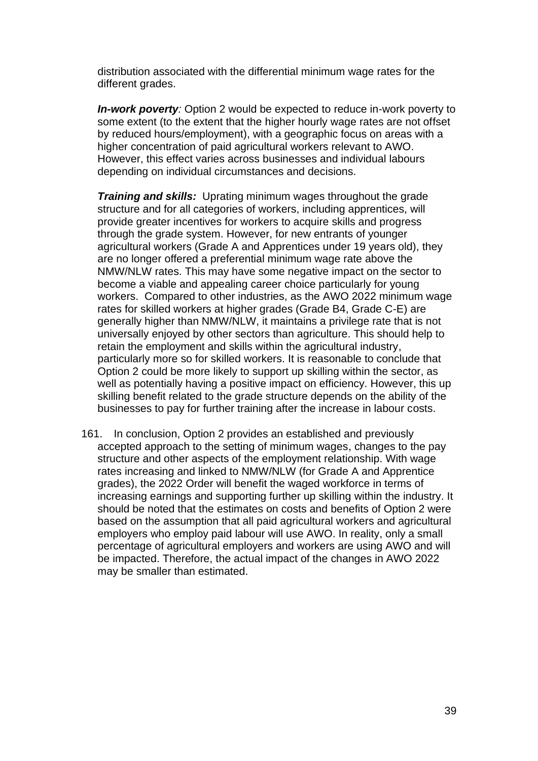distribution associated with the differential minimum wage rates for the different grades.

***In-work poverty**:* Option 2 would be expected to reduce in-work poverty to some extent (to the extent that the higher hourly wage rates are not offset by reduced hours/employment), with a geographic focus on areas with a higher concentration of paid agricultural workers relevant to AWO. However, this effect varies across businesses and individual labours depending on individual circumstances and decisions.

***Training and skills:*** Uprating minimum wages throughout the grade structure and for all categories of workers, including apprentices, will provide greater incentives for workers to acquire skills and progress through the grade system. However, for new entrants of younger agricultural workers (Grade A and Apprentices under 19 years old), they are no longer offered a preferential minimum wage rate above the NMW/NLW rates. This may have some negative impact on the sector to become a viable and appealing career choice particularly for young workers. Compared to other industries, as the AWO 2022 minimum wage rates for skilled workers at higher grades (Grade B4, Grade C-E) are generally higher than NMW/NLW, it maintains a privilege rate that is not universally enjoyed by other sectors than agriculture. This should help to retain the employment and skills within the agricultural industry, particularly more so for skilled workers. It is reasonable to conclude that Option 2 could be more likely to support up skilling within the sector, as well as potentially having a positive impact on efficiency. However, this up skilling benefit related to the grade structure depends on the ability of the businesses to pay for further training after the increase in labour costs.

161. In conclusion, Option 2 provides an established and previously accepted approach to the setting of minimum wages, changes to the pay structure and other aspects of the employment relationship. With wage rates increasing and linked to NMW/NLW (for Grade A and Apprentice grades), the 2022 Order will benefit the waged workforce in terms of increasing earnings and supporting further up skilling within the industry. It should be noted that the estimates on costs and benefits of Option 2 were based on the assumption that all paid agricultural workers and agricultural employers who employ paid labour will use AWO. In reality, only a small percentage of agricultural employers and workers are using AWO and will be impacted. Therefore, the actual impact of the changes in AWO 2022 may be smaller than estimated.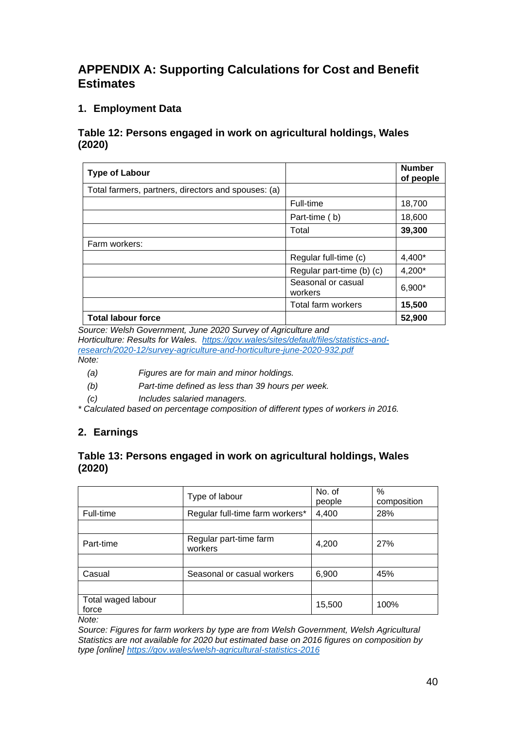# APPENDIX A: Supporting Calculations for Cost and Benefit Estimates

## 1. Employment Data

### Table 12: Persons engaged in work on agricultural holdings, Wales (2020)

| Type of Labour | | Number of people |
|---|---|---|
| Total farmers, partners, directors and spouses: (a) | | |
| | Full-time | 18,700 |
| | Part-time ( b) | 18,600 |
| | Total | **39,300** |
| Farm workers: | | |
| | Regular full-time (c) | 4,400* |
| | Regular part-time (b) (c) | 4,200* |
| | Seasonal or casual workers | 6,900* |
| | Total farm workers | **15,500** |
| **Total labour force** | | **52,900** |

*Source: Welsh Government, June 2020 Survey of Agriculture and Horticulture: Results for Wales. https://gov.wales/sites/default/files/statistics-and-research/2020-12/survey-agriculture-and-horticulture-june-2020-932.pdf*

*Note:*

- *(a) Figures are for main and minor holdings.*
- *(b) Part-time defined as less than 39 hours per week.*
- *(c) Includes salaried managers.*

** Calculated based on percentage composition of different types of workers in 2016.*

## 2. Earnings

### Table 13: Persons engaged in work on agricultural holdings, Wales (2020)

| | Type of labour | No. of people | % composition |
|---|---|---|---|
| Full-time | Regular full-time farm workers* | 4,400 | 28% |
| | | | |
| Part-time | Regular part-time farm workers | 4,200 | 27% |
| | | | |
| Casual | Seasonal or casual workers | 6,900 | 45% |
| | | | |
| Total waged labour force | | 15,500 | 100% |

*Note:*

*Source: Figures for farm workers by type are from Welsh Government, Welsh Agricultural Statistics are not available for 2020 but estimated base on 2016 figures on composition by type [online] https://gov.wales/welsh-agricultural-statistics-2016*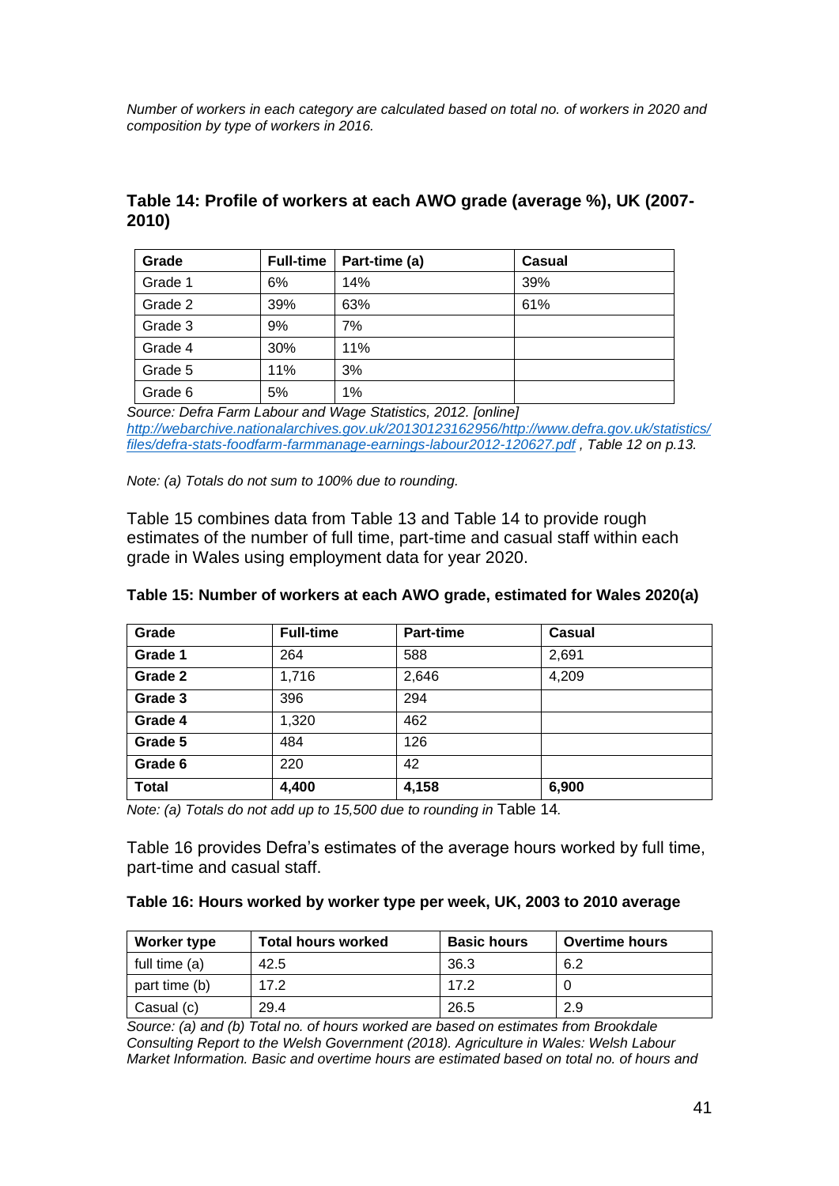*Number of workers in each category are calculated based on total no. of workers in 2020 and composition by type of workers in 2016.*

### Table 14: Profile of workers at each AWO grade (average %), UK (2007-2010)

| Grade | Full-time | Part-time (a) | Casual |
|---|---|---|---|
| Grade 1 | 6% | 14% | 39% |
| Grade 2 | 39% | 63% | 61% |
| Grade 3 | 9% | 7% | |
| Grade 4 | 30% | 11% | |
| Grade 5 | 11% | 3% | |
| Grade 6 | 5% | 1% | |

*Source: Defra Farm Labour and Wage Statistics, 2012. [online] [http://webarchive.nationalarchives.gov.uk/20130123162956/http://www.defra.gov.uk/statistics/files/defra-stats-foodfarm-farmmanage-earnings-labour2012-120627.pdf](http://webarchive.nationalarchives.gov.uk/20130123162956/http://www.defra.gov.uk/statistics/files/defra-stats-foodfarm-farmmanage-earnings-labour2012-120627.pdf) , Table 12 on p.13.*

*Note: (a) Totals do not sum to 100% due to rounding.*

Table 15 combines data from Table 13 and Table 14 to provide rough estimates of the number of full time, part-time and casual staff within each grade in Wales using employment data for year 2020.

**Table 15: Number of workers at each AWO grade, estimated for Wales 2020(a)**

| Grade | Full-time | Part-time | Casual |
|---|---|---|---|
| **Grade 1** | 264 | 588 | 2,691 |
| **Grade 2** | 1,716 | 2,646 | 4,209 |
| **Grade 3** | 396 | 294 | |
| **Grade 4** | 1,320 | 462 | |
| **Grade 5** | 484 | 126 | |
| **Grade 6** | 220 | 42 | |
| **Total** | **4,400** | **4,158** | **6,900** |

*Note: (a) Totals do not add up to 15,500 due to rounding in* Table 14*.*

Table 16 provides Defra's estimates of the average hours worked by full time, part-time and casual staff.

**Table 16: Hours worked by worker type per week, UK, 2003 to 2010 average**

| Worker type | Total hours worked | Basic hours | Overtime hours |
|---|---|---|---|
| full time (a) | 42.5 | 36.3 | 6.2 |
| part time (b) | 17.2 | 17.2 | 0 |
| Casual (c) | 29.4 | 26.5 | 2.9 |

*Source: (a) and (b) Total no. of hours worked are based on estimates from Brookdale Consulting Report to the Welsh Government (2018). Agriculture in Wales: Welsh Labour Market Information. Basic and overtime hours are estimated based on total no. of hours and*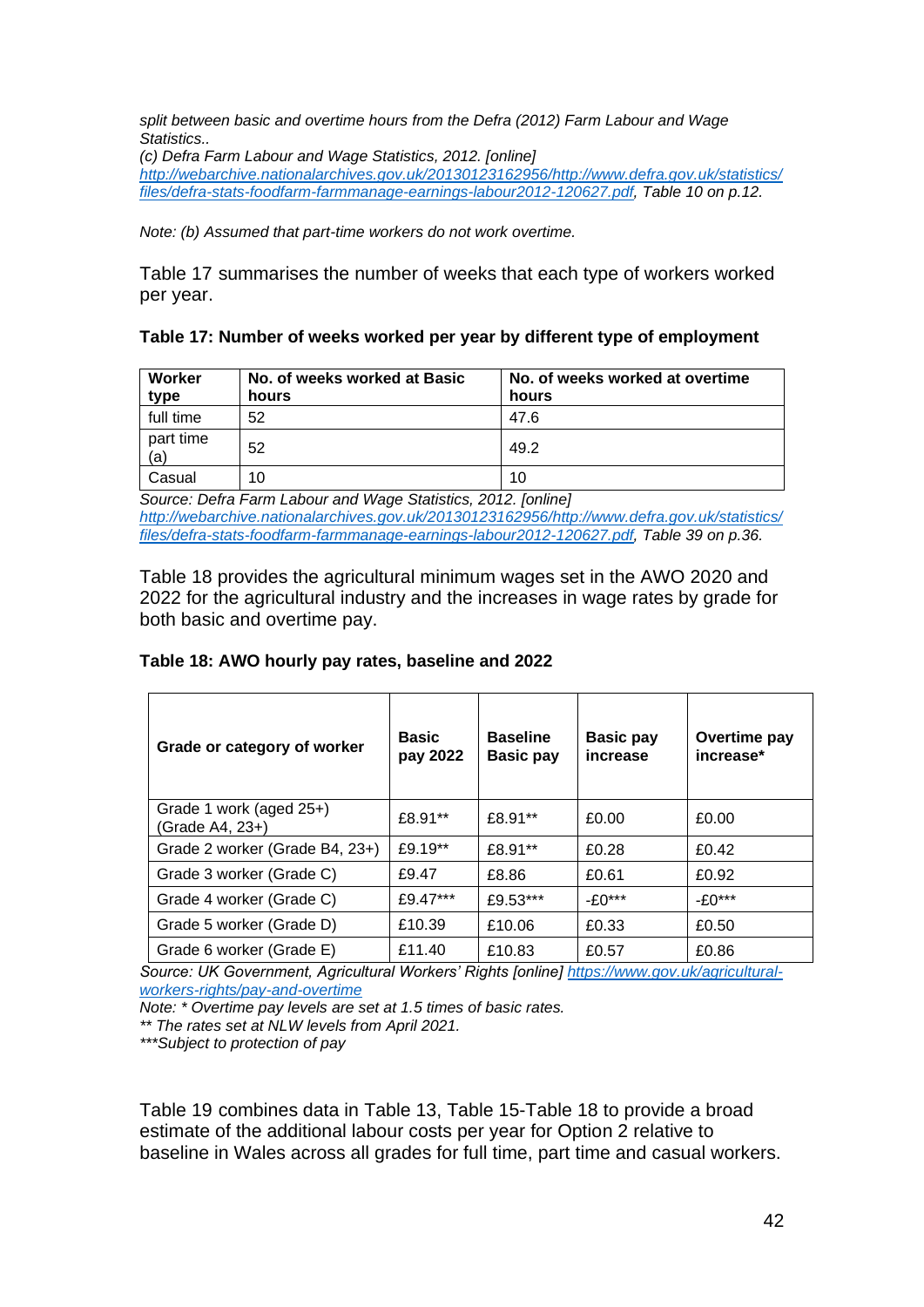*split between basic and overtime hours from the Defra (2012) Farm Labour and Wage Statistics..*

*(c) Defra Farm Labour and Wage Statistics, 2012. [online] [http://webarchive.nationalarchives.gov.uk/20130123162956/http://www.defra.gov.uk/statistics/files/defra-stats-foodfarm-farmmanage-earnings-labour2012-120627.pdf](http://webarchive.nationalarchives.gov.uk/20130123162956/http://www.defra.gov.uk/statistics/files/defra-stats-foodfarm-farmmanage-earnings-labour2012-120627.pdf), Table 10 on p.12.*

*Note: (b) Assumed that part-time workers do not work overtime.*

Table 17 summarises the number of weeks that each type of workers worked per year.

**Table 17: Number of weeks worked per year by different type of employment**

| Worker type | No. of weeks worked at Basic hours | No. of weeks worked at overtime hours |
|---|---|---|
| full time | 52 | 47.6 |
| part time (a) | 52 | 49.2 |
| Casual | 10 | 10 |

*Source: Defra Farm Labour and Wage Statistics, 2012. [online] [http://webarchive.nationalarchives.gov.uk/20130123162956/http://www.defra.gov.uk/statistics/files/defra-stats-foodfarm-farmmanage-earnings-labour2012-120627.pdf](http://webarchive.nationalarchives.gov.uk/20130123162956/http://www.defra.gov.uk/statistics/files/defra-stats-foodfarm-farmmanage-earnings-labour2012-120627.pdf), Table 39 on p.36.*

Table 18 provides the agricultural minimum wages set in the AWO 2020 and 2022 for the agricultural industry and the increases in wage rates by grade for both basic and overtime pay.

**Table 18: AWO hourly pay rates, baseline and 2022**

| Grade or category of worker | Basic pay 2022 | Baseline Basic pay | Basic pay increase | Overtime pay increase* |
|---|---|---|---|---|
| Grade 1 work (aged 25+) (Grade A4, 23+) | £8.91** | £8.91** | £0.00 | £0.00 |
| Grade 2 worker (Grade B4, 23+) | £9.19** | £8.91** | £0.28 | £0.42 |
| Grade 3 worker (Grade C) | £9.47 | £8.86 | £0.61 | £0.92 |
| Grade 4 worker (Grade C) | £9.47*** | £9.53*** | -£0*** | -£0*** |
| Grade 5 worker (Grade D) | £10.39 | £10.06 | £0.33 | £0.50 |
| Grade 6 worker (Grade E) | £11.40 | £10.83 | £0.57 | £0.86 |

*Source: UK Government, Agricultural Workers' Rights [online] [https://www.gov.uk/agricultural-workers-rights/pay-and-overtime](https://www.gov.uk/agricultural-workers-rights/pay-and-overtime)*

*Note: * Overtime pay levels are set at 1.5 times of basic rates.*

*** The rates set at NLW levels from April 2021.*

****Subject to protection of pay*

Table 19 combines data in Table 13, Table 15-Table 18 to provide a broad estimate of the additional labour costs per year for Option 2 relative to baseline in Wales across all grades for full time, part time and casual workers.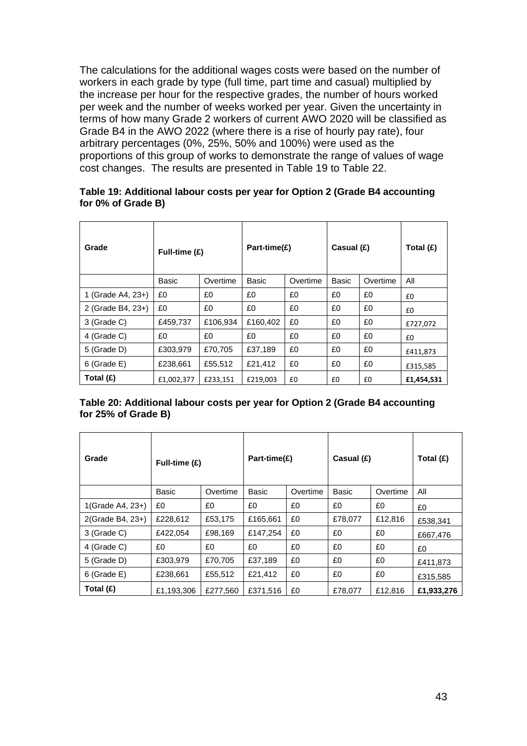The calculations for the additional wages costs were based on the number of workers in each grade by type (full time, part time and casual) multiplied by the increase per hour for the respective grades, the number of hours worked per week and the number of weeks worked per year. Given the uncertainty in terms of how many Grade 2 workers of current AWO 2020 will be classified as Grade B4 in the AWO 2022 (where there is a rise of hourly pay rate), four arbitrary percentages (0%, 25%, 50% and 100%) were used as the proportions of this group of works to demonstrate the range of values of wage cost changes. The results are presented in Table 19 to Table 22.

**Table 19: Additional labour costs per year for Option 2 (Grade B4 accounting for 0% of Grade B)**

| Grade | Full-time (£) | | Part-time(£) | | Casual (£) | | Total (£) |
|---|---|---|---|---|---|---|---|
| | Basic | Overtime | Basic | Overtime | Basic | Overtime | All |
| 1 (Grade A4, 23+) | £0 | £0 | £0 | £0 | £0 | £0 | £0 |
| 2 (Grade B4, 23+) | £0 | £0 | £0 | £0 | £0 | £0 | £0 |
| 3 (Grade C) | £459,737 | £106,934 | £160,402 | £0 | £0 | £0 | £727,072 |
| 4 (Grade C) | £0 | £0 | £0 | £0 | £0 | £0 | £0 |
| 5 (Grade D) | £303,979 | £70,705 | £37,189 | £0 | £0 | £0 | £411,873 |
| 6 (Grade E) | £238,661 | £55,512 | £21,412 | £0 | £0 | £0 | £315,585 |
| **Total (£)** | £1,002,377 | £233,151 | £219,003 | £0 | £0 | £0 | **£1,454,531** |

**Table 20: Additional labour costs per year for Option 2 (Grade B4 accounting for 25% of Grade B)**

| Grade | Full-time (£) | | Part-time(£) | | Casual (£) | | Total (£) |
|---|---|---|---|---|---|---|---|
| | Basic | Overtime | Basic | Overtime | Basic | Overtime | All |
| 1(Grade A4, 23+) | £0 | £0 | £0 | £0 | £0 | £0 | £0 |
| 2(Grade B4, 23+) | £228,612 | £53,175 | £165,661 | £0 | £78,077 | £12,816 | £538,341 |
| 3 (Grade C) | £422,054 | £98,169 | £147,254 | £0 | £0 | £0 | £667,476 |
| 4 (Grade C) | £0 | £0 | £0 | £0 | £0 | £0 | £0 |
| 5 (Grade D) | £303,979 | £70,705 | £37,189 | £0 | £0 | £0 | £411,873 |
| 6 (Grade E) | £238,661 | £55,512 | £21,412 | £0 | £0 | £0 | £315,585 |
| **Total (£)** | £1,193,306 | £277,560 | £371,516 | £0 | £78,077 | £12,816 | **£1,933,276** |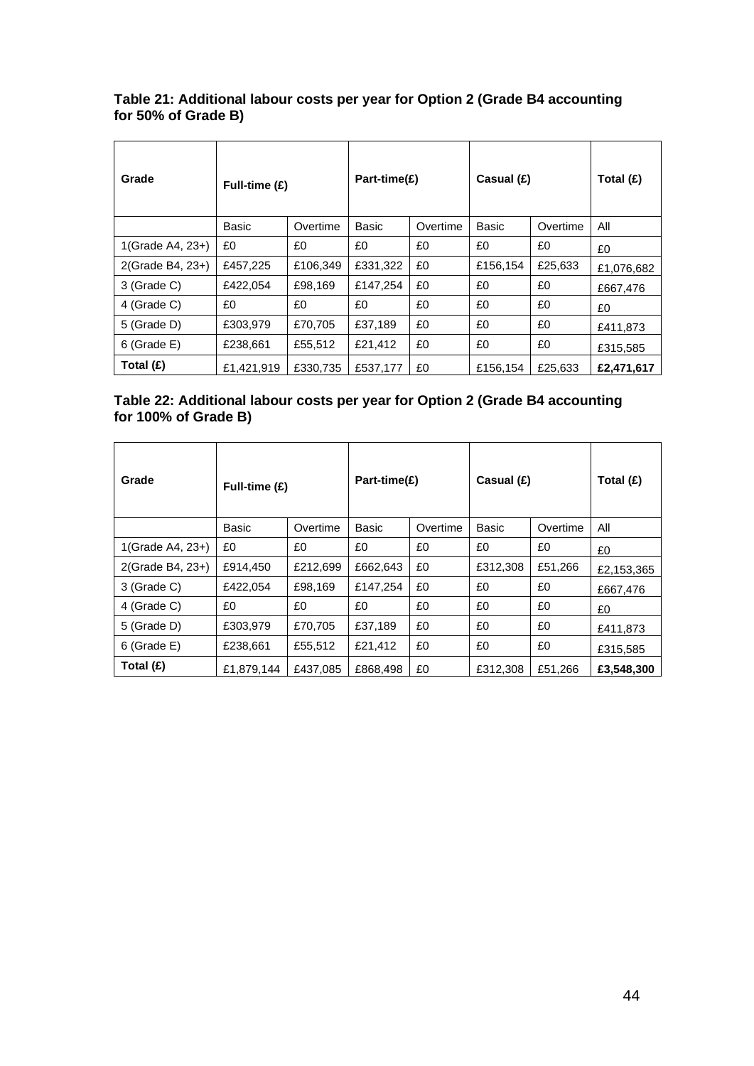**Table 21: Additional labour costs per year for Option 2 (Grade B4 accounting for 50% of Grade B)**

| Grade | Full-time (£) | | Part-time(£) | | Casual (£) | | Total (£) |
|---|---|---|---|---|---|---|---|
| | Basic | Overtime | Basic | Overtime | Basic | Overtime | All |
| 1(Grade A4, 23+) | £0 | £0 | £0 | £0 | £0 | £0 | £0 |
| 2(Grade B4, 23+) | £457,225 | £106,349 | £331,322 | £0 | £156,154 | £25,633 | £1,076,682 |
| 3 (Grade C) | £422,054 | £98,169 | £147,254 | £0 | £0 | £0 | £667,476 |
| 4 (Grade C) | £0 | £0 | £0 | £0 | £0 | £0 | £0 |
| 5 (Grade D) | £303,979 | £70,705 | £37,189 | £0 | £0 | £0 | £411,873 |
| 6 (Grade E) | £238,661 | £55,512 | £21,412 | £0 | £0 | £0 | £315,585 |
| **Total (£)** | £1,421,919 | £330,735 | £537,177 | £0 | £156,154 | £25,633 | **£2,471,617** |

**Table 22: Additional labour costs per year for Option 2 (Grade B4 accounting for 100% of Grade B)**

| Grade | Full-time (£) | | Part-time(£) | | Casual (£) | | Total (£) |
|---|---|---|---|---|---|---|---|
| | Basic | Overtime | Basic | Overtime | Basic | Overtime | All |
| 1(Grade A4, 23+) | £0 | £0 | £0 | £0 | £0 | £0 | £0 |
| 2(Grade B4, 23+) | £914,450 | £212,699 | £662,643 | £0 | £312,308 | £51,266 | £2,153,365 |
| 3 (Grade C) | £422,054 | £98,169 | £147,254 | £0 | £0 | £0 | £667,476 |
| 4 (Grade C) | £0 | £0 | £0 | £0 | £0 | £0 | £0 |
| 5 (Grade D) | £303,979 | £70,705 | £37,189 | £0 | £0 | £0 | £411,873 |
| 6 (Grade E) | £238,661 | £55,512 | £21,412 | £0 | £0 | £0 | £315,585 |
| **Total (£)** | £1,879,144 | £437,085 | £868,498 | £0 | £312,308 | £51,266 | **£3,548,300** |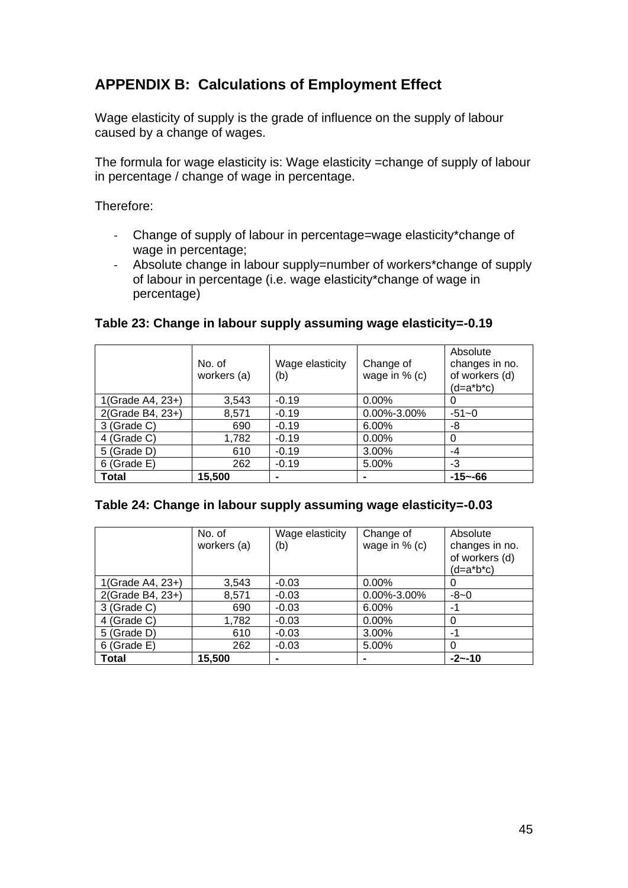## APPENDIX B: Calculations of Employment Effect

Wage elasticity of supply is the grade of influence on the supply of labour caused by a change of wages.

The formula for wage elasticity is: Wage elasticity =change of supply of labour in percentage / change of wage in percentage.

Therefore:

- Change of supply of labour in percentage=wage elasticity*change of wage in percentage;
- Absolute change in labour supply=number of workers*change of supply of labour in percentage (i.e. wage elasticity*change of wage in percentage)

**Table 23: Change in labour supply assuming wage elasticity=-0.19**

| | No. of workers (a) | Wage elasticity (b) | Change of wage in % (c) | Absolute changes in no. of workers (d) (d=a*b*c) |
|---|---|---|---|---|
| 1(Grade A4, 23+) | 3,543 | -0.19 | 0.00% | 0 |
| 2(Grade B4, 23+) | 8,571 | -0.19 | 0.00%-3.00% | -51~0 |
| 3 (Grade C) | 690 | -0.19 | 6.00% | -8 |
| 4 (Grade C) | 1,782 | -0.19 | 0.00% | 0 |
| 5 (Grade D) | 610 | -0.19 | 3.00% | -4 |
| 6 (Grade E) | 262 | -0.19 | 5.00% | -3 |
| **Total** | **15,500** | **-** | **-** | **-15~-66** |

**Table 24: Change in labour supply assuming wage elasticity=-0.03**

| | No. of workers (a) | Wage elasticity (b) | Change of wage in % (c) | Absolute changes in no. of workers (d) (d=a*b*c) |
|---|---|---|---|---|
| 1(Grade A4, 23+) | 3,543 | -0.03 | 0.00% | 0 |
| 2(Grade B4, 23+) | 8,571 | -0.03 | 0.00%-3.00% | -8~0 |
| 3 (Grade C) | 690 | -0.03 | 6.00% | -1 |
| 4 (Grade C) | 1,782 | -0.03 | 0.00% | 0 |
| 5 (Grade D) | 610 | -0.03 | 3.00% | -1 |
| 6 (Grade E) | 262 | -0.03 | 5.00% | 0 |
| **Total** | **15,500** | **-** | **-** | **-2~-10** |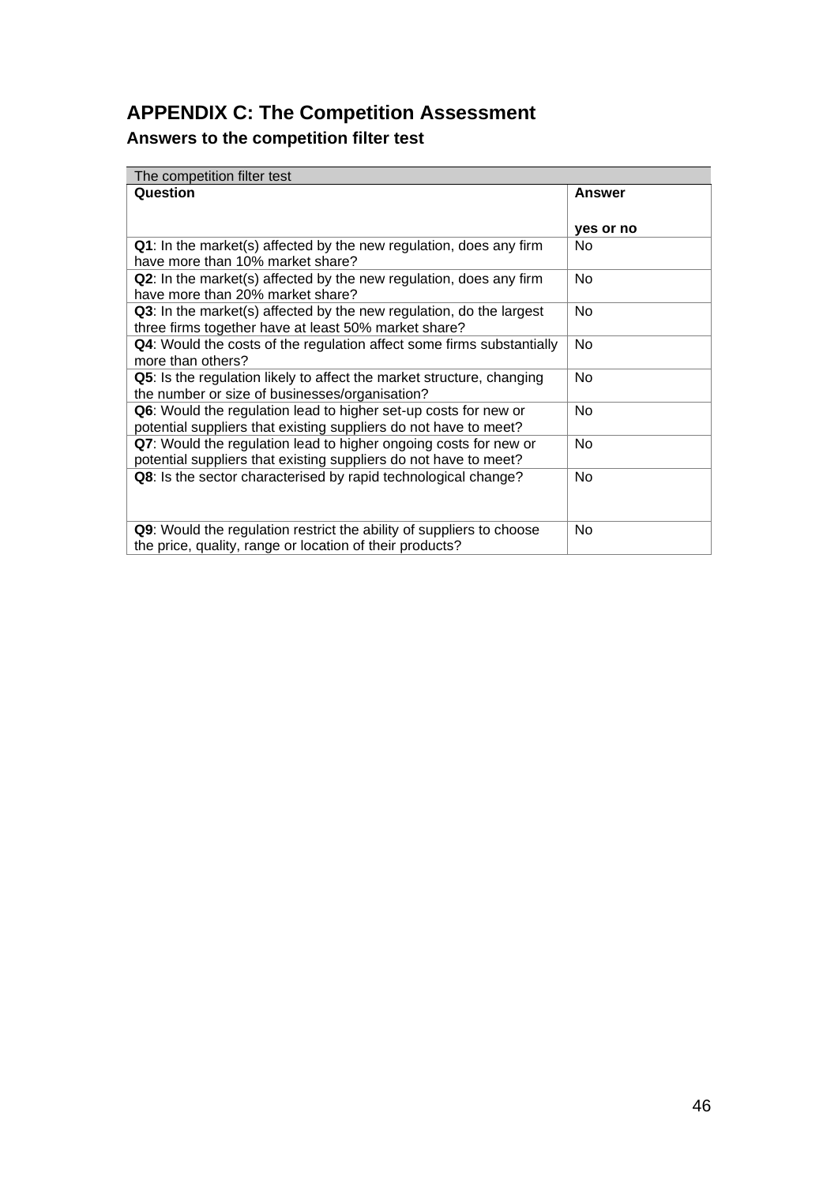# APPENDIX C: The Competition Assessment

## Answers to the competition filter test

| The competition filter test | |
|---|---|
| **Question** | **Answer**<br><br>**yes or no** |
| **Q1**: In the market(s) affected by the new regulation, does any firm have more than 10% market share? | No |
| **Q2**: In the market(s) affected by the new regulation, does any firm have more than 20% market share? | No |
| **Q3**: In the market(s) affected by the new regulation, do the largest three firms together have at least 50% market share? | No |
| **Q4**: Would the costs of the regulation affect some firms substantially more than others? | No |
| **Q5**: Is the regulation likely to affect the market structure, changing the number or size of businesses/organisation? | No |
| **Q6**: Would the regulation lead to higher set-up costs for new or potential suppliers that existing suppliers do not have to meet? | No |
| **Q7**: Would the regulation lead to higher ongoing costs for new or potential suppliers that existing suppliers do not have to meet? | No |
| **Q8**: Is the sector characterised by rapid technological change? | No |
| **Q9**: Would the regulation restrict the ability of suppliers to choose the price, quality, range or location of their products? | No |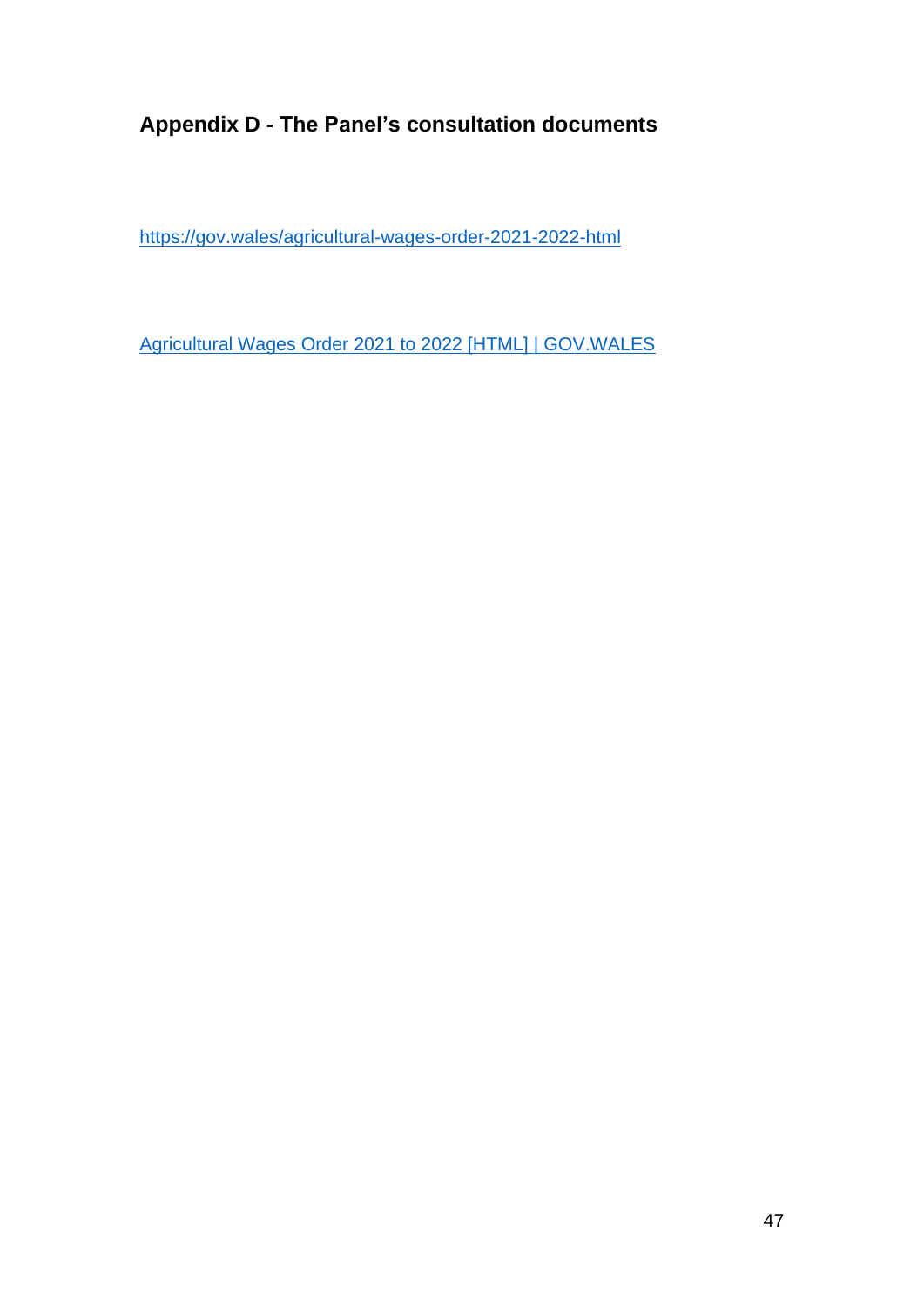## Appendix D - The Panel's consultation documents

https://gov.wales/agricultural-wages-order-2021-2022-html

Agricultural Wages Order 2021 to 2022 [HTML] | GOV.WALES